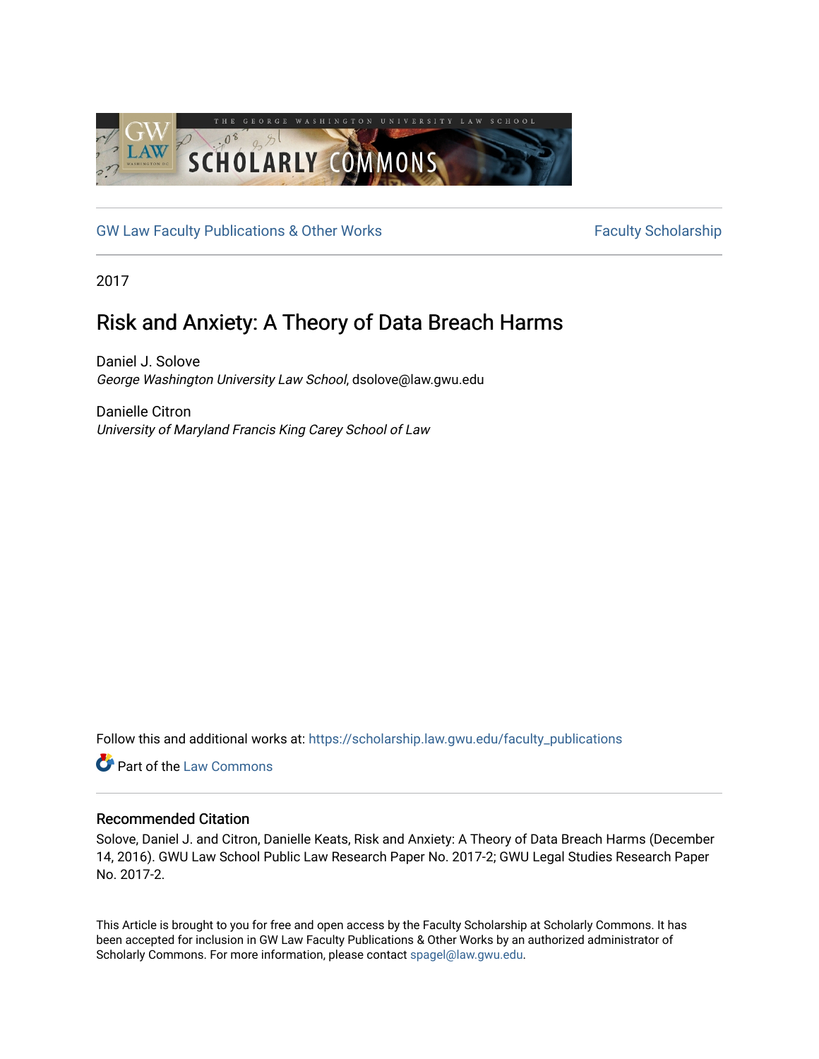GW Law Faculty Publications & Other Works

Faculty Scholarship

2017

# Risk and Anxiety: A Theory of Data Breach Harms

Daniel J. Solove
*George Washington University Law School*, dsolove@law.gwu.edu

Danielle Citron
*University of Maryland Francis King Carey School of Law*

Follow this and additional works at: https://scholarship.law.gwu.edu/faculty_publications

Part of the Law Commons

## Recommended Citation

Solove, Daniel J. and Citron, Danielle Keats, Risk and Anxiety: A Theory of Data Breach Harms (December 14, 2016). GWU Law School Public Law Research Paper No. 2017-2; GWU Legal Studies Research Paper No. 2017-2.

This Article is brought to you for free and open access by the Faculty Scholarship at Scholarly Commons. It has been accepted for inclusion in GW Law Faculty Publications & Other Works by an authorized administrator of Scholarly Commons. For more information, please contact spagel@law.gwu.edu.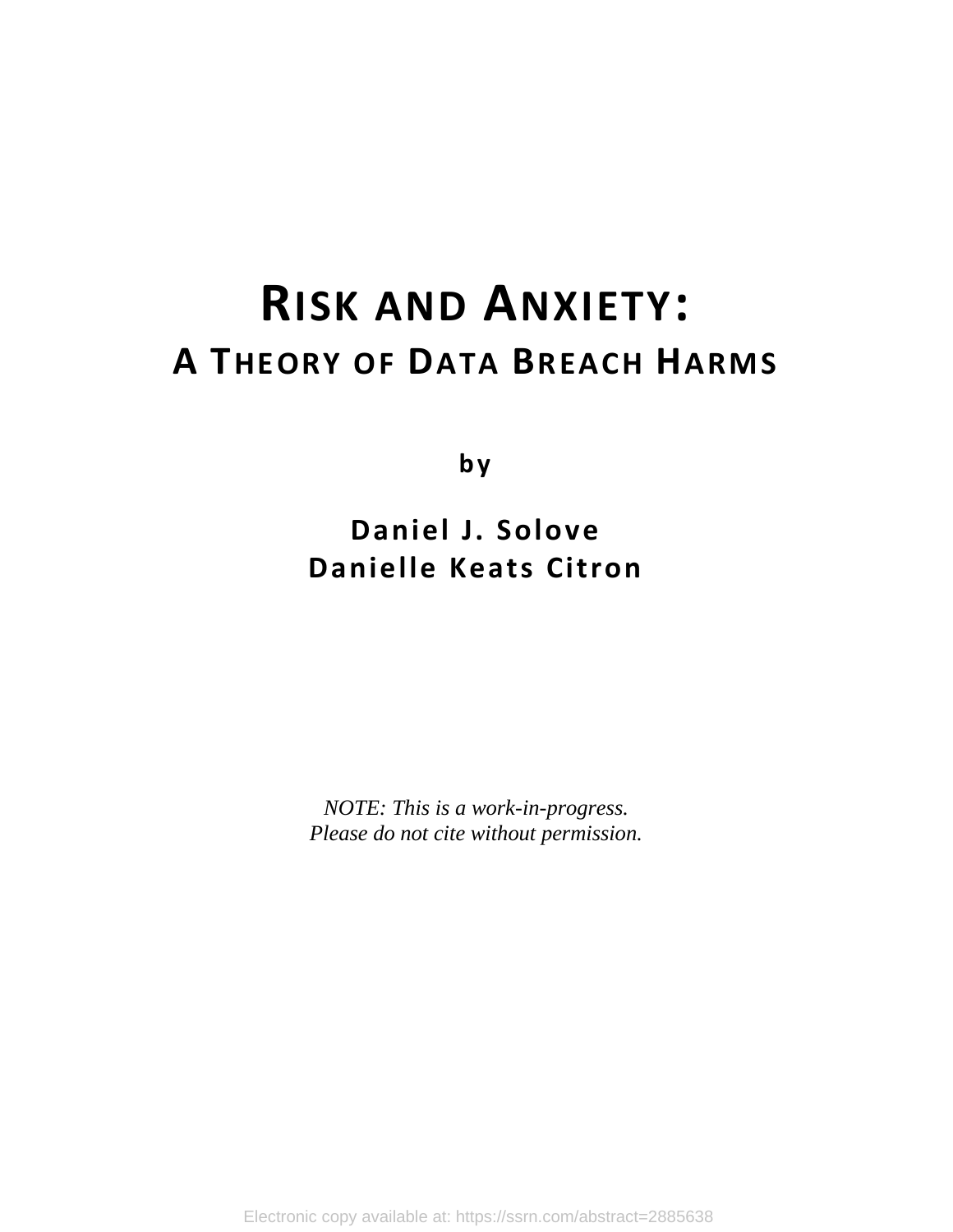# RISK AND ANXIETY:

## A THEORY OF DATA BREACH HARMS

**by**

**Daniel J. Solove**
**Danielle Keats Citron**

*NOTE: This is a work-in-progress.*
*Please do not cite without permission.*

Electronic copy available at: https://ssrn.com/abstract=2885638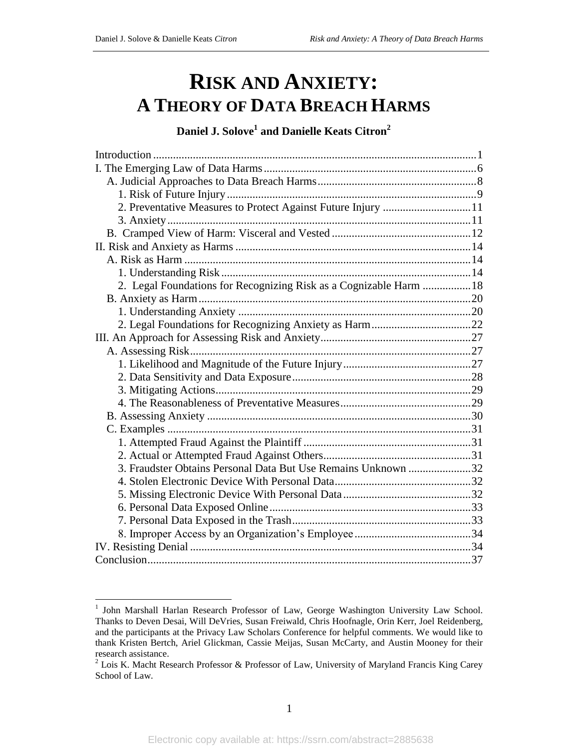# RISK AND ANXIETY:
# A THEORY OF DATA BREACH HARMS

**Daniel J. Solove[1] and Danielle Keats Citron[2]**

Introduction ... 1
I. The Emerging Law of Data Harms ... 6
  A. Judicial Approaches to Data Breach Harms ... 8
    1. Risk of Future Injury ... 9
    2. Preventative Measures to Protect Against Future Injury ... 11
    3. Anxiety ... 11
  B. Cramped View of Harm: Visceral and Vested ... 12
II. Risk and Anxiety as Harms ... 14
  A. Risk as Harm ... 14
    1. Understanding Risk ... 14
    2. Legal Foundations for Recognizing Risk as a Cognizable Harm ... 18
  B. Anxiety as Harm ... 20
    1. Understanding Anxiety ... 20
    2. Legal Foundations for Recognizing Anxiety as Harm ... 22
III. An Approach for Assessing Risk and Anxiety ... 27
  A. Assessing Risk ... 27
    1. Likelihood and Magnitude of the Future Injury ... 27
    2. Data Sensitivity and Data Exposure ... 28
    3. Mitigating Actions ... 29
    4. The Reasonableness of Preventative Measures ... 29
  B. Assessing Anxiety ... 30
  C. Examples ... 31
    1. Attempted Fraud Against the Plaintiff ... 31
    2. Actual or Attempted Fraud Against Others ... 31
    3. Fraudster Obtains Personal Data But Use Remains Unknown ... 32
    4. Stolen Electronic Device With Personal Data ... 32
    5. Missing Electronic Device With Personal Data ... 32
    6. Personal Data Exposed Online ... 33
    7. Personal Data Exposed in the Trash ... 33
    8. Improper Access by an Organization's Employee ... 34
IV. Resisting Denial ... 34
Conclusion ... 37

[1] John Marshall Harlan Research Professor of Law, George Washington University Law School. Thanks to Deven Desai, Will DeVries, Susan Freiwald, Chris Hoofnagle, Orin Kerr, Joel Reidenberg, and the participants at the Privacy Law Scholars Conference for helpful comments. We would like to thank Kristen Bertch, Ariel Glickman, Cassie Meijas, Susan McCarty, and Austin Mooney for their research assistance.

[2] Lois K. Macht Research Professor & Professor of Law, University of Maryland Francis King Carey School of Law.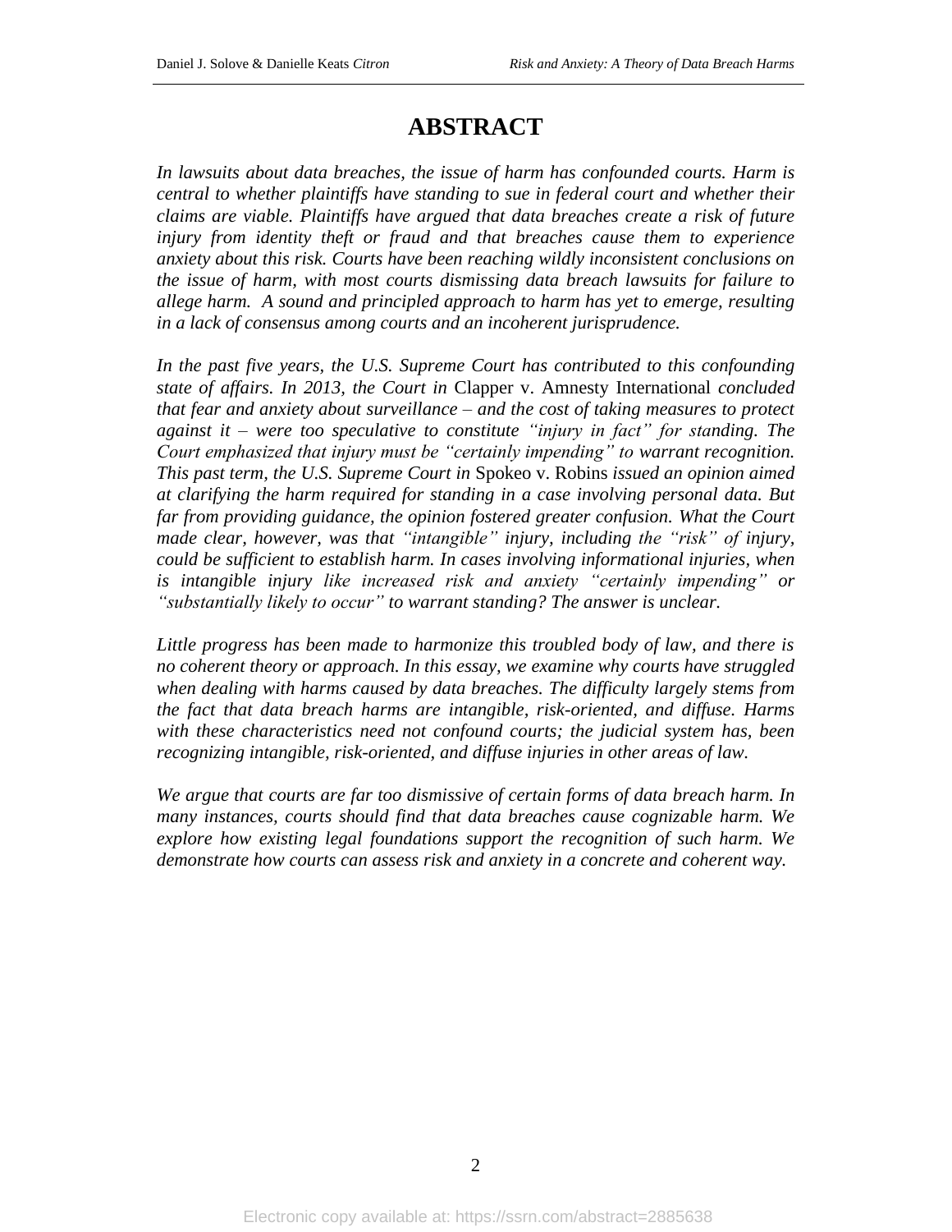# ABSTRACT

*In lawsuits about data breaches, the issue of harm has confounded courts. Harm is central to whether plaintiffs have standing to sue in federal court and whether their claims are viable. Plaintiffs have argued that data breaches create a risk of future injury from identity theft or fraud and that breaches cause them to experience anxiety about this risk. Courts have been reaching wildly inconsistent conclusions on the issue of harm, with most courts dismissing data breach lawsuits for failure to allege harm. A sound and principled approach to harm has yet to emerge, resulting in a lack of consensus among courts and an incoherent jurisprudence.*

*In the past five years, the U.S. Supreme Court has contributed to this confounding state of affairs. In 2013, the Court in* Clapper v. Amnesty International *concluded that fear and anxiety about surveillance – and the cost of taking measures to protect against it – were too speculative to constitute "injury in fact" for standing. The Court emphasized that injury must be "certainly impending" to warrant recognition. This past term, the U.S. Supreme Court in* Spokeo v. Robins *issued an opinion aimed at clarifying the harm required for standing in a case involving personal data. But far from providing guidance, the opinion fostered greater confusion. What the Court made clear, however, was that "intangible" injury, including the "risk" of injury, could be sufficient to establish harm. In cases involving informational injuries, when is intangible injury like increased risk and anxiety "certainly impending" or "substantially likely to occur" to warrant standing? The answer is unclear.*

*Little progress has been made to harmonize this troubled body of law, and there is no coherent theory or approach. In this essay, we examine why courts have struggled when dealing with harms caused by data breaches. The difficulty largely stems from the fact that data breach harms are intangible, risk-oriented, and diffuse. Harms with these characteristics need not confound courts; the judicial system has, been recognizing intangible, risk-oriented, and diffuse injuries in other areas of law.*

*We argue that courts are far too dismissive of certain forms of data breach harm. In many instances, courts should find that data breaches cause cognizable harm. We explore how existing legal foundations support the recognition of such harm. We demonstrate how courts can assess risk and anxiety in a concrete and coherent way.*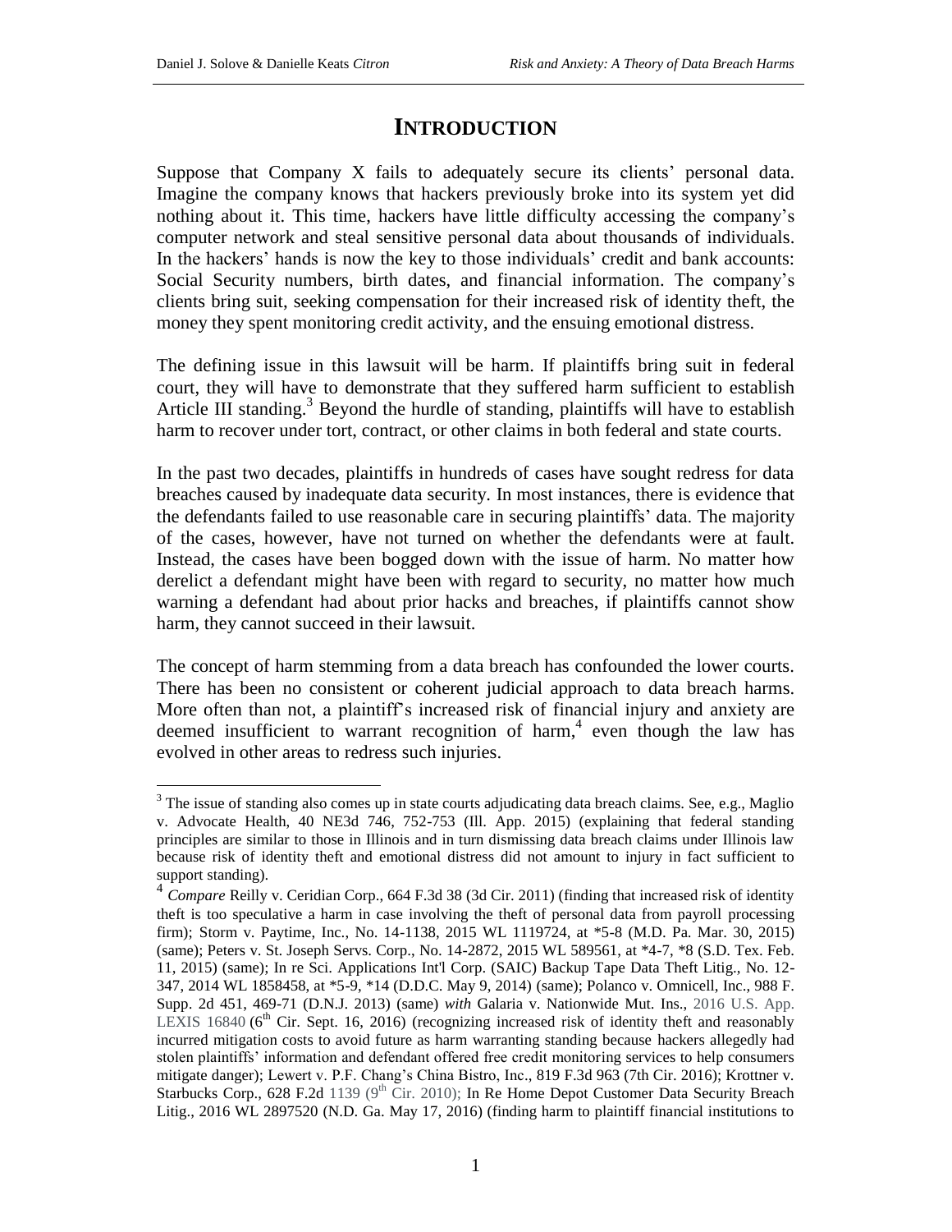# INTRODUCTION

Suppose that Company X fails to adequately secure its clients' personal data. Imagine the company knows that hackers previously broke into its system yet did nothing about it. This time, hackers have little difficulty accessing the company's computer network and steal sensitive personal data about thousands of individuals. In the hackers' hands is now the key to those individuals' credit and bank accounts: Social Security numbers, birth dates, and financial information. The company's clients bring suit, seeking compensation for their increased risk of identity theft, the money they spent monitoring credit activity, and the ensuing emotional distress.

The defining issue in this lawsuit will be harm. If plaintiffs bring suit in federal court, they will have to demonstrate that they suffered harm sufficient to establish Article III standing.[3] Beyond the hurdle of standing, plaintiffs will have to establish harm to recover under tort, contract, or other claims in both federal and state courts.

In the past two decades, plaintiffs in hundreds of cases have sought redress for data breaches caused by inadequate data security. In most instances, there is evidence that the defendants failed to use reasonable care in securing plaintiffs' data. The majority of the cases, however, have not turned on whether the defendants were at fault. Instead, the cases have been bogged down with the issue of harm. No matter how derelict a defendant might have been with regard to security, no matter how much warning a defendant had about prior hacks and breaches, if plaintiffs cannot show harm, they cannot succeed in their lawsuit.

The concept of harm stemming from a data breach has confounded the lower courts. There has been no consistent or coherent judicial approach to data breach harms. More often than not, a plaintiff's increased risk of financial injury and anxiety are deemed insufficient to warrant recognition of harm,[4] even though the law has evolved in other areas to redress such injuries.

---

[3] The issue of standing also comes up in state courts adjudicating data breach claims. See, e.g., Maglio v. Advocate Health, 40 NE3d 746, 752-753 (Ill. App. 2015) (explaining that federal standing principles are similar to those in Illinois and in turn dismissing data breach claims under Illinois law because risk of identity theft and emotional distress did not amount to injury in fact sufficient to support standing).

[4] *Compare* Reilly v. Ceridian Corp., 664 F.3d 38 (3d Cir. 2011) (finding that increased risk of identity theft is too speculative a harm in case involving the theft of personal data from payroll processing firm); Storm v. Paytime, Inc., No. 14-1138, 2015 WL 1119724, at *5-8 (M.D. Pa. Mar. 30, 2015) (same); Peters v. St. Joseph Servs. Corp., No. 14-2872, 2015 WL 589561, at *4-7, *8 (S.D. Tex. Feb. 11, 2015) (same); In re Sci. Applications Int'l Corp. (SAIC) Backup Tape Data Theft Litig., No. 12-347, 2014 WL 1858458, at *5-9, *14 (D.D.C. May 9, 2014) (same); Polanco v. Omnicell, Inc., 988 F. Supp. 2d 451, 469-71 (D.N.J. 2013) (same) *with* Galaria v. Nationwide Mut. Ins., 2016 U.S. App. LEXIS 16840 (6th Cir. Sept. 16, 2016) (recognizing increased risk of identity theft and reasonably incurred mitigation costs to avoid future as harm warranting standing because hackers allegedly had stolen plaintiffs' information and defendant offered free credit monitoring services to help consumers mitigate danger); Lewert v. P.F. Chang's China Bistro, Inc., 819 F.3d 963 (7th Cir. 2016); Krottner v. Starbucks Corp., 628 F.2d 1139 (9th Cir. 2010); In Re Home Depot Customer Data Security Breach Litig., 2016 WL 2897520 (N.D. Ga. May 17, 2016) (finding harm to plaintiff financial institutions to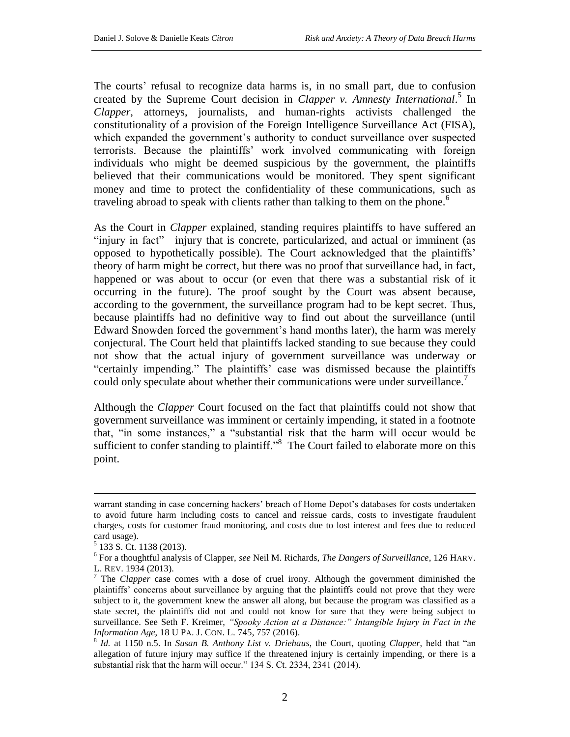The courts' refusal to recognize data harms is, in no small part, due to confusion created by the Supreme Court decision in *Clapper v. Amnesty International*.[5] In *Clapper*, attorneys, journalists, and human-rights activists challenged the constitutionality of a provision of the Foreign Intelligence Surveillance Act (FISA), which expanded the government's authority to conduct surveillance over suspected terrorists. Because the plaintiffs' work involved communicating with foreign individuals who might be deemed suspicious by the government, the plaintiffs believed that their communications would be monitored. They spent significant money and time to protect the confidentiality of these communications, such as traveling abroad to speak with clients rather than talking to them on the phone.[6]

As the Court in *Clapper* explained, standing requires plaintiffs to have suffered an "injury in fact"—injury that is concrete, particularized, and actual or imminent (as opposed to hypothetically possible). The Court acknowledged that the plaintiffs' theory of harm might be correct, but there was no proof that surveillance had, in fact, happened or was about to occur (or even that there was a substantial risk of it occurring in the future). The proof sought by the Court was absent because, according to the government, the surveillance program had to be kept secret. Thus, because plaintiffs had no definitive way to find out about the surveillance (until Edward Snowden forced the government's hand months later), the harm was merely conjectural. The Court held that plaintiffs lacked standing to sue because they could not show that the actual injury of government surveillance was underway or "certainly impending." The plaintiffs' case was dismissed because the plaintiffs could only speculate about whether their communications were under surveillance.[7]

Although the *Clapper* Court focused on the fact that plaintiffs could not show that government surveillance was imminent or certainly impending, it stated in a footnote that, "in some instances," a "substantial risk that the harm will occur would be sufficient to confer standing to plaintiff."[8] The Court failed to elaborate more on this point.

---

warrant standing in case concerning hackers' breach of Home Depot's databases for costs undertaken to avoid future harm including costs to cancel and reissue cards, costs to investigate fraudulent charges, costs for customer fraud monitoring, and costs due to lost interest and fees due to reduced card usage).

[5] 133 S. Ct. 1138 (2013).

[6] For a thoughtful analysis of Clapper, *see* Neil M. Richards, *The Dangers of Surveillance*, 126 HARV. L. REV. 1934 (2013).

[7] The *Clapper* case comes with a dose of cruel irony. Although the government diminished the plaintiffs' concerns about surveillance by arguing that the plaintiffs could not prove that they were subject to it, the government knew the answer all along, but because the program was classified as a state secret, the plaintiffs did not and could not know for sure that they were being subject to surveillance. See Seth F. Kreimer, *"Spooky Action at a Distance:" Intangible Injury in Fact in the Information Age*, 18 U PA. J. CON. L. 745, 757 (2016).

[8] *Id.* at 1150 n.5. In *Susan B. Anthony List v. Driehaus*, the Court, quoting *Clapper*, held that "an allegation of future injury may suffice if the threatened injury is certainly impending, or there is a substantial risk that the harm will occur." 134 S. Ct. 2334, 2341 (2014).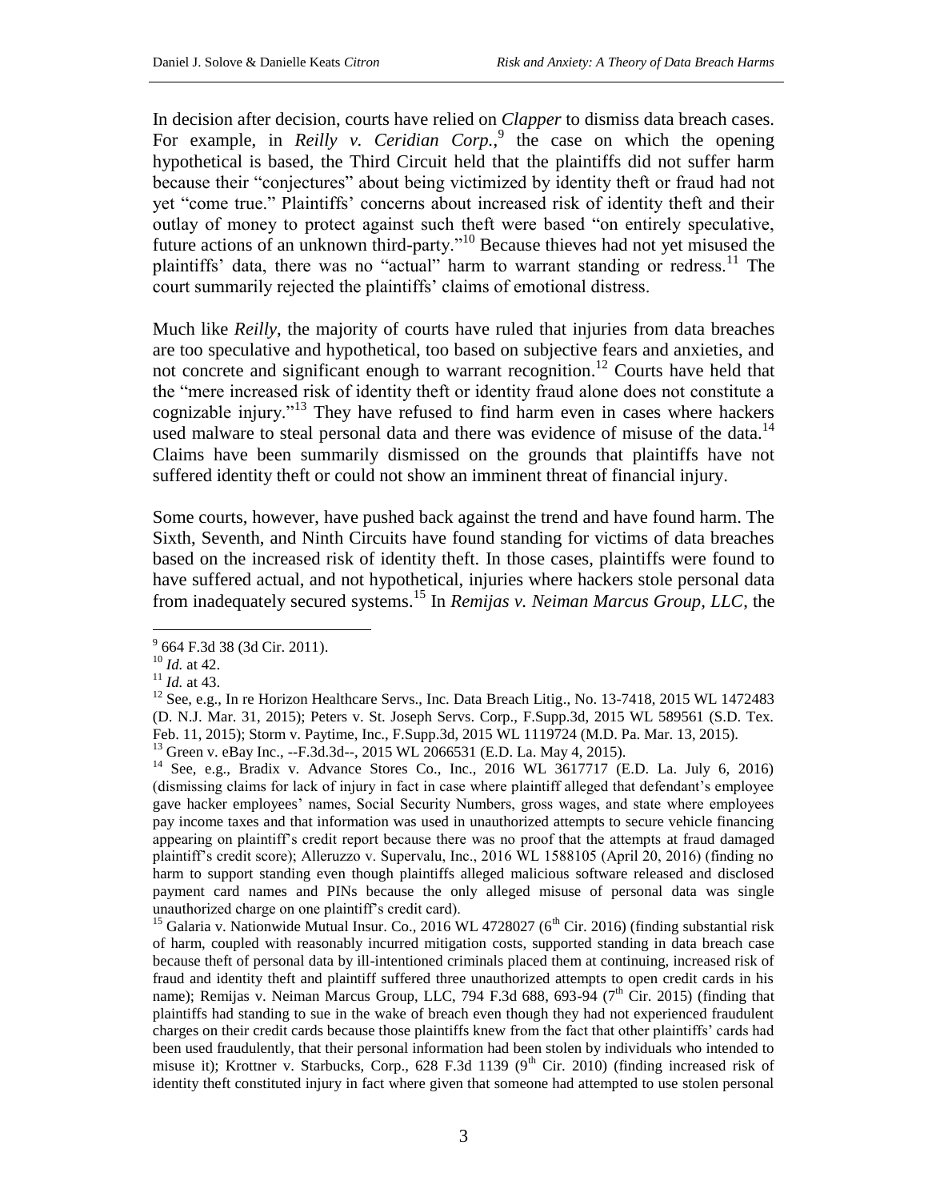In decision after decision, courts have relied on *Clapper* to dismiss data breach cases. For example, in *Reilly v. Ceridian Corp.*,[9] the case on which the opening hypothetical is based, the Third Circuit held that the plaintiffs did not suffer harm because their "conjectures" about being victimized by identity theft or fraud had not yet "come true." Plaintiffs' concerns about increased risk of identity theft and their outlay of money to protect against such theft were based "on entirely speculative, future actions of an unknown third-party."[10] Because thieves had not yet misused the plaintiffs' data, there was no "actual" harm to warrant standing or redress.[11] The court summarily rejected the plaintiffs' claims of emotional distress.

Much like *Reilly*, the majority of courts have ruled that injuries from data breaches are too speculative and hypothetical, too based on subjective fears and anxieties, and not concrete and significant enough to warrant recognition.[12] Courts have held that the "mere increased risk of identity theft or identity fraud alone does not constitute a cognizable injury."[13] They have refused to find harm even in cases where hackers used malware to steal personal data and there was evidence of misuse of the data.[14] Claims have been summarily dismissed on the grounds that plaintiffs have not suffered identity theft or could not show an imminent threat of financial injury.

Some courts, however, have pushed back against the trend and have found harm. The Sixth, Seventh, and Ninth Circuits have found standing for victims of data breaches based on the increased risk of identity theft. In those cases, plaintiffs were found to have suffered actual, and not hypothetical, injuries where hackers stole personal data from inadequately secured systems.[15] In *Remijas v. Neiman Marcus Group, LLC*, the

---

[9] 664 F.3d 38 (3d Cir. 2011).

[10] *Id.* at 42.

[11] *Id.* at 43.

[12] See, e.g., In re Horizon Healthcare Servs., Inc. Data Breach Litig., No. 13-7418, 2015 WL 1472483 (D. N.J. Mar. 31, 2015); Peters v. St. Joseph Servs. Corp., F.Supp.3d, 2015 WL 589561 (S.D. Tex. Feb. 11, 2015); Storm v. Paytime, Inc., F.Supp.3d, 2015 WL 1119724 (M.D. Pa. Mar. 13, 2015).

[13] Green v. eBay Inc., --F.3d.3d--, 2015 WL 2066531 (E.D. La. May 4, 2015).

[14] See, e.g., Bradix v. Advance Stores Co., Inc., 2016 WL 3617717 (E.D. La. July 6, 2016) (dismissing claims for lack of injury in fact in case where plaintiff alleged that defendant's employee gave hacker employees' names, Social Security Numbers, gross wages, and state where employees pay income taxes and that information was used in unauthorized attempts to secure vehicle financing appearing on plaintiff's credit report because there was no proof that the attempts at fraud damaged plaintiff's credit score); Alleruzzo v. Supervalu, Inc., 2016 WL 1588105 (April 20, 2016) (finding no harm to support standing even though plaintiffs alleged malicious software released and disclosed payment card names and PINs because the only alleged misuse of personal data was single unauthorized charge on one plaintiff's credit card).

[15] Galaria v. Nationwide Mutual Insur. Co., 2016 WL 4728027 (6th Cir. 2016) (finding substantial risk of harm, coupled with reasonably incurred mitigation costs, supported standing in data breach case because theft of personal data by ill-intentioned criminals placed them at continuing, increased risk of fraud and identity theft and plaintiff suffered three unauthorized attempts to open credit cards in his name); Remijas v. Neiman Marcus Group, LLC, 794 F.3d 688, 693-94 (7th Cir. 2015) (finding that plaintiffs had standing to sue in the wake of breach even though they had not experienced fraudulent charges on their credit cards because those plaintiffs knew from the fact that other plaintiffs' cards had been used fraudulently, that their personal information had been stolen by individuals who intended to misuse it); Krottner v. Starbucks, Corp., 628 F.3d 1139 (9th Cir. 2010) (finding increased risk of identity theft constituted injury in fact where given that someone had attempted to use stolen personal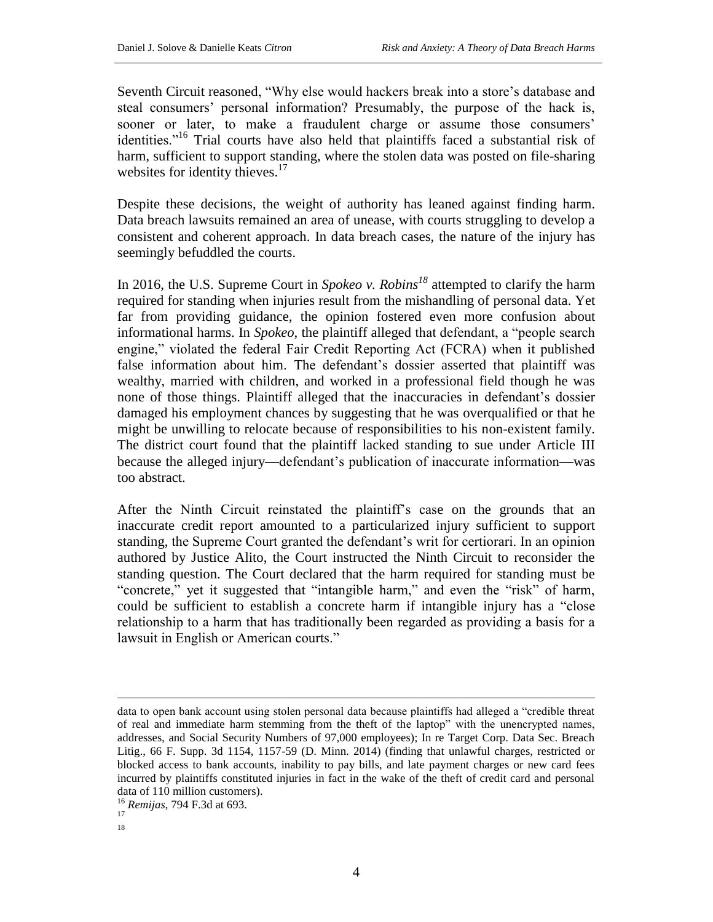Seventh Circuit reasoned, "Why else would hackers break into a store's database and steal consumers' personal information? Presumably, the purpose of the hack is, sooner or later, to make a fraudulent charge or assume those consumers' identities."[16] Trial courts have also held that plaintiffs faced a substantial risk of harm, sufficient to support standing, where the stolen data was posted on file-sharing websites for identity thieves.[17]

Despite these decisions, the weight of authority has leaned against finding harm. Data breach lawsuits remained an area of unease, with courts struggling to develop a consistent and coherent approach. In data breach cases, the nature of the injury has seemingly befuddled the courts.

In 2016, the U.S. Supreme Court in *Spokeo v. Robins*[18] attempted to clarify the harm required for standing when injuries result from the mishandling of personal data. Yet far from providing guidance, the opinion fostered even more confusion about informational harms. In *Spokeo*, the plaintiff alleged that defendant, a "people search engine," violated the federal Fair Credit Reporting Act (FCRA) when it published false information about him. The defendant's dossier asserted that plaintiff was wealthy, married with children, and worked in a professional field though he was none of those things. Plaintiff alleged that the inaccuracies in defendant's dossier damaged his employment chances by suggesting that he was overqualified or that he might be unwilling to relocate because of responsibilities to his non-existent family. The district court found that the plaintiff lacked standing to sue under Article III because the alleged injury—defendant's publication of inaccurate information—was too abstract.

After the Ninth Circuit reinstated the plaintiff's case on the grounds that an inaccurate credit report amounted to a particularized injury sufficient to support standing, the Supreme Court granted the defendant's writ for certiorari. In an opinion authored by Justice Alito, the Court instructed the Ninth Circuit to reconsider the standing question. The Court declared that the harm required for standing must be "concrete," yet it suggested that "intangible harm," and even the "risk" of harm, could be sufficient to establish a concrete harm if intangible injury has a "close relationship to a harm that has traditionally been regarded as providing a basis for a lawsuit in English or American courts."

---

data to open bank account using stolen personal data because plaintiffs had alleged a "credible threat of real and immediate harm stemming from the theft of the laptop" with the unencrypted names, addresses, and Social Security Numbers of 97,000 employees); In re Target Corp. Data Sec. Breach Litig., 66 F. Supp. 3d 1154, 1157-59 (D. Minn. 2014) (finding that unlawful charges, restricted or blocked access to bank accounts, inability to pay bills, and late payment charges or new card fees incurred by plaintiffs constituted injuries in fact in the wake of the theft of credit card and personal data of 110 million customers).

[16] *Remijas*, 794 F.3d at 693.

[17]

[18]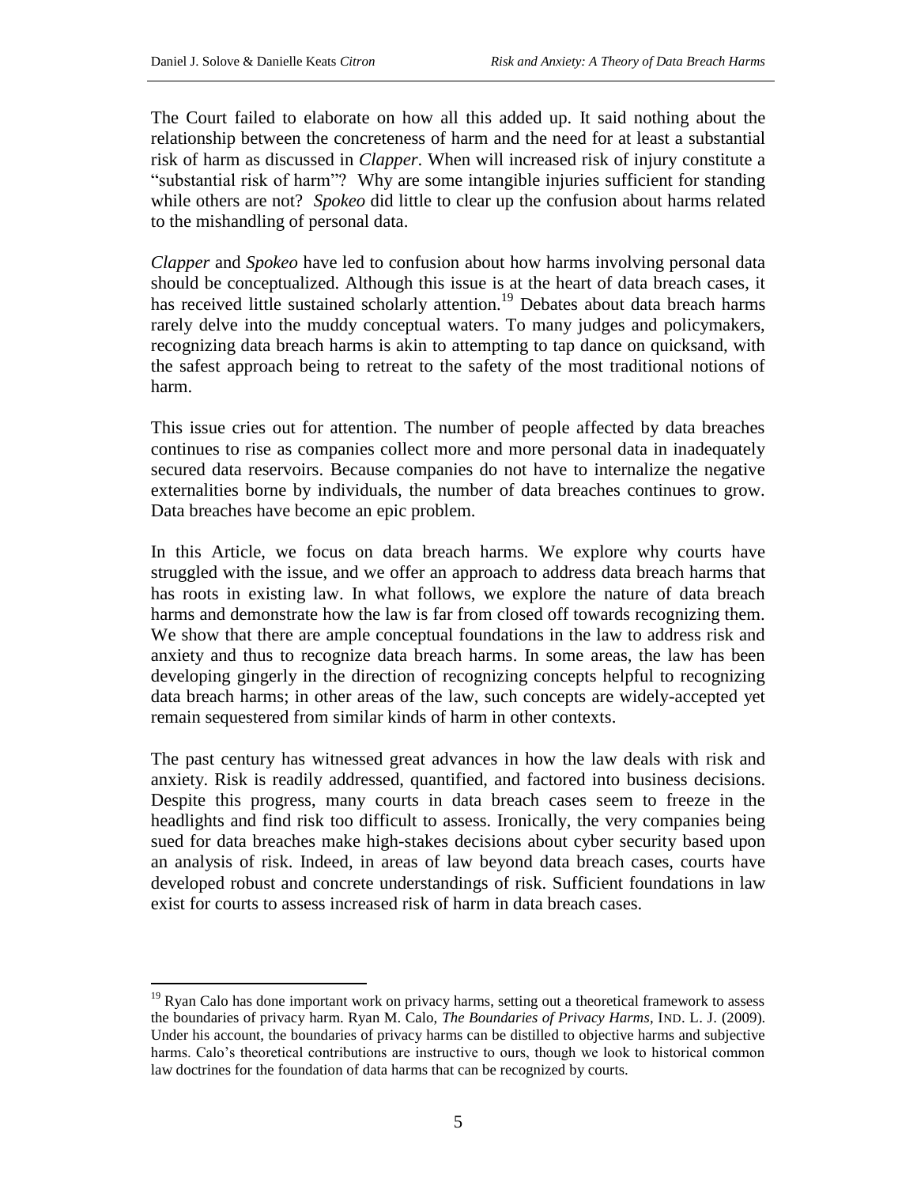The Court failed to elaborate on how all this added up. It said nothing about the relationship between the concreteness of harm and the need for at least a substantial risk of harm as discussed in *Clapper*. When will increased risk of injury constitute a "substantial risk of harm"? Why are some intangible injuries sufficient for standing while others are not? *Spokeo* did little to clear up the confusion about harms related to the mishandling of personal data.

*Clapper* and *Spokeo* have led to confusion about how harms involving personal data should be conceptualized. Although this issue is at the heart of data breach cases, it has received little sustained scholarly attention.[19] Debates about data breach harms rarely delve into the muddy conceptual waters. To many judges and policymakers, recognizing data breach harms is akin to attempting to tap dance on quicksand, with the safest approach being to retreat to the safety of the most traditional notions of harm.

This issue cries out for attention. The number of people affected by data breaches continues to rise as companies collect more and more personal data in inadequately secured data reservoirs. Because companies do not have to internalize the negative externalities borne by individuals, the number of data breaches continues to grow. Data breaches have become an epic problem.

In this Article, we focus on data breach harms. We explore why courts have struggled with the issue, and we offer an approach to address data breach harms that has roots in existing law. In what follows, we explore the nature of data breach harms and demonstrate how the law is far from closed off towards recognizing them. We show that there are ample conceptual foundations in the law to address risk and anxiety and thus to recognize data breach harms. In some areas, the law has been developing gingerly in the direction of recognizing concepts helpful to recognizing data breach harms; in other areas of the law, such concepts are widely-accepted yet remain sequestered from similar kinds of harm in other contexts.

The past century has witnessed great advances in how the law deals with risk and anxiety. Risk is readily addressed, quantified, and factored into business decisions. Despite this progress, many courts in data breach cases seem to freeze in the headlights and find risk too difficult to assess. Ironically, the very companies being sued for data breaches make high-stakes decisions about cyber security based upon an analysis of risk. Indeed, in areas of law beyond data breach cases, courts have developed robust and concrete understandings of risk. Sufficient foundations in law exist for courts to assess increased risk of harm in data breach cases.

---

[19] Ryan Calo has done important work on privacy harms, setting out a theoretical framework to assess the boundaries of privacy harm. Ryan M. Calo, *The Boundaries of Privacy Harms*, IND. L. J. (2009). Under his account, the boundaries of privacy harms can be distilled to objective harms and subjective harms. Calo's theoretical contributions are instructive to ours, though we look to historical common law doctrines for the foundation of data harms that can be recognized by courts.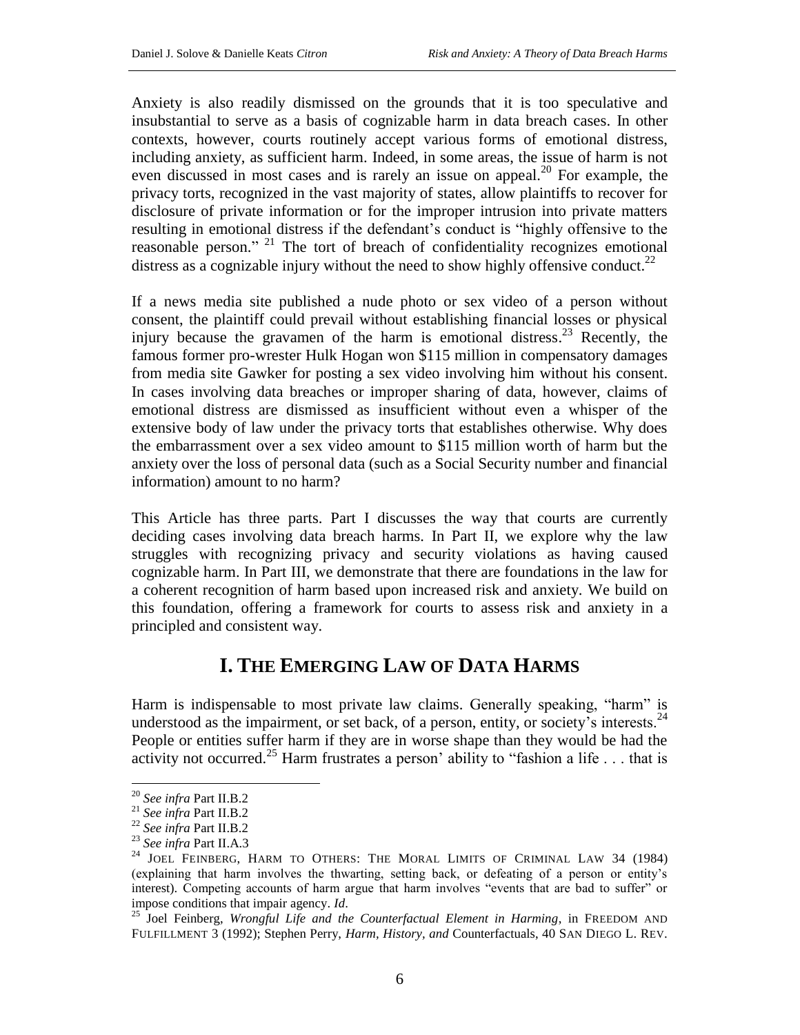Anxiety is also readily dismissed on the grounds that it is too speculative and insubstantial to serve as a basis of cognizable harm in data breach cases. In other contexts, however, courts routinely accept various forms of emotional distress, including anxiety, as sufficient harm. Indeed, in some areas, the issue of harm is not even discussed in most cases and is rarely an issue on appeal.[20] For example, the privacy torts, recognized in the vast majority of states, allow plaintiffs to recover for disclosure of private information or for the improper intrusion into private matters resulting in emotional distress if the defendant's conduct is "highly offensive to the reasonable person." [21] The tort of breach of confidentiality recognizes emotional distress as a cognizable injury without the need to show highly offensive conduct.[22]

If a news media site published a nude photo or sex video of a person without consent, the plaintiff could prevail without establishing financial losses or physical injury because the gravamen of the harm is emotional distress.[23] Recently, the famous former pro-wrester Hulk Hogan won $115 million in compensatory damages from media site Gawker for posting a sex video involving him without his consent. In cases involving data breaches or improper sharing of data, however, claims of emotional distress are dismissed as insufficient without even a whisper of the extensive body of law under the privacy torts that establishes otherwise. Why does the embarrassment over a sex video amount to $115 million worth of harm but the anxiety over the loss of personal data (such as a Social Security number and financial information) amount to no harm?

This Article has three parts. Part I discusses the way that courts are currently deciding cases involving data breach harms. In Part II, we explore why the law struggles with recognizing privacy and security violations as having caused cognizable harm. In Part III, we demonstrate that there are foundations in the law for a coherent recognition of harm based upon increased risk and anxiety. We build on this foundation, offering a framework for courts to assess risk and anxiety in a principled and consistent way.

# I. The Emerging Law of Data Harms

Harm is indispensable to most private law claims. Generally speaking, "harm" is understood as the impairment, or set back, of a person, entity, or society's interests.[24] People or entities suffer harm if they are in worse shape than they would be had the activity not occurred.[25] Harm frustrates a person' ability to "fashion a life . . . that is

---

[20] *See infra* Part II.B.2

[21] *See infra* Part II.B.2

[22] *See infra* Part II.B.2

[23] *See infra* Part II.A.3

[24] Joel Feinberg, Harm to Others: The Moral Limits of Criminal Law 34 (1984) (explaining that harm involves the thwarting, setting back, or defeating of a person or entity's interest). Competing accounts of harm argue that harm involves "events that are bad to suffer" or impose conditions that impair agency. *Id*.

[25] Joel Feinberg, *Wrongful Life and the Counterfactual Element in Harming*, in Freedom and Fulfillment 3 (1992); Stephen Perry, *Harm, History, and* Counterfactuals, 40 San Diego L. Rev.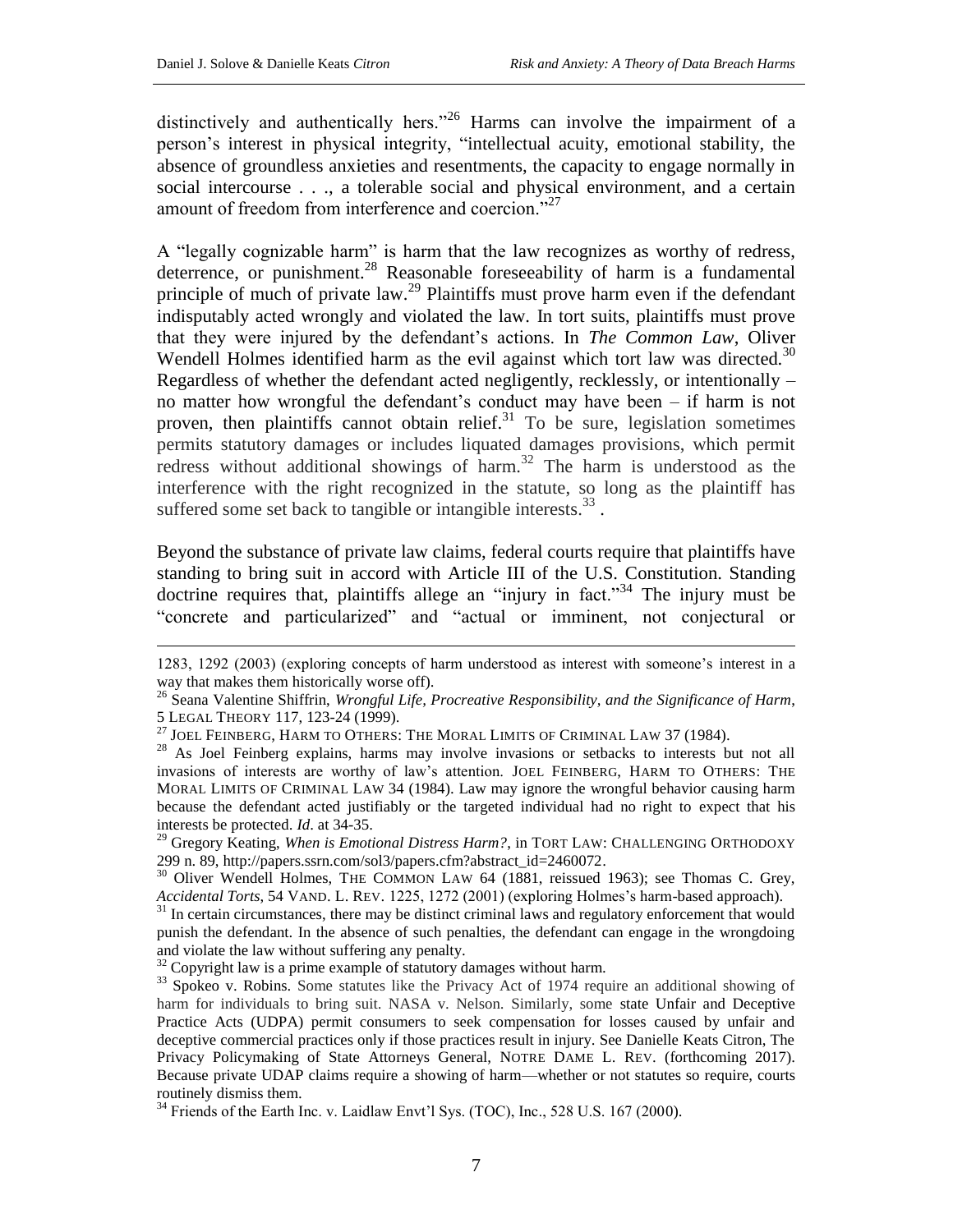distinctively and authentically hers."[26] Harms can involve the impairment of a person's interest in physical integrity, "intellectual acuity, emotional stability, the absence of groundless anxieties and resentments, the capacity to engage normally in social intercourse . . ., a tolerable social and physical environment, and a certain amount of freedom from interference and coercion."[27]

A "legally cognizable harm" is harm that the law recognizes as worthy of redress, deterrence, or punishment.[28] Reasonable foreseeability of harm is a fundamental principle of much of private law.[29] Plaintiffs must prove harm even if the defendant indisputably acted wrongly and violated the law. In tort suits, plaintiffs must prove that they were injured by the defendant's actions. In *The Common Law*, Oliver Wendell Holmes identified harm as the evil against which tort law was directed.[30] Regardless of whether the defendant acted negligently, recklessly, or intentionally – no matter how wrongful the defendant's conduct may have been – if harm is not proven, then plaintiffs cannot obtain relief.[31] To be sure, legislation sometimes permits statutory damages or includes liquated damages provisions, which permit redress without additional showings of harm.[32] The harm is understood as the interference with the right recognized in the statute, so long as the plaintiff has suffered some set back to tangible or intangible interests.[33] .

Beyond the substance of private law claims, federal courts require that plaintiffs have standing to bring suit in accord with Article III of the U.S. Constitution. Standing doctrine requires that, plaintiffs allege an "injury in fact."[34] The injury must be "concrete and particularized" and "actual or imminent, not conjectural or

---

1283, 1292 (2003) (exploring concepts of harm understood as interest with someone's interest in a way that makes them historically worse off).

[26] Seana Valentine Shiffrin, *Wrongful Life, Procreative Responsibility, and the Significance of Harm*, 5 LEGAL THEORY 117, 123-24 (1999).

[27] JOEL FEINBERG, HARM TO OTHERS: THE MORAL LIMITS OF CRIMINAL LAW 37 (1984).

[28] As Joel Feinberg explains, harms may involve invasions or setbacks to interests but not all invasions of interests are worthy of law's attention. JOEL FEINBERG, HARM TO OTHERS: THE MORAL LIMITS OF CRIMINAL LAW 34 (1984). Law may ignore the wrongful behavior causing harm because the defendant acted justifiably or the targeted individual had no right to expect that his interests be protected. *Id*. at 34-35.

[29] Gregory Keating, *When is Emotional Distress Harm?*, in TORT LAW: CHALLENGING ORTHODOXY 299 n. 89, http://papers.ssrn.com/sol3/papers.cfm?abstract_id=2460072.

[30] Oliver Wendell Holmes, THE COMMON LAW 64 (1881, reissued 1963); see Thomas C. Grey, *Accidental Torts*, 54 VAND. L. REV. 1225, 1272 (2001) (exploring Holmes's harm-based approach).

[31] In certain circumstances, there may be distinct criminal laws and regulatory enforcement that would punish the defendant. In the absence of such penalties, the defendant can engage in the wrongdoing and violate the law without suffering any penalty.

[32] Copyright law is a prime example of statutory damages without harm.

[33] Spokeo v. Robins. Some statutes like the Privacy Act of 1974 require an additional showing of harm for individuals to bring suit. NASA v. Nelson. Similarly, some state Unfair and Deceptive Practice Acts (UDPA) permit consumers to seek compensation for losses caused by unfair and deceptive commercial practices only if those practices result in injury. See Danielle Keats Citron, The Privacy Policymaking of State Attorneys General, NOTRE DAME L. REV. (forthcoming 2017). Because private UDAP claims require a showing of harm—whether or not statutes so require, courts routinely dismiss them.

[34] Friends of the Earth Inc. v. Laidlaw Envt'l Sys. (TOC), Inc., 528 U.S. 167 (2000).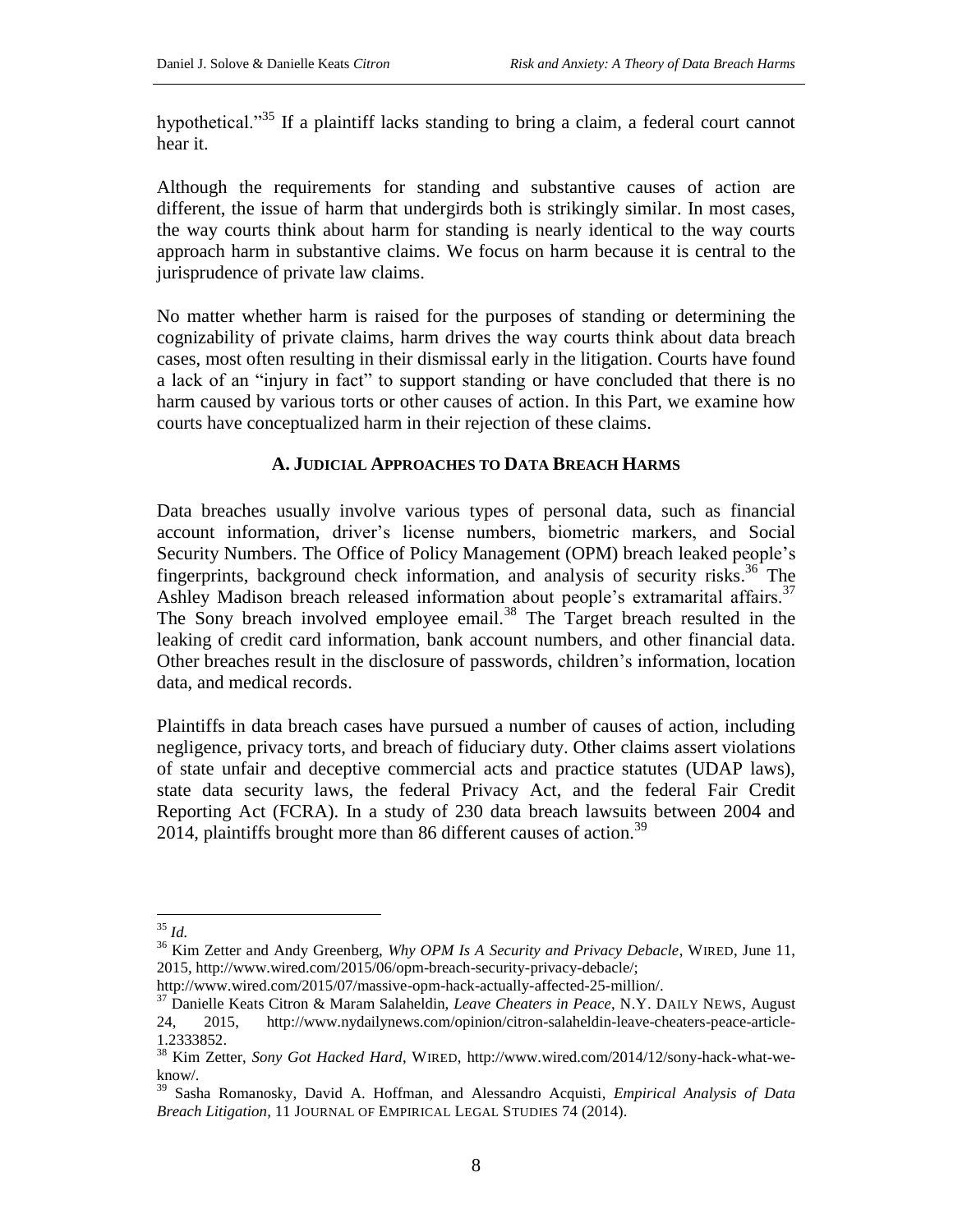hypothetical."[35] If a plaintiff lacks standing to bring a claim, a federal court cannot hear it.

Although the requirements for standing and substantive causes of action are different, the issue of harm that undergirds both is strikingly similar. In most cases, the way courts think about harm for standing is nearly identical to the way courts approach harm in substantive claims. We focus on harm because it is central to the jurisprudence of private law claims.

No matter whether harm is raised for the purposes of standing or determining the cognizability of private claims, harm drives the way courts think about data breach cases, most often resulting in their dismissal early in the litigation. Courts have found a lack of an "injury in fact" to support standing or have concluded that there is no harm caused by various torts or other causes of action. In this Part, we examine how courts have conceptualized harm in their rejection of these claims.

### A. JUDICIAL APPROACHES TO DATA BREACH HARMS

Data breaches usually involve various types of personal data, such as financial account information, driver's license numbers, biometric markers, and Social Security Numbers. The Office of Policy Management (OPM) breach leaked people's fingerprints, background check information, and analysis of security risks.[36] The Ashley Madison breach released information about people's extramarital affairs.[37] The Sony breach involved employee email.[38] The Target breach resulted in the leaking of credit card information, bank account numbers, and other financial data. Other breaches result in the disclosure of passwords, children's information, location data, and medical records.

Plaintiffs in data breach cases have pursued a number of causes of action, including negligence, privacy torts, and breach of fiduciary duty. Other claims assert violations of state unfair and deceptive commercial acts and practice statutes (UDAP laws), state data security laws, the federal Privacy Act, and the federal Fair Credit Reporting Act (FCRA). In a study of 230 data breach lawsuits between 2004 and 2014, plaintiffs brought more than 86 different causes of action.[39]

---

[35] *Id.*

[36] Kim Zetter and Andy Greenberg, *Why OPM Is A Security and Privacy Debacle*, WIRED, June 11, 2015, http://www.wired.com/2015/06/opm-breach-security-privacy-debacle/; http://www.wired.com/2015/07/massive-opm-hack-actually-affected-25-million/.

[37] Danielle Keats Citron & Maram Salaheldin, *Leave Cheaters in Peace*, N.Y. DAILY NEWS, August 24, 2015, http://www.nydailynews.com/opinion/citron-salaheldin-leave-cheaters-peace-article-1.2333852.

[38] Kim Zetter, *Sony Got Hacked Hard*, WIRED, http://www.wired.com/2014/12/sony-hack-what-we-know/.

[39] Sasha Romanosky, David A. Hoffman, and Alessandro Acquisti, *Empirical Analysis of Data Breach Litigation*, 11 JOURNAL OF EMPIRICAL LEGAL STUDIES 74 (2014).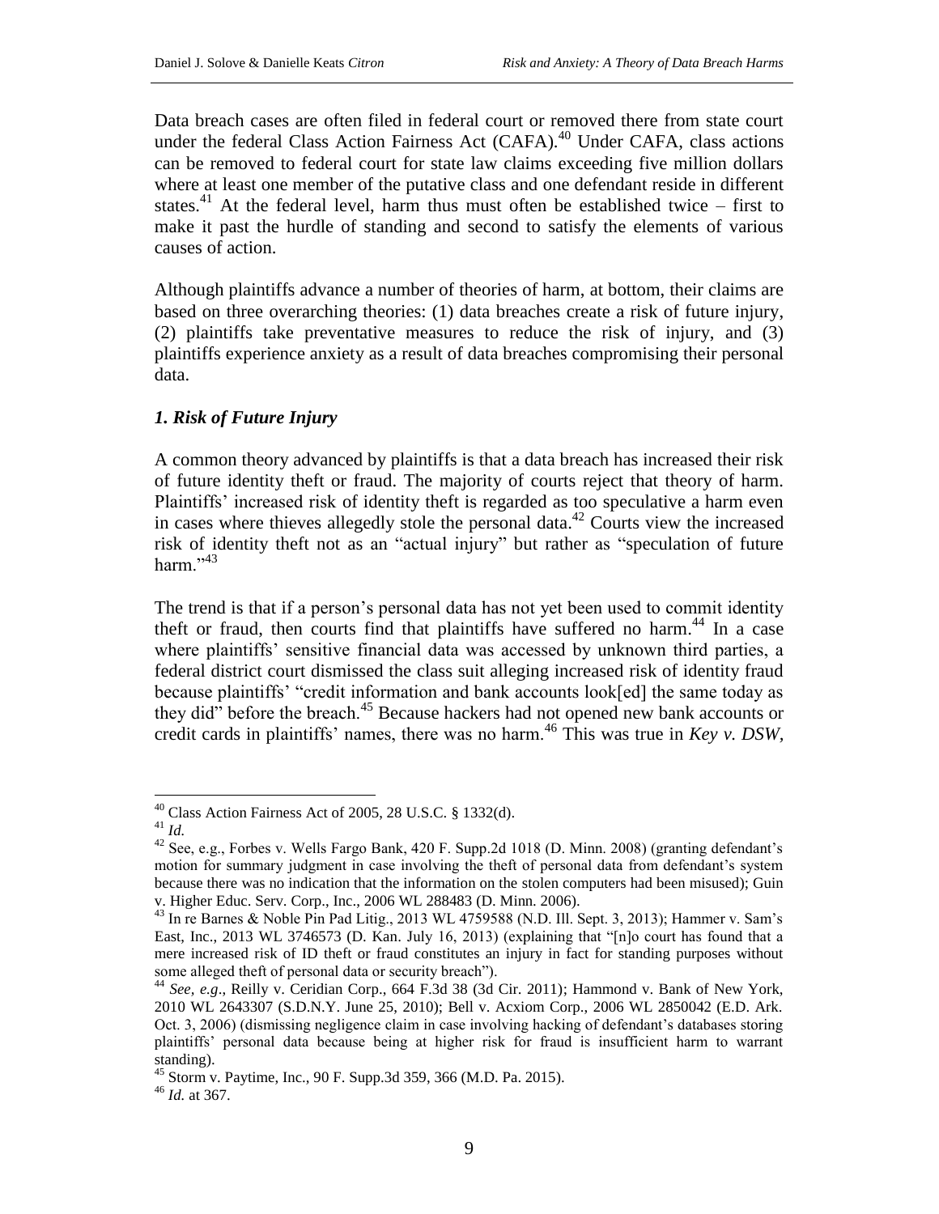Data breach cases are often filed in federal court or removed there from state court under the federal Class Action Fairness Act (CAFA).[40] Under CAFA, class actions can be removed to federal court for state law claims exceeding five million dollars where at least one member of the putative class and one defendant reside in different states.[41] At the federal level, harm thus must often be established twice – first to make it past the hurdle of standing and second to satisfy the elements of various causes of action.

Although plaintiffs advance a number of theories of harm, at bottom, their claims are based on three overarching theories: (1) data breaches create a risk of future injury, (2) plaintiffs take preventative measures to reduce the risk of injury, and (3) plaintiffs experience anxiety as a result of data breaches compromising their personal data.

### *1. Risk of Future Injury*

A common theory advanced by plaintiffs is that a data breach has increased their risk of future identity theft or fraud. The majority of courts reject that theory of harm. Plaintiffs' increased risk of identity theft is regarded as too speculative a harm even in cases where thieves allegedly stole the personal data.[42] Courts view the increased risk of identity theft not as an "actual injury" but rather as "speculation of future harm."[43]

The trend is that if a person's personal data has not yet been used to commit identity theft or fraud, then courts find that plaintiffs have suffered no harm.[44] In a case where plaintiffs' sensitive financial data was accessed by unknown third parties, a federal district court dismissed the class suit alleging increased risk of identity fraud because plaintiffs' "credit information and bank accounts look[ed] the same today as they did" before the breach.[45] Because hackers had not opened new bank accounts or credit cards in plaintiffs' names, there was no harm.[46] This was true in *Key v. DSW*,

---

[40] Class Action Fairness Act of 2005, 28 U.S.C. § 1332(d).

[41] *Id.*

[42] See, e.g., Forbes v. Wells Fargo Bank, 420 F. Supp.2d 1018 (D. Minn. 2008) (granting defendant's motion for summary judgment in case involving the theft of personal data from defendant's system because there was no indication that the information on the stolen computers had been misused); Guin v. Higher Educ. Serv. Corp., Inc., 2006 WL 288483 (D. Minn. 2006).

[43] In re Barnes & Noble Pin Pad Litig., 2013 WL 4759588 (N.D. Ill. Sept. 3, 2013); Hammer v. Sam's East, Inc., 2013 WL 3746573 (D. Kan. July 16, 2013) (explaining that "[n]o court has found that a mere increased risk of ID theft or fraud constitutes an injury in fact for standing purposes without some alleged theft of personal data or security breach").

[44] *See, e.g*., Reilly v. Ceridian Corp., 664 F.3d 38 (3d Cir. 2011); Hammond v. Bank of New York, 2010 WL 2643307 (S.D.N.Y. June 25, 2010); Bell v. Acxiom Corp., 2006 WL 2850042 (E.D. Ark. Oct. 3, 2006) (dismissing negligence claim in case involving hacking of defendant's databases storing plaintiffs' personal data because being at higher risk for fraud is insufficient harm to warrant standing).

[45] Storm v. Paytime, Inc., 90 F. Supp.3d 359, 366 (M.D. Pa. 2015).

[46] *Id.* at 367.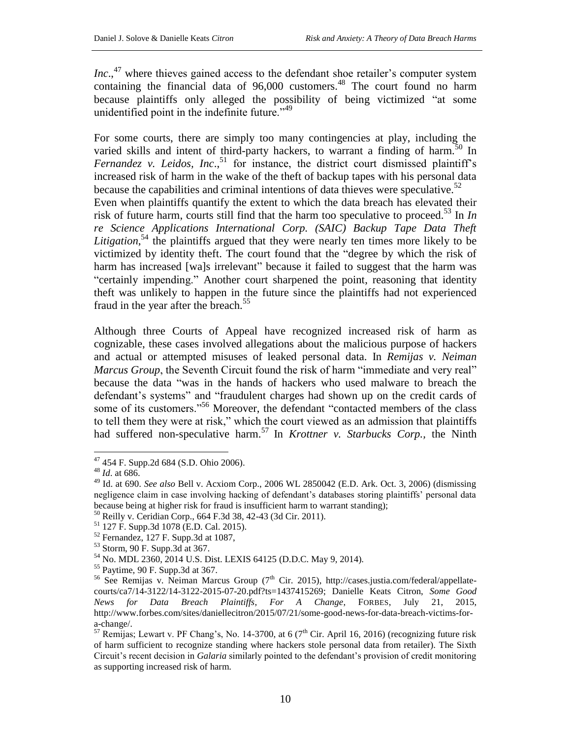*Inc*.,[47] where thieves gained access to the defendant shoe retailer's computer system containing the financial data of 96,000 customers.[48] The court found no harm because plaintiffs only alleged the possibility of being victimized "at some unidentified point in the indefinite future."[49]

For some courts, there are simply too many contingencies at play, including the varied skills and intent of third-party hackers, to warrant a finding of harm.[50] In *Fernandez v. Leidos, Inc*.,[51] for instance, the district court dismissed plaintiff's increased risk of harm in the wake of the theft of backup tapes with his personal data because the capabilities and criminal intentions of data thieves were speculative.[52]
Even when plaintiffs quantify the extent to which the data breach has elevated their risk of future harm, courts still find that the harm too speculative to proceed.[53] In *In re Science Applications International Corp. (SAIC) Backup Tape Data Theft Litigation*,[54] the plaintiffs argued that they were nearly ten times more likely to be victimized by identity theft. The court found that the "degree by which the risk of harm has increased [wa]s irrelevant" because it failed to suggest that the harm was "certainly impending." Another court sharpened the point, reasoning that identity theft was unlikely to happen in the future since the plaintiffs had not experienced fraud in the year after the breach.[55]

Although three Courts of Appeal have recognized increased risk of harm as cognizable, these cases involved allegations about the malicious purpose of hackers and actual or attempted misuses of leaked personal data. In *Remijas v. Neiman Marcus Group*, the Seventh Circuit found the risk of harm "immediate and very real" because the data "was in the hands of hackers who used malware to breach the defendant's systems" and "fraudulent charges had shown up on the credit cards of some of its customers."[56] Moreover, the defendant "contacted members of the class to tell them they were at risk," which the court viewed as an admission that plaintiffs had suffered non-speculative harm.[57] In *Krottner v. Starbucks Corp.,* the Ninth

---

[47] 454 F. Supp.2d 684 (S.D. Ohio 2006).

[48] *Id.* at 686.

[49] Id. at 690. *See also* Bell v. Acxiom Corp., 2006 WL 2850042 (E.D. Ark. Oct. 3, 2006) (dismissing negligence claim in case involving hacking of defendant's databases storing plaintiffs' personal data because being at higher risk for fraud is insufficient harm to warrant standing);

[50] Reilly v. Ceridian Corp., 664 F.3d 38, 42-43 (3d Cir. 2011).

[51] 127 F. Supp.3d 1078 (E.D. Cal. 2015).

[52] Fernandez, 127 F. Supp.3d at 1087,

[53] Storm, 90 F. Supp.3d at 367.

[54] No. MDL 2360, 2014 U.S. Dist. LEXIS 64125 (D.D.C. May 9, 2014).

[55] Paytime, 90 F. Supp.3d at 367.

[56] See Remijas v. Neiman Marcus Group (7th Cir. 2015), http://cases.justia.com/federal/appellate-courts/ca7/14-3122/14-3122-2015-07-20.pdf?ts=1437415269; Danielle Keats Citron, *Some Good News for Data Breach Plaintiffs, For A Change*, FORBES, July 21, 2015, http://www.forbes.com/sites/daniellecitron/2015/07/21/some-good-news-for-data-breach-victims-for-a-change/.

[57] Remijas; Lewart v. PF Chang's, No. 14-3700, at 6 (7th Cir. April 16, 2016) (recognizing future risk of harm sufficient to recognize standing where hackers stole personal data from retailer). The Sixth Circuit's recent decision in *Galaria* similarly pointed to the defendant's provision of credit monitoring as supporting increased risk of harm.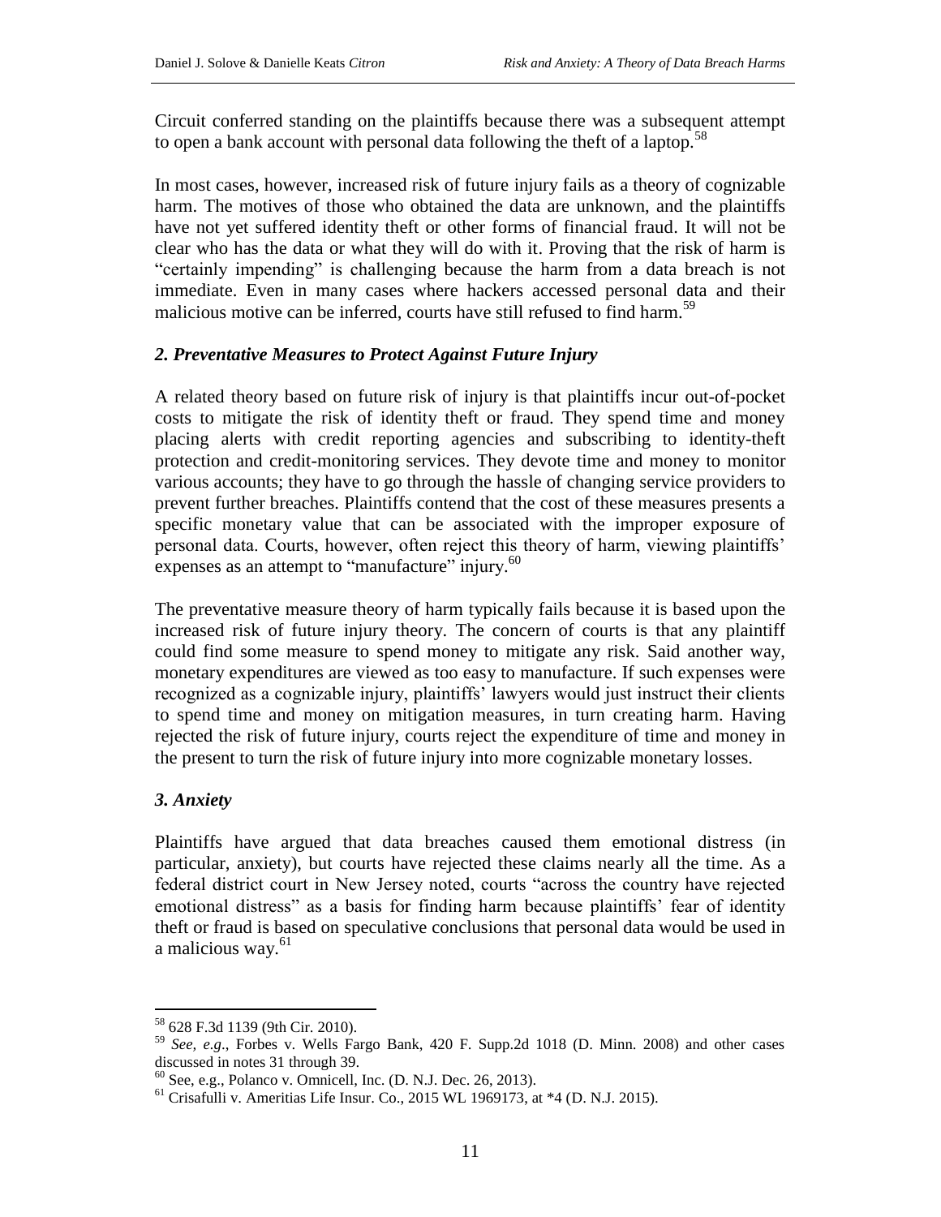Circuit conferred standing on the plaintiffs because there was a subsequent attempt to open a bank account with personal data following the theft of a laptop.[58]

In most cases, however, increased risk of future injury fails as a theory of cognizable harm. The motives of those who obtained the data are unknown, and the plaintiffs have not yet suffered identity theft or other forms of financial fraud. It will not be clear who has the data or what they will do with it. Proving that the risk of harm is "certainly impending" is challenging because the harm from a data breach is not immediate. Even in many cases where hackers accessed personal data and their malicious motive can be inferred, courts have still refused to find harm.[59]

### *2. Preventative Measures to Protect Against Future Injury*

A related theory based on future risk of injury is that plaintiffs incur out-of-pocket costs to mitigate the risk of identity theft or fraud. They spend time and money placing alerts with credit reporting agencies and subscribing to identity-theft protection and credit-monitoring services. They devote time and money to monitor various accounts; they have to go through the hassle of changing service providers to prevent further breaches. Plaintiffs contend that the cost of these measures presents a specific monetary value that can be associated with the improper exposure of personal data. Courts, however, often reject this theory of harm, viewing plaintiffs' expenses as an attempt to "manufacture" injury.[60]

The preventative measure theory of harm typically fails because it is based upon the increased risk of future injury theory. The concern of courts is that any plaintiff could find some measure to spend money to mitigate any risk. Said another way, monetary expenditures are viewed as too easy to manufacture. If such expenses were recognized as a cognizable injury, plaintiffs' lawyers would just instruct their clients to spend time and money on mitigation measures, in turn creating harm. Having rejected the risk of future injury, courts reject the expenditure of time and money in the present to turn the risk of future injury into more cognizable monetary losses.

### *3. Anxiety*

Plaintiffs have argued that data breaches caused them emotional distress (in particular, anxiety), but courts have rejected these claims nearly all the time. As a federal district court in New Jersey noted, courts "across the country have rejected emotional distress" as a basis for finding harm because plaintiffs' fear of identity theft or fraud is based on speculative conclusions that personal data would be used in a malicious way.[61]

---

[58] 628 F.3d 1139 (9th Cir. 2010).

[59] *See, e.g.*, Forbes v. Wells Fargo Bank, 420 F. Supp.2d 1018 (D. Minn. 2008) and other cases discussed in notes 31 through 39.

[60] See, e.g., Polanco v. Omnicell, Inc. (D. N.J. Dec. 26, 2013).

[61] Crisafulli v. Ameritias Life Insur. Co., 2015 WL 1969173, at *4 (D. N.J. 2015).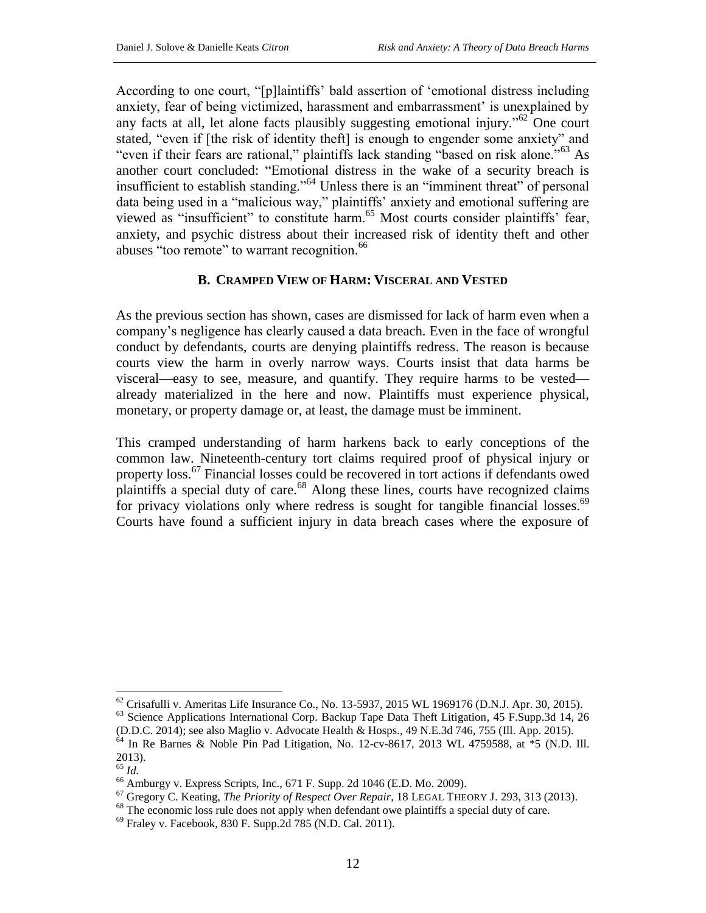According to one court, "[p]laintiffs' bald assertion of 'emotional distress including anxiety, fear of being victimized, harassment and embarrassment' is unexplained by any facts at all, let alone facts plausibly suggesting emotional injury."[62] One court stated, "even if [the risk of identity theft] is enough to engender some anxiety" and "even if their fears are rational," plaintiffs lack standing "based on risk alone."[63] As another court concluded: "Emotional distress in the wake of a security breach is insufficient to establish standing."[64] Unless there is an "imminent threat" of personal data being used in a "malicious way," plaintiffs' anxiety and emotional suffering are viewed as "insufficient" to constitute harm.[65] Most courts consider plaintiffs' fear, anxiety, and psychic distress about their increased risk of identity theft and other abuses "too remote" to warrant recognition.[66]

### B. Cramped View of Harm: Visceral and Vested

As the previous section has shown, cases are dismissed for lack of harm even when a company's negligence has clearly caused a data breach. Even in the face of wrongful conduct by defendants, courts are denying plaintiffs redress. The reason is because courts view the harm in overly narrow ways. Courts insist that data harms be visceral—easy to see, measure, and quantify. They require harms to be vested—already materialized in the here and now. Plaintiffs must experience physical, monetary, or property damage or, at least, the damage must be imminent.

This cramped understanding of harm harkens back to early conceptions of the common law. Nineteenth-century tort claims required proof of physical injury or property loss.[67] Financial losses could be recovered in tort actions if defendants owed plaintiffs a special duty of care.[68] Along these lines, courts have recognized claims for privacy violations only where redress is sought for tangible financial losses.[69] Courts have found a sufficient injury in data breach cases where the exposure of

---

[62] Crisafulli v. Ameritas Life Insurance Co., No. 13-5937, 2015 WL 1969176 (D.N.J. Apr. 30, 2015).

[63] Science Applications International Corp. Backup Tape Data Theft Litigation, 45 F.Supp.3d 14, 26 (D.D.C. 2014); see also Maglio v. Advocate Health & Hosps., 49 N.E.3d 746, 755 (Ill. App. 2015).

[64] In Re Barnes & Noble Pin Pad Litigation, No. 12-cv-8617, 2013 WL 4759588, at *5 (N.D. Ill. 2013).

[65] *Id.*

[66] Amburgy v. Express Scripts, Inc., 671 F. Supp. 2d 1046 (E.D. Mo. 2009).

[67] Gregory C. Keating, *The Priority of Respect Over Repair*, 18 LEGAL THEORY J. 293, 313 (2013).

[68] The economic loss rule does not apply when defendant owe plaintiffs a special duty of care.

[69] Fraley v. Facebook, 830 F. Supp.2d 785 (N.D. Cal. 2011).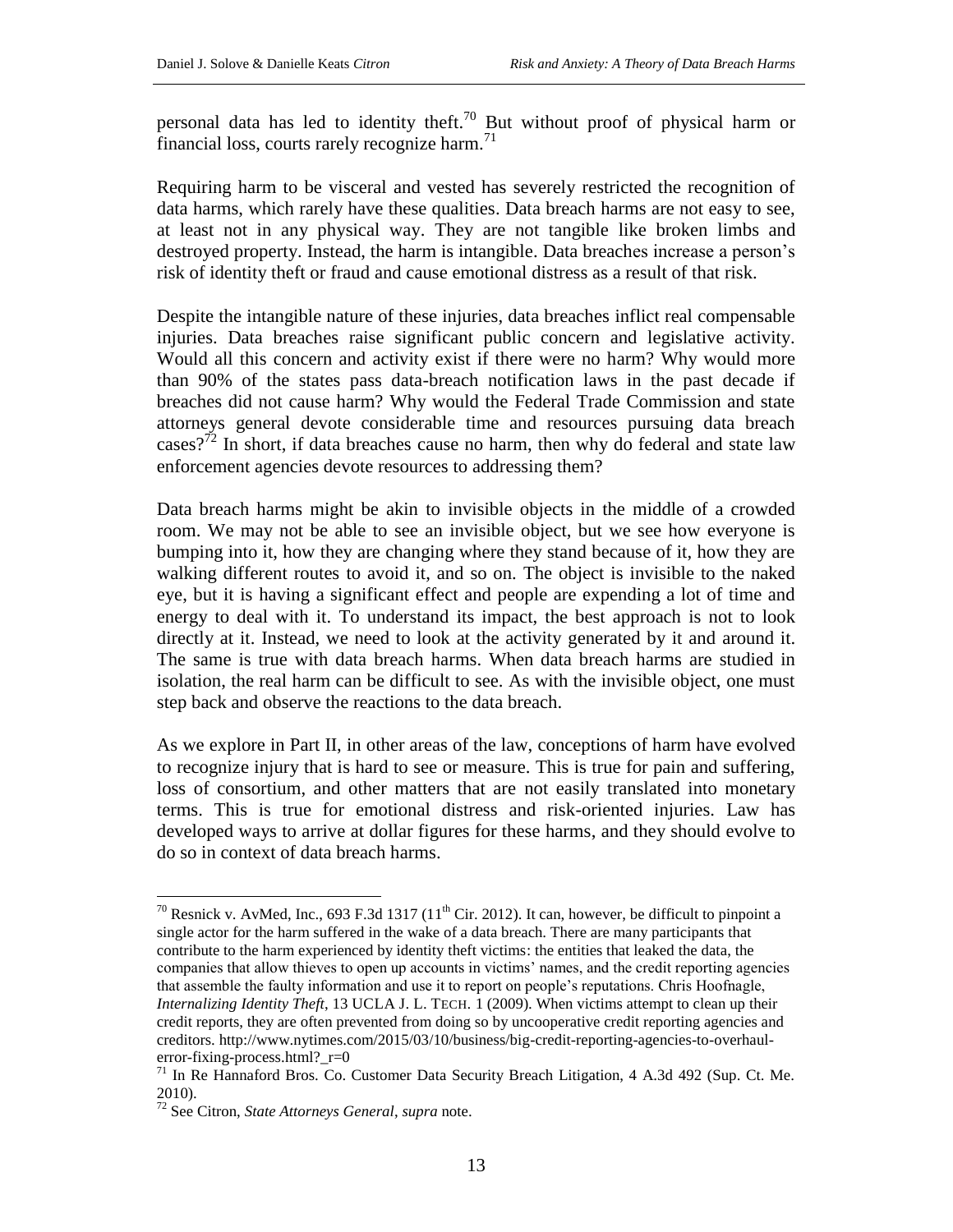personal data has led to identity theft.[70] But without proof of physical harm or financial loss, courts rarely recognize harm.[71]

Requiring harm to be visceral and vested has severely restricted the recognition of data harms, which rarely have these qualities. Data breach harms are not easy to see, at least not in any physical way. They are not tangible like broken limbs and destroyed property. Instead, the harm is intangible. Data breaches increase a person's risk of identity theft or fraud and cause emotional distress as a result of that risk.

Despite the intangible nature of these injuries, data breaches inflict real compensable injuries. Data breaches raise significant public concern and legislative activity. Would all this concern and activity exist if there were no harm? Why would more than 90% of the states pass data-breach notification laws in the past decade if breaches did not cause harm? Why would the Federal Trade Commission and state attorneys general devote considerable time and resources pursuing data breach cases?[72] In short, if data breaches cause no harm, then why do federal and state law enforcement agencies devote resources to addressing them?

Data breach harms might be akin to invisible objects in the middle of a crowded room. We may not be able to see an invisible object, but we see how everyone is bumping into it, how they are changing where they stand because of it, how they are walking different routes to avoid it, and so on. The object is invisible to the naked eye, but it is having a significant effect and people are expending a lot of time and energy to deal with it. To understand its impact, the best approach is not to look directly at it. Instead, we need to look at the activity generated by it and around it. The same is true with data breach harms. When data breach harms are studied in isolation, the real harm can be difficult to see. As with the invisible object, one must step back and observe the reactions to the data breach.

As we explore in Part II, in other areas of the law, conceptions of harm have evolved to recognize injury that is hard to see or measure. This is true for pain and suffering, loss of consortium, and other matters that are not easily translated into monetary terms. This is true for emotional distress and risk-oriented injuries. Law has developed ways to arrive at dollar figures for these harms, and they should evolve to do so in context of data breach harms.

---

[70] Resnick v. AvMed, Inc., 693 F.3d 1317 (11th Cir. 2012). It can, however, be difficult to pinpoint a single actor for the harm suffered in the wake of a data breach. There are many participants that contribute to the harm experienced by identity theft victims: the entities that leaked the data, the companies that allow thieves to open up accounts in victims' names, and the credit reporting agencies that assemble the faulty information and use it to report on people's reputations. Chris Hoofnagle, *Internalizing Identity Theft*, 13 UCLA J. L. TECH. 1 (2009). When victims attempt to clean up their credit reports, they are often prevented from doing so by uncooperative credit reporting agencies and creditors. http://www.nytimes.com/2015/03/10/business/big-credit-reporting-agencies-to-overhaul-error-fixing-process.html?_r=0

[71] In Re Hannaford Bros. Co. Customer Data Security Breach Litigation, 4 A.3d 492 (Sup. Ct. Me. 2010).

[72] See Citron, *State Attorneys General*, *supra* note.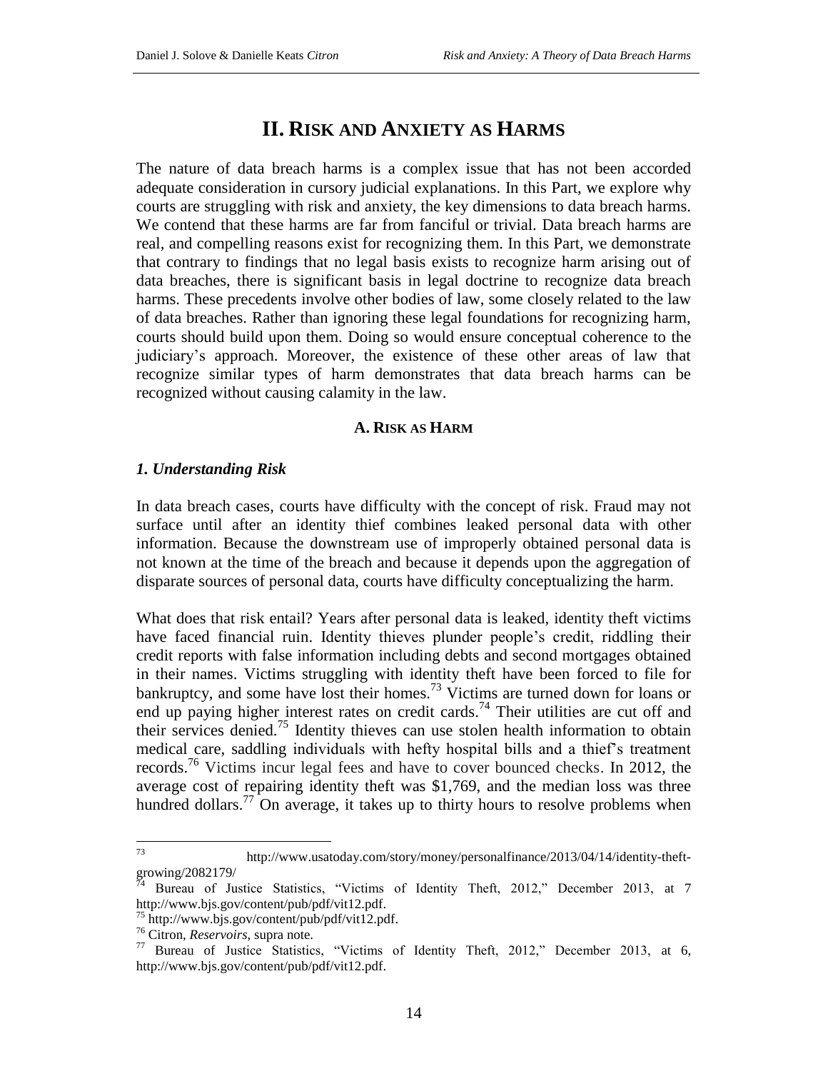# II. RISK AND ANXIETY AS HARMS

The nature of data breach harms is a complex issue that has not been accorded adequate consideration in cursory judicial explanations. In this Part, we explore why courts are struggling with risk and anxiety, the key dimensions to data breach harms. We contend that these harms are far from fanciful or trivial. Data breach harms are real, and compelling reasons exist for recognizing them. In this Part, we demonstrate that contrary to findings that no legal basis exists to recognize harm arising out of data breaches, there is significant basis in legal doctrine to recognize data breach harms. These precedents involve other bodies of law, some closely related to the law of data breaches. Rather than ignoring these legal foundations for recognizing harm, courts should build upon them. Doing so would ensure conceptual coherence to the judiciary's approach. Moreover, the existence of these other areas of law that recognize similar types of harm demonstrates that data breach harms can be recognized without causing calamity in the law.

## A. RISK AS HARM

### *1. Understanding Risk*

In data breach cases, courts have difficulty with the concept of risk. Fraud may not surface until after an identity thief combines leaked personal data with other information. Because the downstream use of improperly obtained personal data is not known at the time of the breach and because it depends upon the aggregation of disparate sources of personal data, courts have difficulty conceptualizing the harm.

What does that risk entail? Years after personal data is leaked, identity theft victims have faced financial ruin. Identity thieves plunder people's credit, riddling their credit reports with false information including debts and second mortgages obtained in their names. Victims struggling with identity theft have been forced to file for bankruptcy, and some have lost their homes.[73] Victims are turned down for loans or end up paying higher interest rates on credit cards.[74] Their utilities are cut off and their services denied.[75] Identity thieves can use stolen health information to obtain medical care, saddling individuals with hefty hospital bills and a thief's treatment records.[76] Victims incur legal fees and have to cover bounced checks. In 2012, the average cost of repairing identity theft was $1,769, and the median loss was three hundred dollars.[77] On average, it takes up to thirty hours to resolve problems when

---

[73] http://www.usatoday.com/story/money/personalfinance/2013/04/14/identity-theft-growing/2082179/

[74] Bureau of Justice Statistics, "Victims of Identity Theft, 2012," December 2013, at 7 http://www.bjs.gov/content/pub/pdf/vit12.pdf.

[75] http://www.bjs.gov/content/pub/pdf/vit12.pdf.

[76] Citron, *Reservoirs*, supra note.

[77] Bureau of Justice Statistics, "Victims of Identity Theft, 2012," December 2013, at 6, http://www.bjs.gov/content/pub/pdf/vit12.pdf.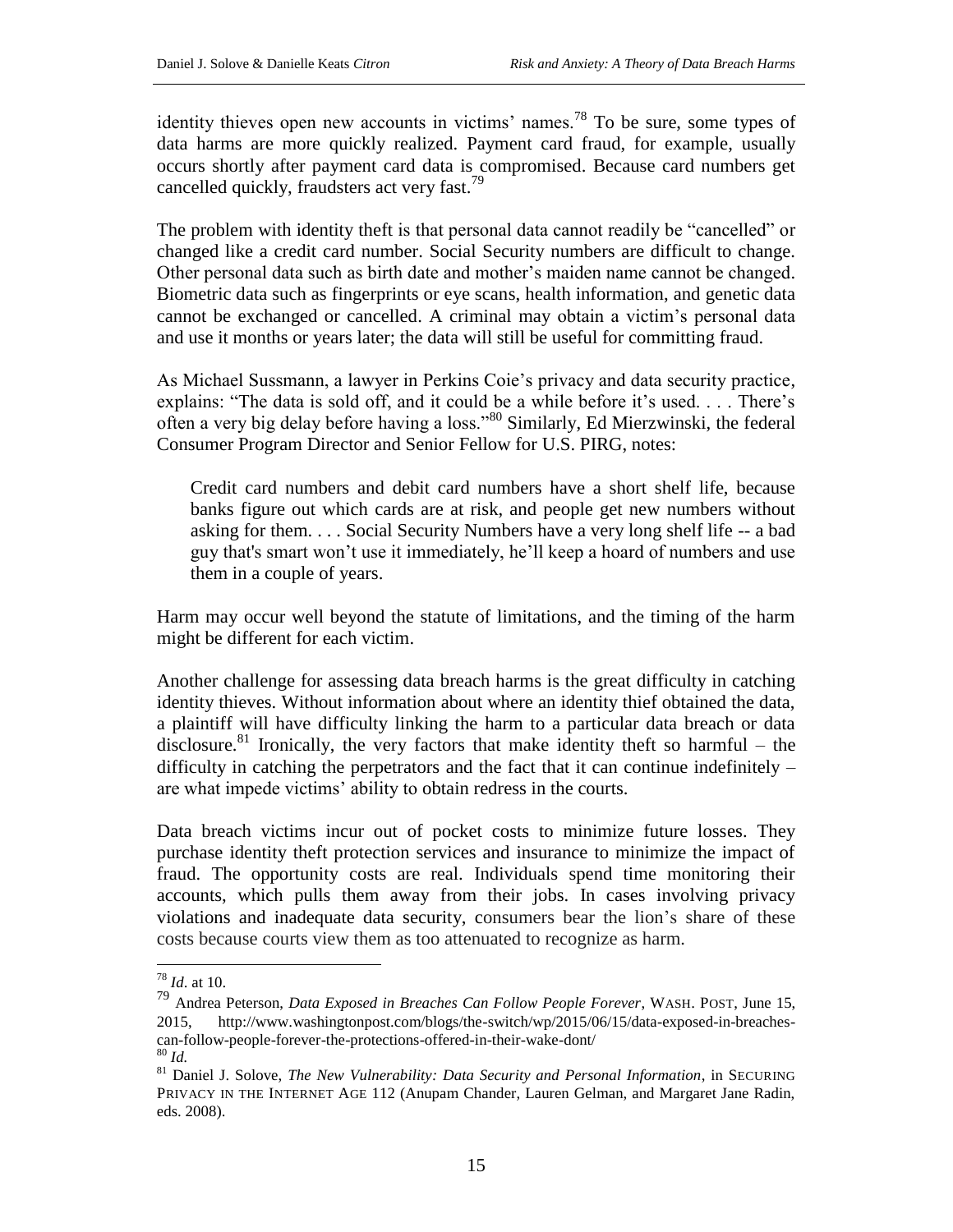identity thieves open new accounts in victims' names.[78] To be sure, some types of data harms are more quickly realized. Payment card fraud, for example, usually occurs shortly after payment card data is compromised. Because card numbers get cancelled quickly, fraudsters act very fast.[79]

The problem with identity theft is that personal data cannot readily be "cancelled" or changed like a credit card number. Social Security numbers are difficult to change. Other personal data such as birth date and mother's maiden name cannot be changed. Biometric data such as fingerprints or eye scans, health information, and genetic data cannot be exchanged or cancelled. A criminal may obtain a victim's personal data and use it months or years later; the data will still be useful for committing fraud.

As Michael Sussmann, a lawyer in Perkins Coie's privacy and data security practice, explains: "The data is sold off, and it could be a while before it's used. . . . There's often a very big delay before having a loss."[80] Similarly, Ed Mierzwinski, the federal Consumer Program Director and Senior Fellow for U.S. PIRG, notes:

> Credit card numbers and debit card numbers have a short shelf life, because banks figure out which cards are at risk, and people get new numbers without asking for them. . . . Social Security Numbers have a very long shelf life -- a bad guy that's smart won't use it immediately, he'll keep a hoard of numbers and use them in a couple of years.

Harm may occur well beyond the statute of limitations, and the timing of the harm might be different for each victim.

Another challenge for assessing data breach harms is the great difficulty in catching identity thieves. Without information about where an identity thief obtained the data, a plaintiff will have difficulty linking the harm to a particular data breach or data disclosure.[81] Ironically, the very factors that make identity theft so harmful – the difficulty in catching the perpetrators and the fact that it can continue indefinitely – are what impede victims' ability to obtain redress in the courts.

Data breach victims incur out of pocket costs to minimize future losses. They purchase identity theft protection services and insurance to minimize the impact of fraud. The opportunity costs are real. Individuals spend time monitoring their accounts, which pulls them away from their jobs. In cases involving privacy violations and inadequate data security, consumers bear the lion's share of these costs because courts view them as too attenuated to recognize as harm.

---

[78] *Id*. at 10.

[79] Andrea Peterson, *Data Exposed in Breaches Can Follow People Forever*, WASH. POST, June 15, 2015, http://www.washingtonpost.com/blogs/the-switch/wp/2015/06/15/data-exposed-in-breaches-can-follow-people-forever-the-protections-offered-in-their-wake-dont/

[80] *Id.*

[81] Daniel J. Solove, *The New Vulnerability: Data Security and Personal Information*, in SECURING PRIVACY IN THE INTERNET AGE 112 (Anupam Chander, Lauren Gelman, and Margaret Jane Radin, eds. 2008).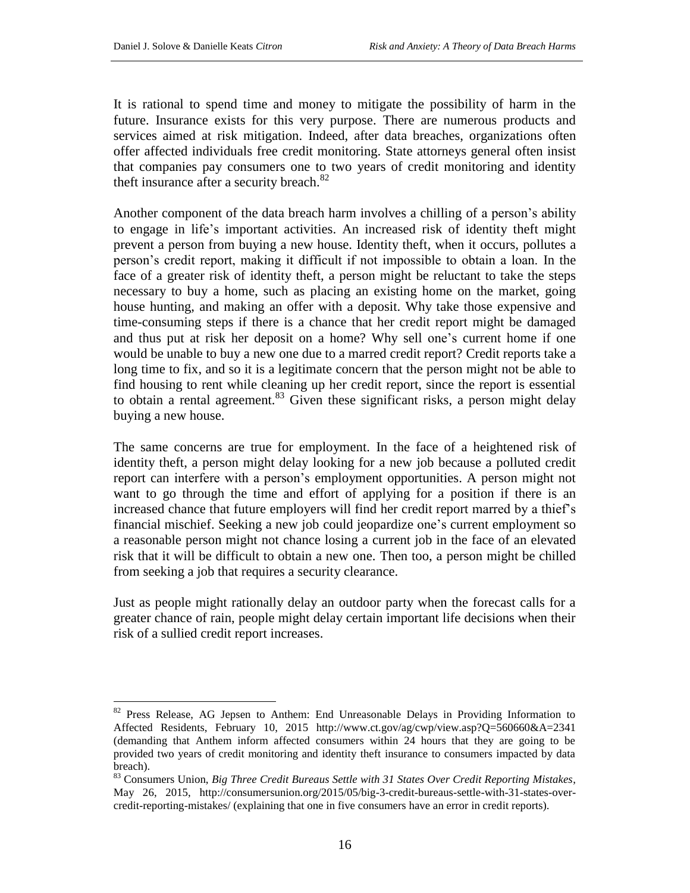It is rational to spend time and money to mitigate the possibility of harm in the future. Insurance exists for this very purpose. There are numerous products and services aimed at risk mitigation. Indeed, after data breaches, organizations often offer affected individuals free credit monitoring. State attorneys general often insist that companies pay consumers one to two years of credit monitoring and identity theft insurance after a security breach.[82]

Another component of the data breach harm involves a chilling of a person's ability to engage in life's important activities. An increased risk of identity theft might prevent a person from buying a new house. Identity theft, when it occurs, pollutes a person's credit report, making it difficult if not impossible to obtain a loan. In the face of a greater risk of identity theft, a person might be reluctant to take the steps necessary to buy a home, such as placing an existing home on the market, going house hunting, and making an offer with a deposit. Why take those expensive and time-consuming steps if there is a chance that her credit report might be damaged and thus put at risk her deposit on a home? Why sell one's current home if one would be unable to buy a new one due to a marred credit report? Credit reports take a long time to fix, and so it is a legitimate concern that the person might not be able to find housing to rent while cleaning up her credit report, since the report is essential to obtain a rental agreement.[83] Given these significant risks, a person might delay buying a new house.

The same concerns are true for employment. In the face of a heightened risk of identity theft, a person might delay looking for a new job because a polluted credit report can interfere with a person's employment opportunities. A person might not want to go through the time and effort of applying for a position if there is an increased chance that future employers will find her credit report marred by a thief's financial mischief. Seeking a new job could jeopardize one's current employment so a reasonable person might not chance losing a current job in the face of an elevated risk that it will be difficult to obtain a new one. Then too, a person might be chilled from seeking a job that requires a security clearance.

Just as people might rationally delay an outdoor party when the forecast calls for a greater chance of rain, people might delay certain important life decisions when their risk of a sullied credit report increases.

---

[82] Press Release, AG Jepsen to Anthem: End Unreasonable Delays in Providing Information to Affected Residents, February 10, 2015 http://www.ct.gov/ag/cwp/view.asp?Q=560660&A=2341 (demanding that Anthem inform affected consumers within 24 hours that they are going to be provided two years of credit monitoring and identity theft insurance to consumers impacted by data breach).

[83] Consumers Union, *Big Three Credit Bureaus Settle with 31 States Over Credit Reporting Mistakes*, May 26, 2015, http://consumersunion.org/2015/05/big-3-credit-bureaus-settle-with-31-states-over-credit-reporting-mistakes/ (explaining that one in five consumers have an error in credit reports).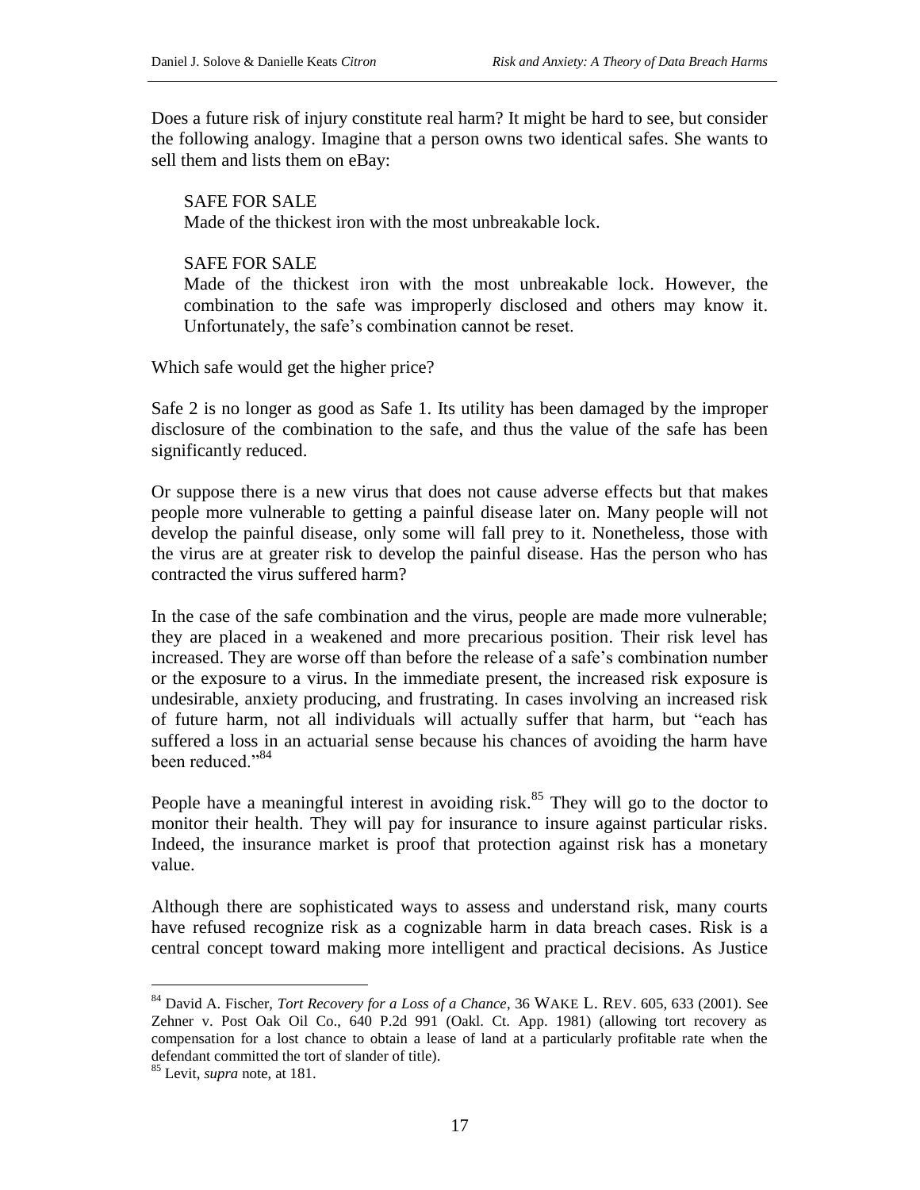Does a future risk of injury constitute real harm? It might be hard to see, but consider the following analogy. Imagine that a person owns two identical safes. She wants to sell them and lists them on eBay:

> SAFE FOR SALE
> Made of the thickest iron with the most unbreakable lock.
>
> SAFE FOR SALE
> Made of the thickest iron with the most unbreakable lock. However, the combination to the safe was improperly disclosed and others may know it. Unfortunately, the safe's combination cannot be reset.

Which safe would get the higher price?

Safe 2 is no longer as good as Safe 1. Its utility has been damaged by the improper disclosure of the combination to the safe, and thus the value of the safe has been significantly reduced.

Or suppose there is a new virus that does not cause adverse effects but that makes people more vulnerable to getting a painful disease later on. Many people will not develop the painful disease, only some will fall prey to it. Nonetheless, those with the virus are at greater risk to develop the painful disease. Has the person who has contracted the virus suffered harm?

In the case of the safe combination and the virus, people are made more vulnerable; they are placed in a weakened and more precarious position. Their risk level has increased. They are worse off than before the release of a safe's combination number or the exposure to a virus. In the immediate present, the increased risk exposure is undesirable, anxiety producing, and frustrating. In cases involving an increased risk of future harm, not all individuals will actually suffer that harm, but "each has suffered a loss in an actuarial sense because his chances of avoiding the harm have been reduced."[84]

People have a meaningful interest in avoiding risk.[85] They will go to the doctor to monitor their health. They will pay for insurance to insure against particular risks. Indeed, the insurance market is proof that protection against risk has a monetary value.

Although there are sophisticated ways to assess and understand risk, many courts have refused recognize risk as a cognizable harm in data breach cases. Risk is a central concept toward making more intelligent and practical decisions. As Justice

---

[84] David A. Fischer, *Tort Recovery for a Loss of a Chance*, 36 WAKE L. REV. 605, 633 (2001). See Zehner v. Post Oak Oil Co., 640 P.2d 991 (Oakl. Ct. App. 1981) (allowing tort recovery as compensation for a lost chance to obtain a lease of land at a particularly profitable rate when the defendant committed the tort of slander of title).

[85] Levit, *supra* note, at 181.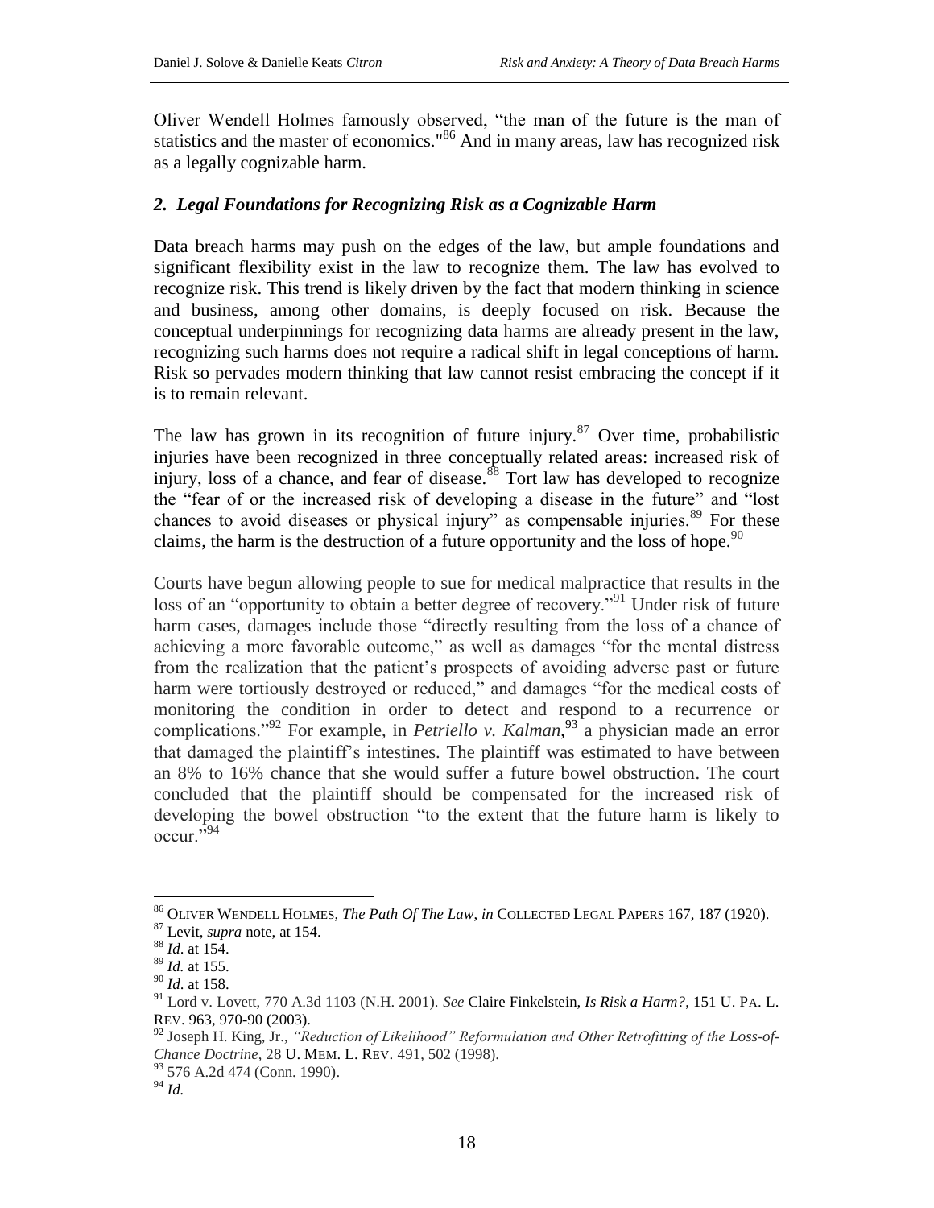Oliver Wendell Holmes famously observed, "the man of the future is the man of statistics and the master of economics."[86] And in many areas, law has recognized risk as a legally cognizable harm.

### *2. Legal Foundations for Recognizing Risk as a Cognizable Harm*

Data breach harms may push on the edges of the law, but ample foundations and significant flexibility exist in the law to recognize them. The law has evolved to recognize risk. This trend is likely driven by the fact that modern thinking in science and business, among other domains, is deeply focused on risk. Because the conceptual underpinnings for recognizing data harms are already present in the law, recognizing such harms does not require a radical shift in legal conceptions of harm. Risk so pervades modern thinking that law cannot resist embracing the concept if it is to remain relevant.

The law has grown in its recognition of future injury.[87] Over time, probabilistic injuries have been recognized in three conceptually related areas: increased risk of injury, loss of a chance, and fear of disease.[88] Tort law has developed to recognize the "fear of or the increased risk of developing a disease in the future" and "lost chances to avoid diseases or physical injury" as compensable injuries.[89] For these claims, the harm is the destruction of a future opportunity and the loss of hope.[90]

Courts have begun allowing people to sue for medical malpractice that results in the loss of an "opportunity to obtain a better degree of recovery."[91] Under risk of future harm cases, damages include those "directly resulting from the loss of a chance of achieving a more favorable outcome," as well as damages "for the mental distress from the realization that the patient's prospects of avoiding adverse past or future harm were tortiously destroyed or reduced," and damages "for the medical costs of monitoring the condition in order to detect and respond to a recurrence or complications."[92] For example, in *Petriello v. Kalman*,[93] a physician made an error that damaged the plaintiff's intestines. The plaintiff was estimated to have between an 8% to 16% chance that she would suffer a future bowel obstruction. The court concluded that the plaintiff should be compensated for the increased risk of developing the bowel obstruction "to the extent that the future harm is likely to occur."[94]

---

[86] OLIVER WENDELL HOLMES, *The Path Of The Law*, *in* COLLECTED LEGAL PAPERS 167, 187 (1920).

[87] Levit, *supra* note, at 154.

[88] *Id*. at 154.

[89] *Id.* at 155.

[90] *Id*. at 158.

[91] Lord v. Lovett, 770 A.3d 1103 (N.H. 2001). *See* Claire Finkelstein, *Is Risk a Harm?*, 151 U. PA. L. REV. 963, 970-90 (2003).

[92] Joseph H. King, Jr., *"Reduction of Likelihood" Reformulation and Other Retrofitting of the Loss-of-Chance Doctrine*, 28 U. MEM. L. REV. 491, 502 (1998).

[93] 576 A.2d 474 (Conn. 1990).

[94] *Id.*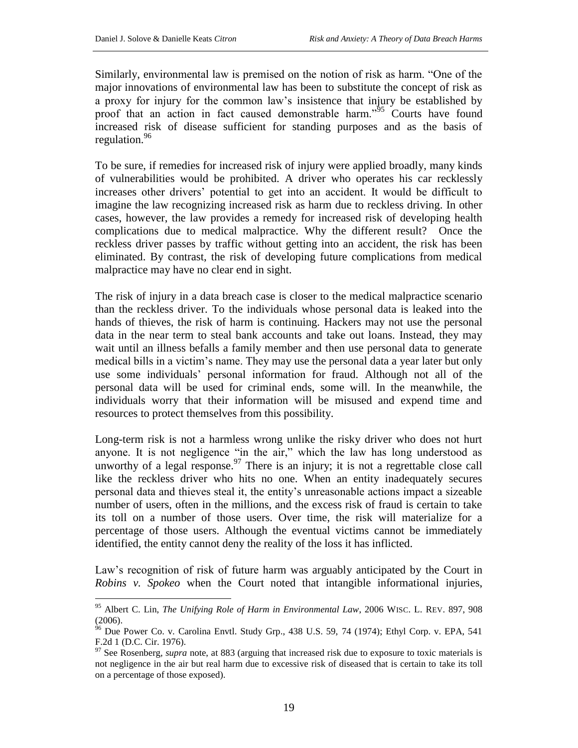Similarly, environmental law is premised on the notion of risk as harm. "One of the major innovations of environmental law has been to substitute the concept of risk as a proxy for injury for the common law's insistence that injury be established by proof that an action in fact caused demonstrable harm."[95] Courts have found increased risk of disease sufficient for standing purposes and as the basis of regulation.[96]

To be sure, if remedies for increased risk of injury were applied broadly, many kinds of vulnerabilities would be prohibited. A driver who operates his car recklessly increases other drivers' potential to get into an accident. It would be difficult to imagine the law recognizing increased risk as harm due to reckless driving. In other cases, however, the law provides a remedy for increased risk of developing health complications due to medical malpractice. Why the different result? Once the reckless driver passes by traffic without getting into an accident, the risk has been eliminated. By contrast, the risk of developing future complications from medical malpractice may have no clear end in sight.

The risk of injury in a data breach case is closer to the medical malpractice scenario than the reckless driver. To the individuals whose personal data is leaked into the hands of thieves, the risk of harm is continuing. Hackers may not use the personal data in the near term to steal bank accounts and take out loans. Instead, they may wait until an illness befalls a family member and then use personal data to generate medical bills in a victim's name. They may use the personal data a year later but only use some individuals' personal information for fraud. Although not all of the personal data will be used for criminal ends, some will. In the meanwhile, the individuals worry that their information will be misused and expend time and resources to protect themselves from this possibility.

Long-term risk is not a harmless wrong unlike the risky driver who does not hurt anyone. It is not negligence "in the air," which the law has long understood as unworthy of a legal response.[97] There is an injury; it is not a regrettable close call like the reckless driver who hits no one. When an entity inadequately secures personal data and thieves steal it, the entity's unreasonable actions impact a sizeable number of users, often in the millions, and the excess risk of fraud is certain to take its toll on a number of those users. Over time, the risk will materialize for a percentage of those users. Although the eventual victims cannot be immediately identified, the entity cannot deny the reality of the loss it has inflicted.

Law's recognition of risk of future harm was arguably anticipated by the Court in *Robins v. Spokeo* when the Court noted that intangible informational injuries,

---

[95] Albert C. Lin, *The Unifying Role of Harm in Environmental Law*, 2006 WISC. L. REV. 897, 908 (2006).

[96] Due Power Co. v. Carolina Envtl. Study Grp., 438 U.S. 59, 74 (1974); Ethyl Corp. v. EPA, 541 F.2d 1 (D.C. Cir. 1976).

[97] See Rosenberg, *supra* note, at 883 (arguing that increased risk due to exposure to toxic materials is not negligence in the air but real harm due to excessive risk of diseased that is certain to take its toll on a percentage of those exposed).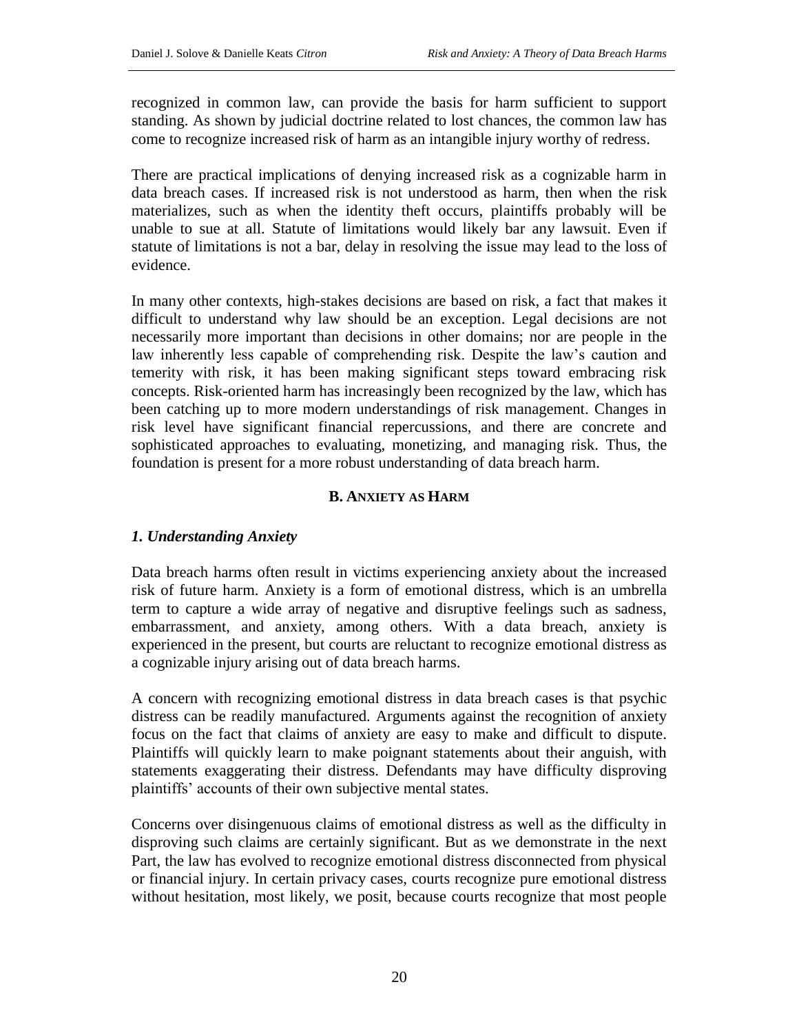recognized in common law, can provide the basis for harm sufficient to support standing. As shown by judicial doctrine related to lost chances, the common law has come to recognize increased risk of harm as an intangible injury worthy of redress.

There are practical implications of denying increased risk as a cognizable harm in data breach cases. If increased risk is not understood as harm, then when the risk materializes, such as when the identity theft occurs, plaintiffs probably will be unable to sue at all. Statute of limitations would likely bar any lawsuit. Even if statute of limitations is not a bar, delay in resolving the issue may lead to the loss of evidence.

In many other contexts, high-stakes decisions are based on risk, a fact that makes it difficult to understand why law should be an exception. Legal decisions are not necessarily more important than decisions in other domains; nor are people in the law inherently less capable of comprehending risk. Despite the law's caution and temerity with risk, it has been making significant steps toward embracing risk concepts. Risk-oriented harm has increasingly been recognized by the law, which has been catching up to more modern understandings of risk management. Changes in risk level have significant financial repercussions, and there are concrete and sophisticated approaches to evaluating, monetizing, and managing risk. Thus, the foundation is present for a more robust understanding of data breach harm.

## B. Anxiety as Harm

### *1. Understanding Anxiety*

Data breach harms often result in victims experiencing anxiety about the increased risk of future harm. Anxiety is a form of emotional distress, which is an umbrella term to capture a wide array of negative and disruptive feelings such as sadness, embarrassment, and anxiety, among others. With a data breach, anxiety is experienced in the present, but courts are reluctant to recognize emotional distress as a cognizable injury arising out of data breach harms.

A concern with recognizing emotional distress in data breach cases is that psychic distress can be readily manufactured. Arguments against the recognition of anxiety focus on the fact that claims of anxiety are easy to make and difficult to dispute. Plaintiffs will quickly learn to make poignant statements about their anguish, with statements exaggerating their distress. Defendants may have difficulty disproving plaintiffs' accounts of their own subjective mental states.

Concerns over disingenuous claims of emotional distress as well as the difficulty in disproving such claims are certainly significant. But as we demonstrate in the next Part, the law has evolved to recognize emotional distress disconnected from physical or financial injury. In certain privacy cases, courts recognize pure emotional distress without hesitation, most likely, we posit, because courts recognize that most people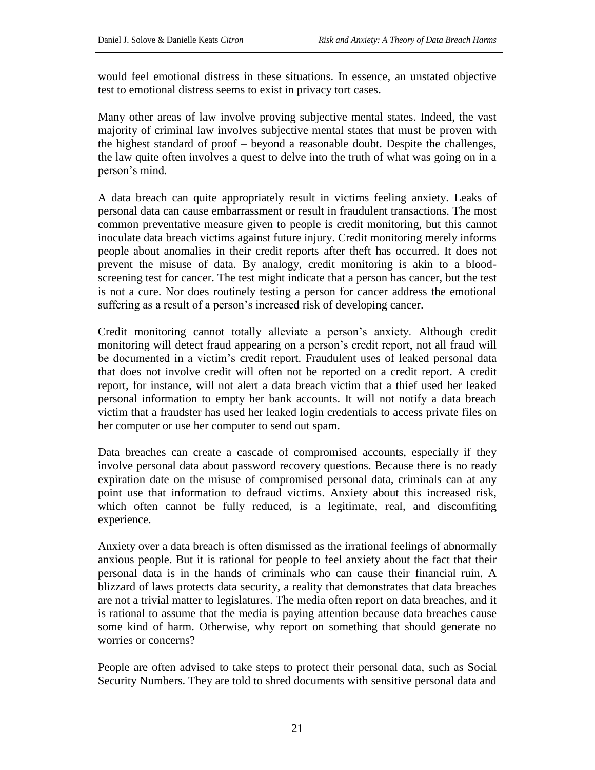would feel emotional distress in these situations. In essence, an unstated objective test to emotional distress seems to exist in privacy tort cases.

Many other areas of law involve proving subjective mental states. Indeed, the vast majority of criminal law involves subjective mental states that must be proven with the highest standard of proof – beyond a reasonable doubt. Despite the challenges, the law quite often involves a quest to delve into the truth of what was going on in a person's mind.

A data breach can quite appropriately result in victims feeling anxiety. Leaks of personal data can cause embarrassment or result in fraudulent transactions. The most common preventative measure given to people is credit monitoring, but this cannot inoculate data breach victims against future injury. Credit monitoring merely informs people about anomalies in their credit reports after theft has occurred. It does not prevent the misuse of data. By analogy, credit monitoring is akin to a blood-screening test for cancer. The test might indicate that a person has cancer, but the test is not a cure. Nor does routinely testing a person for cancer address the emotional suffering as a result of a person's increased risk of developing cancer.

Credit monitoring cannot totally alleviate a person's anxiety. Although credit monitoring will detect fraud appearing on a person's credit report, not all fraud will be documented in a victim's credit report. Fraudulent uses of leaked personal data that does not involve credit will often not be reported on a credit report. A credit report, for instance, will not alert a data breach victim that a thief used her leaked personal information to empty her bank accounts. It will not notify a data breach victim that a fraudster has used her leaked login credentials to access private files on her computer or use her computer to send out spam.

Data breaches can create a cascade of compromised accounts, especially if they involve personal data about password recovery questions. Because there is no ready expiration date on the misuse of compromised personal data, criminals can at any point use that information to defraud victims. Anxiety about this increased risk, which often cannot be fully reduced, is a legitimate, real, and discomfiting experience.

Anxiety over a data breach is often dismissed as the irrational feelings of abnormally anxious people. But it is rational for people to feel anxiety about the fact that their personal data is in the hands of criminals who can cause their financial ruin. A blizzard of laws protects data security, a reality that demonstrates that data breaches are not a trivial matter to legislatures. The media often report on data breaches, and it is rational to assume that the media is paying attention because data breaches cause some kind of harm. Otherwise, why report on something that should generate no worries or concerns?

People are often advised to take steps to protect their personal data, such as Social Security Numbers. They are told to shred documents with sensitive personal data and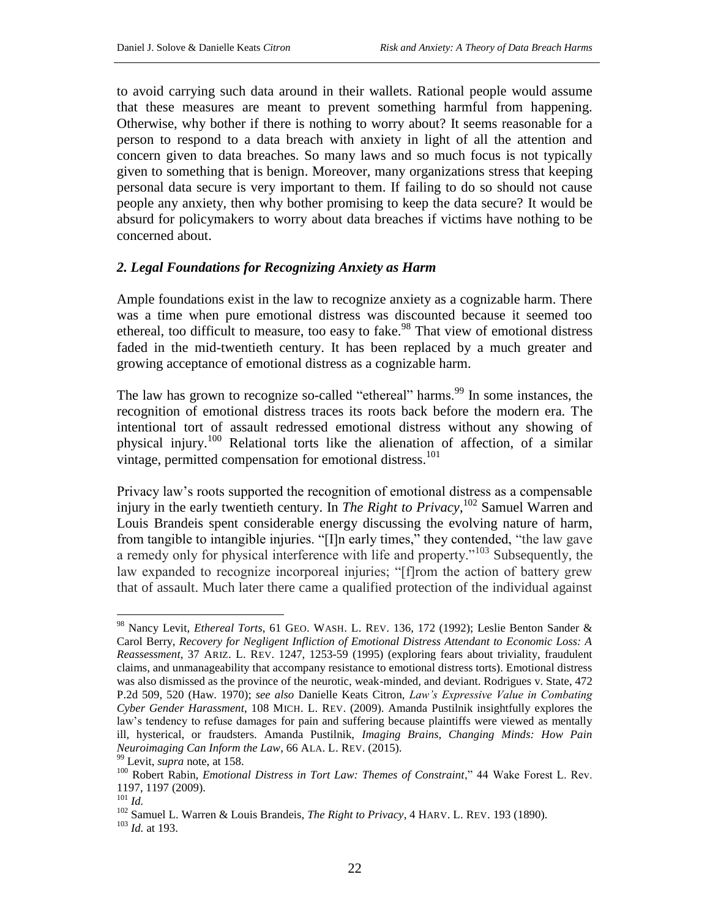to avoid carrying such data around in their wallets. Rational people would assume that these measures are meant to prevent something harmful from happening. Otherwise, why bother if there is nothing to worry about? It seems reasonable for a person to respond to a data breach with anxiety in light of all the attention and concern given to data breaches. So many laws and so much focus is not typically given to something that is benign. Moreover, many organizations stress that keeping personal data secure is very important to them. If failing to do so should not cause people any anxiety, then why bother promising to keep the data secure? It would be absurd for policymakers to worry about data breaches if victims have nothing to be concerned about.

### *2. Legal Foundations for Recognizing Anxiety as Harm*

Ample foundations exist in the law to recognize anxiety as a cognizable harm. There was a time when pure emotional distress was discounted because it seemed too ethereal, too difficult to measure, too easy to fake.[98] That view of emotional distress faded in the mid-twentieth century. It has been replaced by a much greater and growing acceptance of emotional distress as a cognizable harm.

The law has grown to recognize so-called "ethereal" harms.[99] In some instances, the recognition of emotional distress traces its roots back before the modern era. The intentional tort of assault redressed emotional distress without any showing of physical injury.[100] Relational torts like the alienation of affection, of a similar vintage, permitted compensation for emotional distress.[101]

Privacy law's roots supported the recognition of emotional distress as a compensable injury in the early twentieth century. In *The Right to Privacy*,[102] Samuel Warren and Louis Brandeis spent considerable energy discussing the evolving nature of harm, from tangible to intangible injuries. "[I]n early times," they contended, "the law gave a remedy only for physical interference with life and property."[103] Subsequently, the law expanded to recognize incorporeal injuries; "[f]rom the action of battery grew that of assault. Much later there came a qualified protection of the individual against

---

[98] Nancy Levit, *Ethereal Torts*, 61 GEO. WASH. L. REV. 136, 172 (1992); Leslie Benton Sander & Carol Berry, *Recovery for Negligent Infliction of Emotional Distress Attendant to Economic Loss: A Reassessment*, 37 ARIZ. L. REV. 1247, 1253-59 (1995) (exploring fears about triviality, fraudulent claims, and unmanageability that accompany resistance to emotional distress torts). Emotional distress was also dismissed as the province of the neurotic, weak-minded, and deviant. Rodrigues v. State, 472 P.2d 509, 520 (Haw. 1970); *see also* Danielle Keats Citron, *Law's Expressive Value in Combating Cyber Gender Harassment*, 108 MICH. L. REV. (2009). Amanda Pustilnik insightfully explores the law's tendency to refuse damages for pain and suffering because plaintiffs were viewed as mentally ill, hysterical, or fraudsters. Amanda Pustilnik, *Imaging Brains, Changing Minds: How Pain Neuroimaging Can Inform the Law*, 66 ALA. L. REV. (2015).

[99] Levit, *supra* note, at 158.

[100] Robert Rabin, *Emotional Distress in Tort Law: Themes of Constraint*," 44 Wake Forest L. Rev. 1197, 1197 (2009).

[101] *Id.*

[102] Samuel L. Warren & Louis Brandeis, *The Right to Privacy*, 4 HARV. L. REV. 193 (1890).

[103] *Id.* at 193.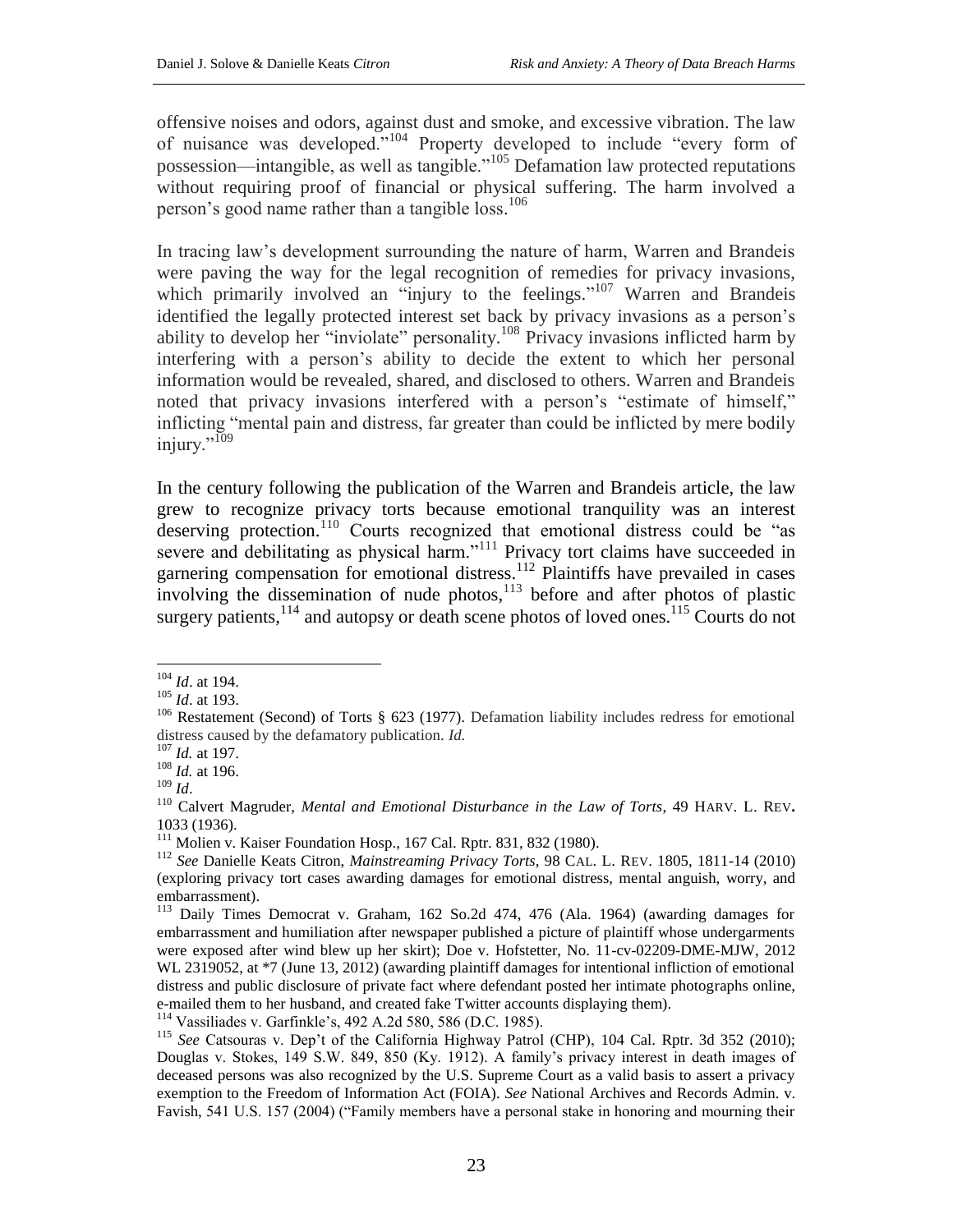offensive noises and odors, against dust and smoke, and excessive vibration. The law of nuisance was developed."[104] Property developed to include "every form of possession—intangible, as well as tangible."[105] Defamation law protected reputations without requiring proof of financial or physical suffering. The harm involved a person's good name rather than a tangible loss.[106]

In tracing law's development surrounding the nature of harm, Warren and Brandeis were paving the way for the legal recognition of remedies for privacy invasions, which primarily involved an "injury to the feelings."[107] Warren and Brandeis identified the legally protected interest set back by privacy invasions as a person's ability to develop her "inviolate" personality.[108] Privacy invasions inflicted harm by interfering with a person's ability to decide the extent to which her personal information would be revealed, shared, and disclosed to others. Warren and Brandeis noted that privacy invasions interfered with a person's "estimate of himself," inflicting "mental pain and distress, far greater than could be inflicted by mere bodily injury."[109]

In the century following the publication of the Warren and Brandeis article, the law grew to recognize privacy torts because emotional tranquility was an interest deserving protection.[110] Courts recognized that emotional distress could be "as severe and debilitating as physical harm."[111] Privacy tort claims have succeeded in garnering compensation for emotional distress.[112] Plaintiffs have prevailed in cases involving the dissemination of nude photos,[113] before and after photos of plastic surgery patients,[114] and autopsy or death scene photos of loved ones.[115] Courts do not

---

[104] *Id*. at 194.

[105] *Id*. at 193.

[106] Restatement (Second) of Torts § 623 (1977). Defamation liability includes redress for emotional distress caused by the defamatory publication. *Id.*

[107] *Id.* at 197.

[108] *Id.* at 196.

[109] *Id*.

[110] Calvert Magruder, *Mental and Emotional Disturbance in the Law of Torts*, 49 HARV. L. REV. 1033 (1936).

[111] Molien v. Kaiser Foundation Hosp., 167 Cal. Rptr. 831, 832 (1980).

[112] *See* Danielle Keats Citron, *Mainstreaming Privacy Torts*, 98 CAL. L. REV. 1805, 1811-14 (2010) (exploring privacy tort cases awarding damages for emotional distress, mental anguish, worry, and embarrassment).

[113] Daily Times Democrat v. Graham, 162 So.2d 474, 476 (Ala. 1964) (awarding damages for embarrassment and humiliation after newspaper published a picture of plaintiff whose undergarments were exposed after wind blew up her skirt); Doe v. Hofstetter, No. 11-cv-02209-DME-MJW, 2012 WL 2319052, at *7 (June 13, 2012) (awarding plaintiff damages for intentional infliction of emotional distress and public disclosure of private fact where defendant posted her intimate photographs online, e-mailed them to her husband, and created fake Twitter accounts displaying them).

[114] Vassiliades v. Garfinkle's, 492 A.2d 580, 586 (D.C. 1985).

[115] *See* Catsouras v. Dep't of the California Highway Patrol (CHP), 104 Cal. Rptr. 3d 352 (2010); Douglas v. Stokes, 149 S.W. 849, 850 (Ky. 1912). A family's privacy interest in death images of deceased persons was also recognized by the U.S. Supreme Court as a valid basis to assert a privacy exemption to the Freedom of Information Act (FOIA). *See* National Archives and Records Admin. v. Favish, 541 U.S. 157 (2004) ("Family members have a personal stake in honoring and mourning their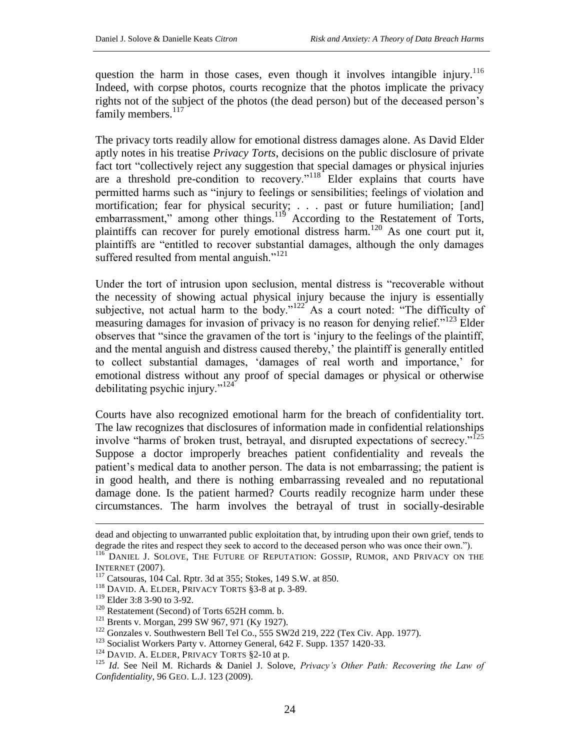question the harm in those cases, even though it involves intangible injury.[116] Indeed, with corpse photos, courts recognize that the photos implicate the privacy rights not of the subject of the photos (the dead person) but of the deceased person's family members.[117]

The privacy torts readily allow for emotional distress damages alone. As David Elder aptly notes in his treatise *Privacy Torts*, decisions on the public disclosure of private fact tort "collectively reject any suggestion that special damages or physical injuries are a threshold pre-condition to recovery."[118] Elder explains that courts have permitted harms such as "injury to feelings or sensibilities; feelings of violation and mortification; fear for physical security; . . . past or future humiliation; [and] embarrassment," among other things.[119] According to the Restatement of Torts, plaintiffs can recover for purely emotional distress harm.[120] As one court put it, plaintiffs are "entitled to recover substantial damages, although the only damages suffered resulted from mental anguish."[121]

Under the tort of intrusion upon seclusion, mental distress is "recoverable without the necessity of showing actual physical injury because the injury is essentially subjective, not actual harm to the body."[122] As a court noted: "The difficulty of measuring damages for invasion of privacy is no reason for denying relief."[123] Elder observes that "since the gravamen of the tort is 'injury to the feelings of the plaintiff, and the mental anguish and distress caused thereby,' the plaintiff is generally entitled to collect substantial damages, 'damages of real worth and importance,' for emotional distress without any proof of special damages or physical or otherwise debilitating psychic injury."[124]

Courts have also recognized emotional harm for the breach of confidentiality tort. The law recognizes that disclosures of information made in confidential relationships involve "harms of broken trust, betrayal, and disrupted expectations of secrecy."[125] Suppose a doctor improperly breaches patient confidentiality and reveals the patient's medical data to another person. The data is not embarrassing; the patient is in good health, and there is nothing embarrassing revealed and no reputational damage done. Is the patient harmed? Courts readily recognize harm under these circumstances. The harm involves the betrayal of trust in socially-desirable

---

dead and objecting to unwarranted public exploitation that, by intruding upon their own grief, tends to degrade the rites and respect they seek to accord to the deceased person who was once their own.").

[116] DANIEL J. SOLOVE, THE FUTURE OF REPUTATION: GOSSIP, RUMOR, AND PRIVACY ON THE INTERNET (2007).

[117] Catsouras, 104 Cal. Rptr. 3d at 355; Stokes, 149 S.W. at 850.

[118] DAVID. A. ELDER, PRIVACY TORTS §3-8 at p. 3-89.

[119] Elder 3:8 3-90 to 3-92.

[120] Restatement (Second) of Torts 652H comm. b.

[121] Brents v. Morgan, 299 SW 967, 971 (Ky 1927).

[122] Gonzales v. Southwestern Bell Tel Co., 555 SW2d 219, 222 (Tex Civ. App. 1977).

[123] Socialist Workers Party v. Attorney General, 642 F. Supp. 1357 1420-33.

[124] DAVID. A. ELDER, PRIVACY TORTS §2-10 at p.

[125] *Id*. See Neil M. Richards & Daniel J. Solove, *Privacy's Other Path: Recovering the Law of Confidentiality*, 96 GEO. L.J. 123 (2009).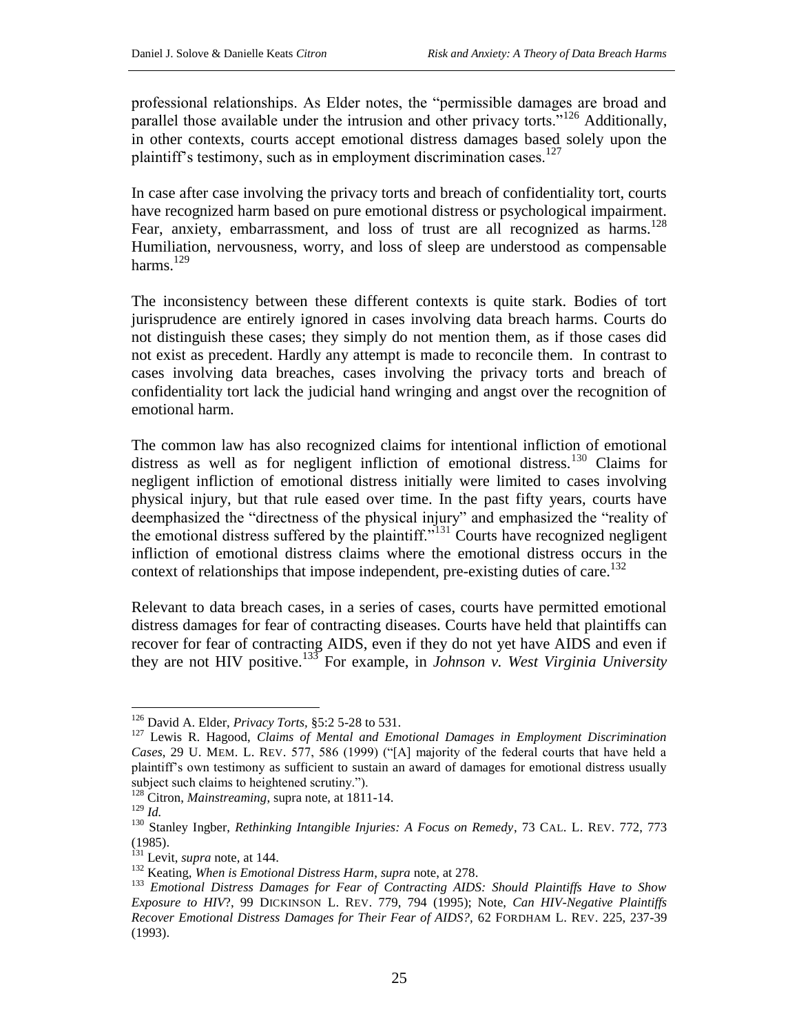professional relationships. As Elder notes, the "permissible damages are broad and parallel those available under the intrusion and other privacy torts."[126] Additionally, in other contexts, courts accept emotional distress damages based solely upon the plaintiff's testimony, such as in employment discrimination cases.[127]

In case after case involving the privacy torts and breach of confidentiality tort, courts have recognized harm based on pure emotional distress or psychological impairment. Fear, anxiety, embarrassment, and loss of trust are all recognized as harms.[128] Humiliation, nervousness, worry, and loss of sleep are understood as compensable harms.[129]

The inconsistency between these different contexts is quite stark. Bodies of tort jurisprudence are entirely ignored in cases involving data breach harms. Courts do not distinguish these cases; they simply do not mention them, as if those cases did not exist as precedent. Hardly any attempt is made to reconcile them. In contrast to cases involving data breaches, cases involving the privacy torts and breach of confidentiality tort lack the judicial hand wringing and angst over the recognition of emotional harm.

The common law has also recognized claims for intentional infliction of emotional distress as well as for negligent infliction of emotional distress.[130] Claims for negligent infliction of emotional distress initially were limited to cases involving physical injury, but that rule eased over time. In the past fifty years, courts have deemphasized the "directness of the physical injury" and emphasized the "reality of the emotional distress suffered by the plaintiff."[131] Courts have recognized negligent infliction of emotional distress claims where the emotional distress occurs in the context of relationships that impose independent, pre-existing duties of care.[132]

Relevant to data breach cases, in a series of cases, courts have permitted emotional distress damages for fear of contracting diseases. Courts have held that plaintiffs can recover for fear of contracting AIDS, even if they do not yet have AIDS and even if they are not HIV positive.[133] For example, in *Johnson v. West Virginia University*

---

[126] David A. Elder, *Privacy Torts*, §5:2 5-28 to 531.

[127] Lewis R. Hagood, *Claims of Mental and Emotional Damages in Employment Discrimination Cases*, 29 U. MEM. L. REV. 577, 586 (1999) ("[A] majority of the federal courts that have held a plaintiff's own testimony as sufficient to sustain an award of damages for emotional distress usually subject such claims to heightened scrutiny.").

[128] Citron, *Mainstreaming*, supra note, at 1811-14.

[129] *Id.*

[130] Stanley Ingber, *Rethinking Intangible Injuries: A Focus on Remedy*, 73 CAL. L. REV. 772, 773 (1985).

[131] Levit, *supra* note, at 144.

[132] Keating, *When is Emotional Distress Harm*, *supra* note, at 278.

[133] *Emotional Distress Damages for Fear of Contracting AIDS: Should Plaintiffs Have to Show Exposure to HIV*?, 99 DICKINSON L. REV. 779, 794 (1995); Note, *Can HIV-Negative Plaintiffs Recover Emotional Distress Damages for Their Fear of AIDS?*, 62 FORDHAM L. REV. 225, 237-39 (1993).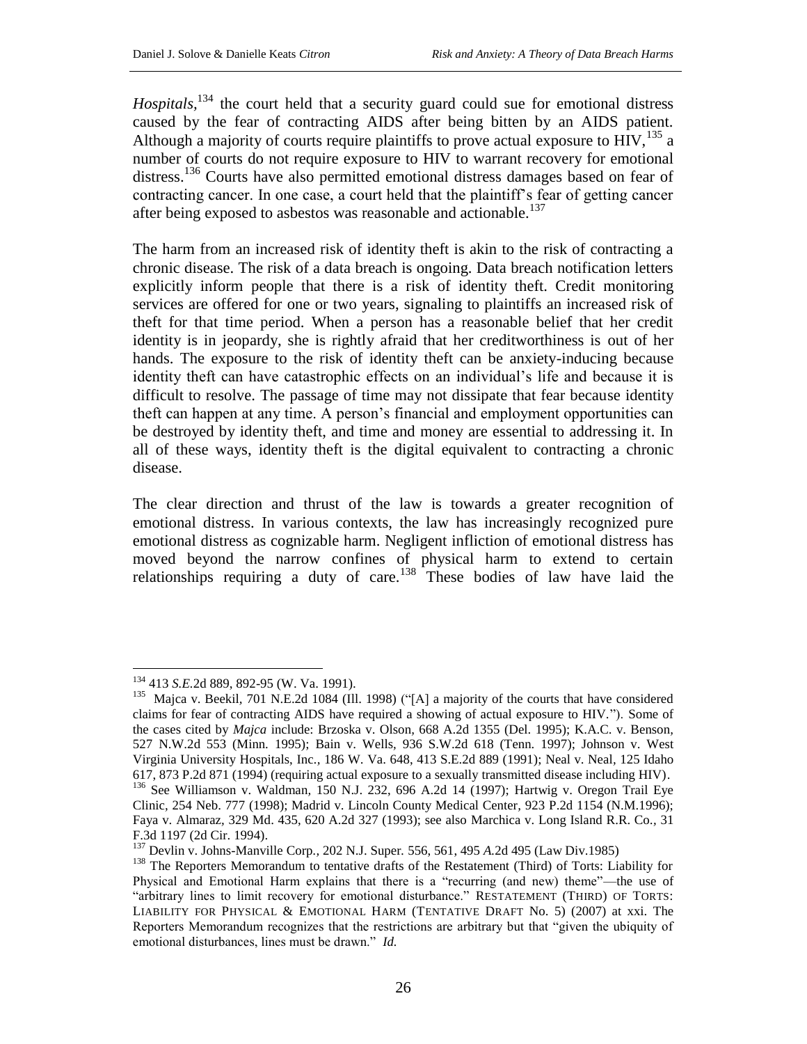*Hospitals*,[134] the court held that a security guard could sue for emotional distress caused by the fear of contracting AIDS after being bitten by an AIDS patient. Although a majority of courts require plaintiffs to prove actual exposure to HIV,[135] a number of courts do not require exposure to HIV to warrant recovery for emotional distress.[136] Courts have also permitted emotional distress damages based on fear of contracting cancer. In one case, a court held that the plaintiff's fear of getting cancer after being exposed to asbestos was reasonable and actionable.[137]

The harm from an increased risk of identity theft is akin to the risk of contracting a chronic disease. The risk of a data breach is ongoing. Data breach notification letters explicitly inform people that there is a risk of identity theft. Credit monitoring services are offered for one or two years, signaling to plaintiffs an increased risk of theft for that time period. When a person has a reasonable belief that her credit identity is in jeopardy, she is rightly afraid that her creditworthiness is out of her hands. The exposure to the risk of identity theft can be anxiety-inducing because identity theft can have catastrophic effects on an individual's life and because it is difficult to resolve. The passage of time may not dissipate that fear because identity theft can happen at any time. A person's financial and employment opportunities can be destroyed by identity theft, and time and money are essential to addressing it. In all of these ways, identity theft is the digital equivalent to contracting a chronic disease.

The clear direction and thrust of the law is towards a greater recognition of emotional distress. In various contexts, the law has increasingly recognized pure emotional distress as cognizable harm. Negligent infliction of emotional distress has moved beyond the narrow confines of physical harm to extend to certain relationships requiring a duty of care.[138] These bodies of law have laid the

---

[134] 413 *S.E.*2d 889, 892-95 (W. Va. 1991).

[135] Majca v. Beekil, 701 N.E.2d 1084 (Ill. 1998) ("[A] a majority of the courts that have considered claims for fear of contracting AIDS have required a showing of actual exposure to HIV."). Some of the cases cited by *Majca* include: Brzoska v. Olson, 668 A.2d 1355 (Del. 1995); K.A.C. v. Benson, 527 N.W.2d 553 (Minn. 1995); Bain v. Wells, 936 S.W.2d 618 (Tenn. 1997); Johnson v. West Virginia University Hospitals, Inc., 186 W. Va. 648, 413 S.E.2d 889 (1991); Neal v. Neal, 125 Idaho 617, 873 P.2d 871 (1994) (requiring actual exposure to a sexually transmitted disease including HIV).

[136] See Williamson v. Waldman, 150 N.J. 232, 696 A.2d 14 (1997); Hartwig v. Oregon Trail Eye Clinic, 254 Neb. 777 (1998); Madrid v. Lincoln County Medical Center, 923 P.2d 1154 (N.M.1996); Faya v. Almaraz, 329 Md. 435, 620 A.2d 327 (1993); see also Marchica v. Long Island R.R. Co., 31 F.3d 1197 (2d Cir. 1994).

[137] Devlin v. Johns-Manville Corp., 202 N.J. Super. 556, 561, 495 *A.*2d 495 (Law Div.1985)

[138] The Reporters Memorandum to tentative drafts of the Restatement (Third) of Torts: Liability for Physical and Emotional Harm explains that there is a "recurring (and new) theme"—the use of "arbitrary lines to limit recovery for emotional disturbance." RESTATEMENT (THIRD) OF TORTS: LIABILITY FOR PHYSICAL & EMOTIONAL HARM (TENTATIVE DRAFT No. 5) (2007) at xxi. The Reporters Memorandum recognizes that the restrictions are arbitrary but that "given the ubiquity of emotional disturbances, lines must be drawn." *Id.*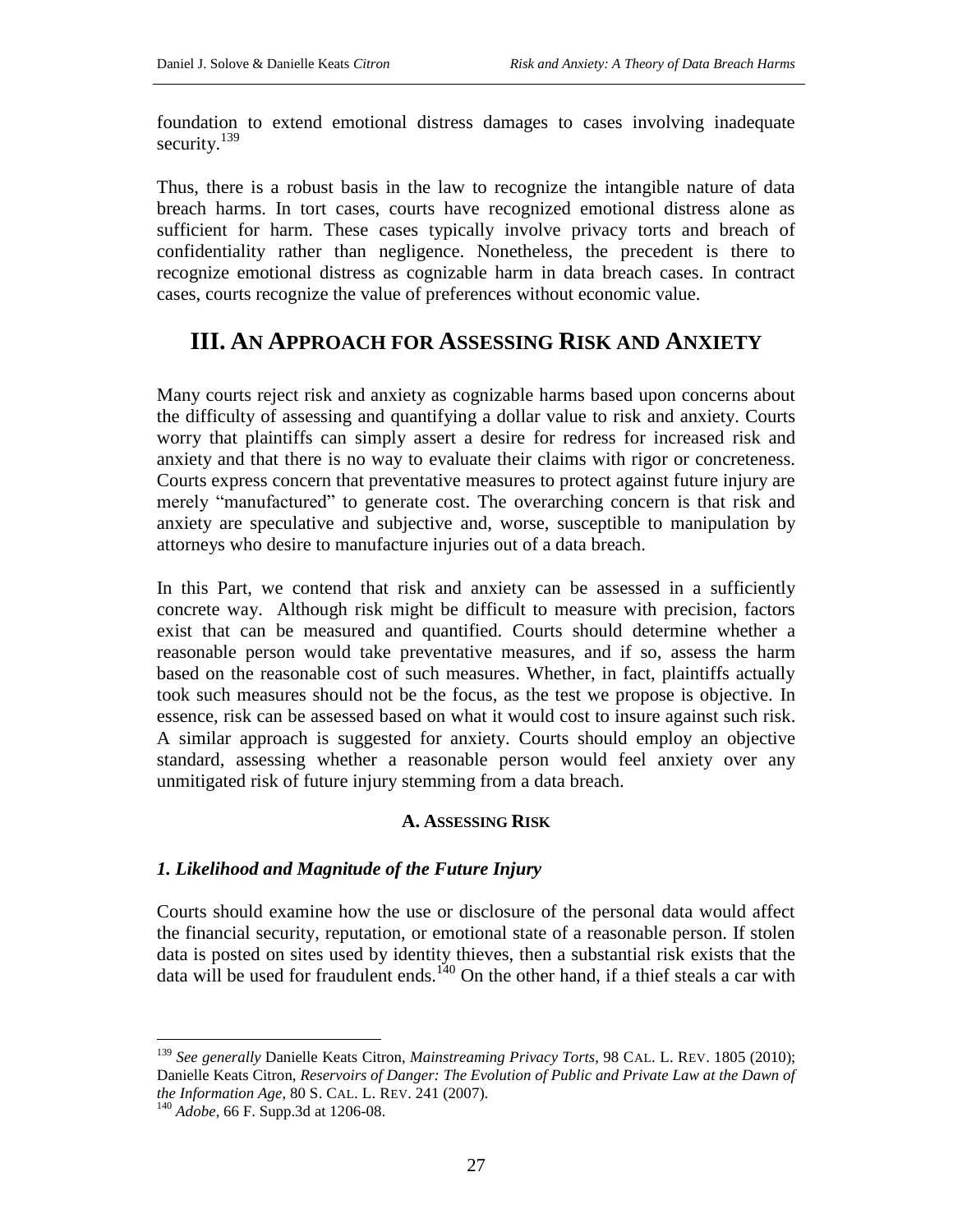foundation to extend emotional distress damages to cases involving inadequate security.[139]

Thus, there is a robust basis in the law to recognize the intangible nature of data breach harms. In tort cases, courts have recognized emotional distress alone as sufficient for harm. These cases typically involve privacy torts and breach of confidentiality rather than negligence. Nonetheless, the precedent is there to recognize emotional distress as cognizable harm in data breach cases. In contract cases, courts recognize the value of preferences without economic value.

## III. An Approach for Assessing Risk and Anxiety

Many courts reject risk and anxiety as cognizable harms based upon concerns about the difficulty of assessing and quantifying a dollar value to risk and anxiety. Courts worry that plaintiffs can simply assert a desire for redress for increased risk and anxiety and that there is no way to evaluate their claims with rigor or concreteness. Courts express concern that preventative measures to protect against future injury are merely "manufactured" to generate cost. The overarching concern is that risk and anxiety are speculative and subjective and, worse, susceptible to manipulation by attorneys who desire to manufacture injuries out of a data breach.

In this Part, we contend that risk and anxiety can be assessed in a sufficiently concrete way. Although risk might be difficult to measure with precision, factors exist that can be measured and quantified. Courts should determine whether a reasonable person would take preventative measures, and if so, assess the harm based on the reasonable cost of such measures. Whether, in fact, plaintiffs actually took such measures should not be the focus, as the test we propose is objective. In essence, risk can be assessed based on what it would cost to insure against such risk. A similar approach is suggested for anxiety. Courts should employ an objective standard, assessing whether a reasonable person would feel anxiety over any unmitigated risk of future injury stemming from a data breach.

### A. Assessing Risk

#### *1. Likelihood and Magnitude of the Future Injury*

Courts should examine how the use or disclosure of the personal data would affect the financial security, reputation, or emotional state of a reasonable person. If stolen data is posted on sites used by identity thieves, then a substantial risk exists that the data will be used for fraudulent ends.[140] On the other hand, if a thief steals a car with

---

[139] *See generally* Danielle Keats Citron, *Mainstreaming Privacy Torts*, 98 CAL. L. REV. 1805 (2010); Danielle Keats Citron, *Reservoirs of Danger: The Evolution of Public and Private Law at the Dawn of the Information Age*, 80 S. CAL. L. REV. 241 (2007).

[140] *Adobe*, 66 F. Supp.3d at 1206-08.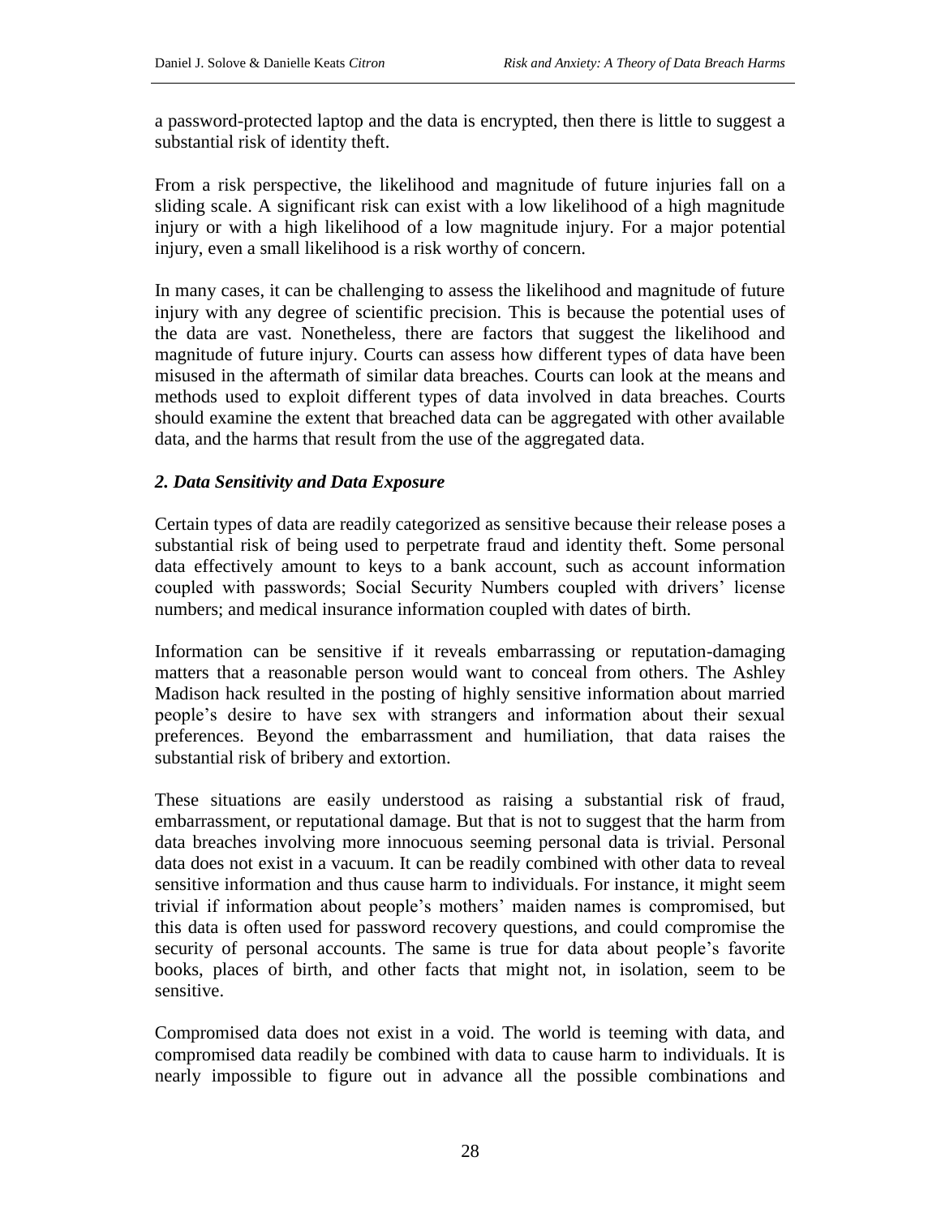a password-protected laptop and the data is encrypted, then there is little to suggest a substantial risk of identity theft.

From a risk perspective, the likelihood and magnitude of future injuries fall on a sliding scale. A significant risk can exist with a low likelihood of a high magnitude injury or with a high likelihood of a low magnitude injury. For a major potential injury, even a small likelihood is a risk worthy of concern.

In many cases, it can be challenging to assess the likelihood and magnitude of future injury with any degree of scientific precision. This is because the potential uses of the data are vast. Nonetheless, there are factors that suggest the likelihood and magnitude of future injury. Courts can assess how different types of data have been misused in the aftermath of similar data breaches. Courts can look at the means and methods used to exploit different types of data involved in data breaches. Courts should examine the extent that breached data can be aggregated with other available data, and the harms that result from the use of the aggregated data.

### *2. Data Sensitivity and Data Exposure*

Certain types of data are readily categorized as sensitive because their release poses a substantial risk of being used to perpetrate fraud and identity theft. Some personal data effectively amount to keys to a bank account, such as account information coupled with passwords; Social Security Numbers coupled with drivers' license numbers; and medical insurance information coupled with dates of birth.

Information can be sensitive if it reveals embarrassing or reputation-damaging matters that a reasonable person would want to conceal from others. The Ashley Madison hack resulted in the posting of highly sensitive information about married people's desire to have sex with strangers and information about their sexual preferences. Beyond the embarrassment and humiliation, that data raises the substantial risk of bribery and extortion.

These situations are easily understood as raising a substantial risk of fraud, embarrassment, or reputational damage. But that is not to suggest that the harm from data breaches involving more innocuous seeming personal data is trivial. Personal data does not exist in a vacuum. It can be readily combined with other data to reveal sensitive information and thus cause harm to individuals. For instance, it might seem trivial if information about people's mothers' maiden names is compromised, but this data is often used for password recovery questions, and could compromise the security of personal accounts. The same is true for data about people's favorite books, places of birth, and other facts that might not, in isolation, seem to be sensitive.

Compromised data does not exist in a void. The world is teeming with data, and compromised data readily be combined with data to cause harm to individuals. It is nearly impossible to figure out in advance all the possible combinations and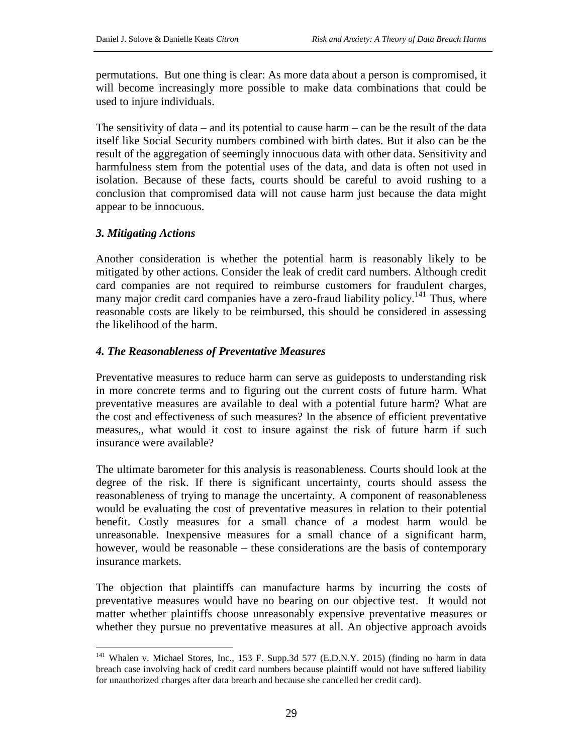permutations. But one thing is clear: As more data about a person is compromised, it will become increasingly more possible to make data combinations that could be used to injure individuals.

The sensitivity of data – and its potential to cause harm – can be the result of the data itself like Social Security numbers combined with birth dates. But it also can be the result of the aggregation of seemingly innocuous data with other data. Sensitivity and harmfulness stem from the potential uses of the data, and data is often not used in isolation. Because of these facts, courts should be careful to avoid rushing to a conclusion that compromised data will not cause harm just because the data might appear to be innocuous.

### *3. Mitigating Actions*

Another consideration is whether the potential harm is reasonably likely to be mitigated by other actions. Consider the leak of credit card numbers. Although credit card companies are not required to reimburse customers for fraudulent charges, many major credit card companies have a zero-fraud liability policy.[141] Thus, where reasonable costs are likely to be reimbursed, this should be considered in assessing the likelihood of the harm.

### *4. The Reasonableness of Preventative Measures*

Preventative measures to reduce harm can serve as guideposts to understanding risk in more concrete terms and to figuring out the current costs of future harm. What preventative measures are available to deal with a potential future harm? What are the cost and effectiveness of such measures? In the absence of efficient preventative measures,, what would it cost to insure against the risk of future harm if such insurance were available?

The ultimate barometer for this analysis is reasonableness. Courts should look at the degree of the risk. If there is significant uncertainty, courts should assess the reasonableness of trying to manage the uncertainty. A component of reasonableness would be evaluating the cost of preventative measures in relation to their potential benefit. Costly measures for a small chance of a modest harm would be unreasonable. Inexpensive measures for a small chance of a significant harm, however, would be reasonable – these considerations are the basis of contemporary insurance markets.

The objection that plaintiffs can manufacture harms by incurring the costs of preventative measures would have no bearing on our objective test. It would not matter whether plaintiffs choose unreasonably expensive preventative measures or whether they pursue no preventative measures at all. An objective approach avoids

---

[141] Whalen v. Michael Stores, Inc., 153 F. Supp.3d 577 (E.D.N.Y. 2015) (finding no harm in data breach case involving hack of credit card numbers because plaintiff would not have suffered liability for unauthorized charges after data breach and because she cancelled her credit card).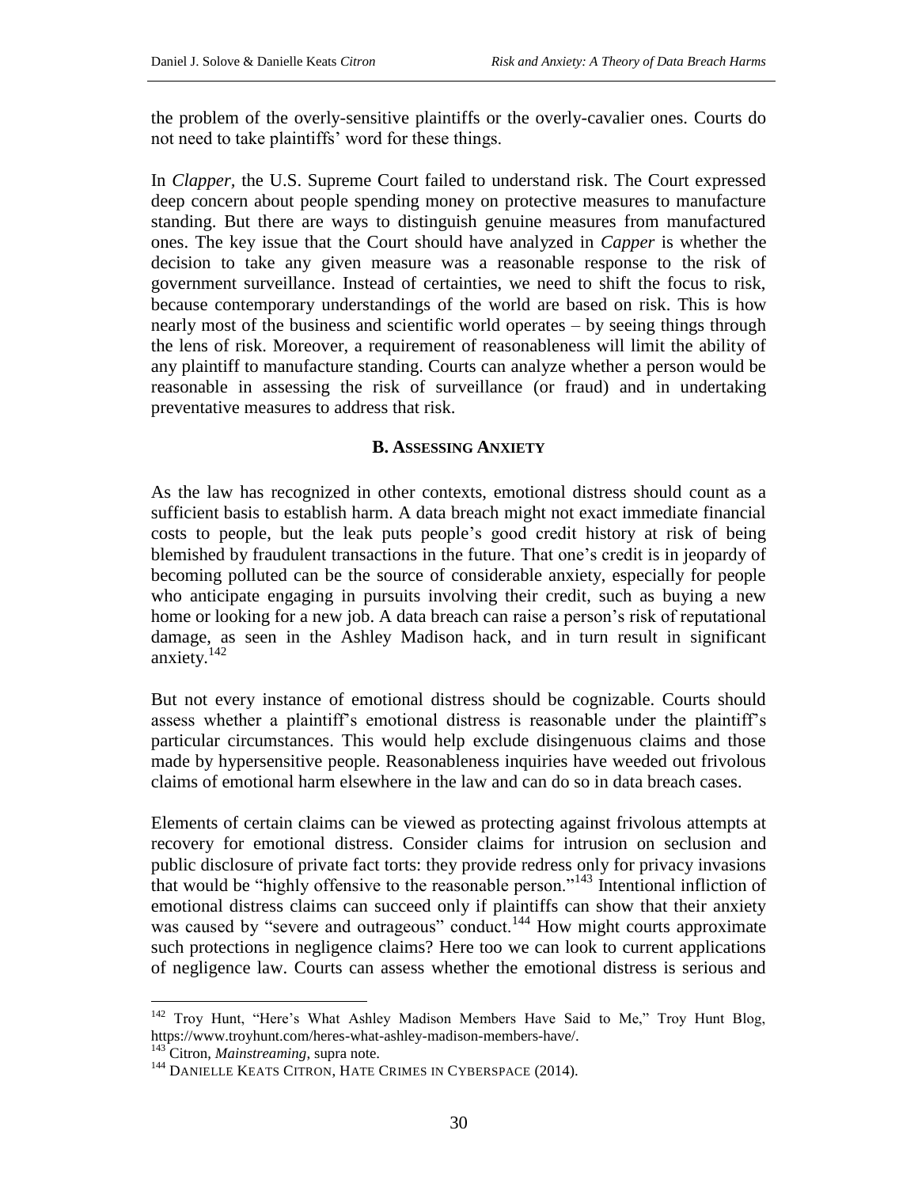the problem of the overly-sensitive plaintiffs or the overly-cavalier ones. Courts do not need to take plaintiffs' word for these things.

In *Clapper*, the U.S. Supreme Court failed to understand risk. The Court expressed deep concern about people spending money on protective measures to manufacture standing. But there are ways to distinguish genuine measures from manufactured ones. The key issue that the Court should have analyzed in *Capper* is whether the decision to take any given measure was a reasonable response to the risk of government surveillance. Instead of certainties, we need to shift the focus to risk, because contemporary understandings of the world are based on risk. This is how nearly most of the business and scientific world operates – by seeing things through the lens of risk. Moreover, a requirement of reasonableness will limit the ability of any plaintiff to manufacture standing. Courts can analyze whether a person would be reasonable in assessing the risk of surveillance (or fraud) and in undertaking preventative measures to address that risk.

### B. Assessing Anxiety

As the law has recognized in other contexts, emotional distress should count as a sufficient basis to establish harm. A data breach might not exact immediate financial costs to people, but the leak puts people's good credit history at risk of being blemished by fraudulent transactions in the future. That one's credit is in jeopardy of becoming polluted can be the source of considerable anxiety, especially for people who anticipate engaging in pursuits involving their credit, such as buying a new home or looking for a new job. A data breach can raise a person's risk of reputational damage, as seen in the Ashley Madison hack, and in turn result in significant anxiety.[142]

But not every instance of emotional distress should be cognizable. Courts should assess whether a plaintiff's emotional distress is reasonable under the plaintiff's particular circumstances. This would help exclude disingenuous claims and those made by hypersensitive people. Reasonableness inquiries have weeded out frivolous claims of emotional harm elsewhere in the law and can do so in data breach cases.

Elements of certain claims can be viewed as protecting against frivolous attempts at recovery for emotional distress. Consider claims for intrusion on seclusion and public disclosure of private fact torts: they provide redress only for privacy invasions that would be "highly offensive to the reasonable person."[143] Intentional infliction of emotional distress claims can succeed only if plaintiffs can show that their anxiety was caused by "severe and outrageous" conduct.[144] How might courts approximate such protections in negligence claims? Here too we can look to current applications of negligence law. Courts can assess whether the emotional distress is serious and

---

[142] Troy Hunt, "Here's What Ashley Madison Members Have Said to Me," Troy Hunt Blog, https://www.troyhunt.com/heres-what-ashley-madison-members-have/.

[143] Citron, *Mainstreaming*, supra note.

[144] Danielle Keats Citron, Hate Crimes in Cyberspace (2014).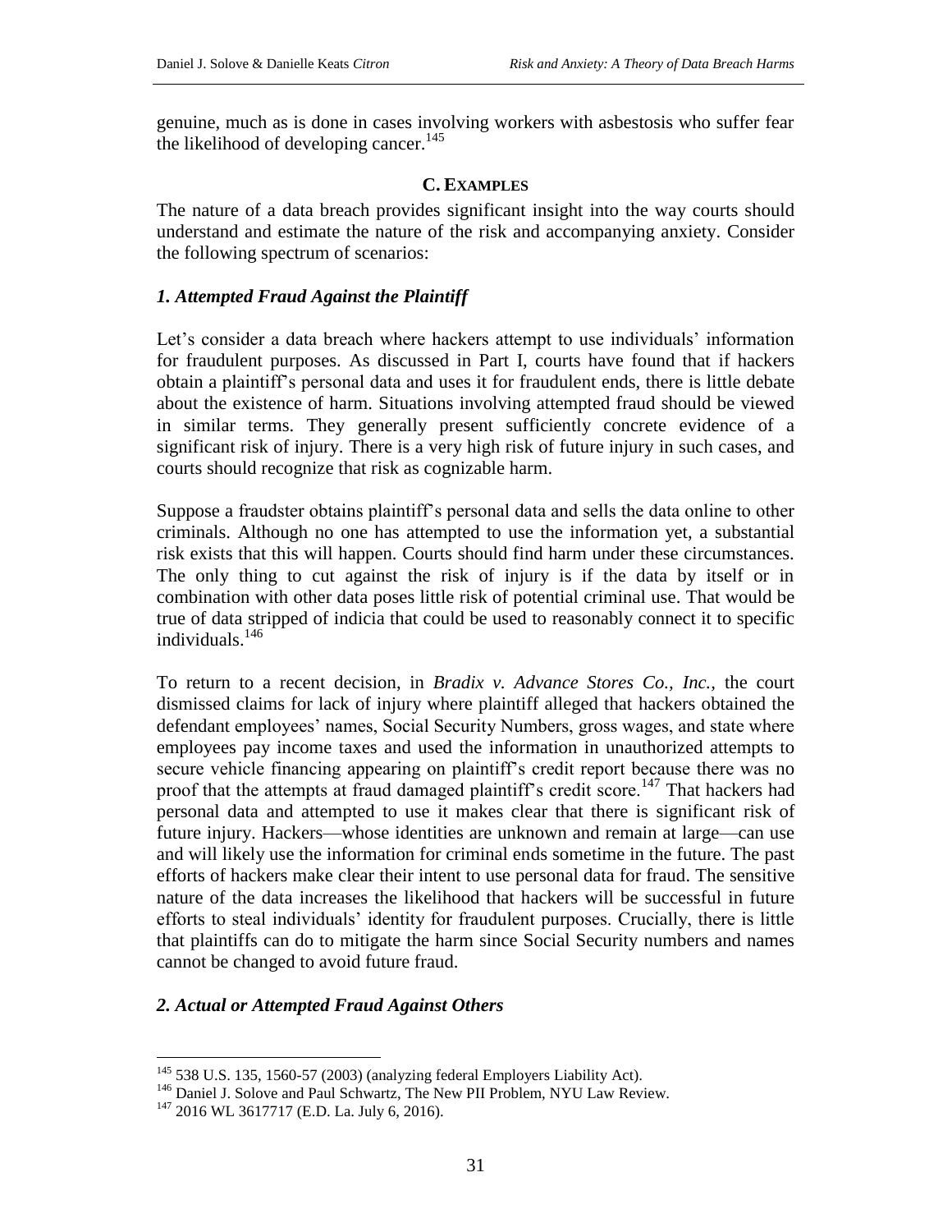genuine, much as is done in cases involving workers with asbestosis who suffer fear the likelihood of developing cancer.[145]

## C. EXAMPLES

The nature of a data breach provides significant insight into the way courts should understand and estimate the nature of the risk and accompanying anxiety. Consider the following spectrum of scenarios:

### *1. Attempted Fraud Against the Plaintiff*

Let's consider a data breach where hackers attempt to use individuals' information for fraudulent purposes. As discussed in Part I, courts have found that if hackers obtain a plaintiff's personal data and uses it for fraudulent ends, there is little debate about the existence of harm. Situations involving attempted fraud should be viewed in similar terms. They generally present sufficiently concrete evidence of a significant risk of injury. There is a very high risk of future injury in such cases, and courts should recognize that risk as cognizable harm.

Suppose a fraudster obtains plaintiff's personal data and sells the data online to other criminals. Although no one has attempted to use the information yet, a substantial risk exists that this will happen. Courts should find harm under these circumstances. The only thing to cut against the risk of injury is if the data by itself or in combination with other data poses little risk of potential criminal use. That would be true of data stripped of indicia that could be used to reasonably connect it to specific individuals.[146]

To return to a recent decision, in *Bradix v. Advance Stores Co., Inc.*, the court dismissed claims for lack of injury where plaintiff alleged that hackers obtained the defendant employees' names, Social Security Numbers, gross wages, and state where employees pay income taxes and used the information in unauthorized attempts to secure vehicle financing appearing on plaintiff's credit report because there was no proof that the attempts at fraud damaged plaintiff's credit score.[147] That hackers had personal data and attempted to use it makes clear that there is significant risk of future injury. Hackers—whose identities are unknown and remain at large—can use and will likely use the information for criminal ends sometime in the future. The past efforts of hackers make clear their intent to use personal data for fraud. The sensitive nature of the data increases the likelihood that hackers will be successful in future efforts to steal individuals' identity for fraudulent purposes. Crucially, there is little that plaintiffs can do to mitigate the harm since Social Security numbers and names cannot be changed to avoid future fraud.

### *2. Actual or Attempted Fraud Against Others*

---

[145] 538 U.S. 135, 1560-57 (2003) (analyzing federal Employers Liability Act).

[146] Daniel J. Solove and Paul Schwartz, The New PII Problem, NYU Law Review.

[147] 2016 WL 3617717 (E.D. La. July 6, 2016).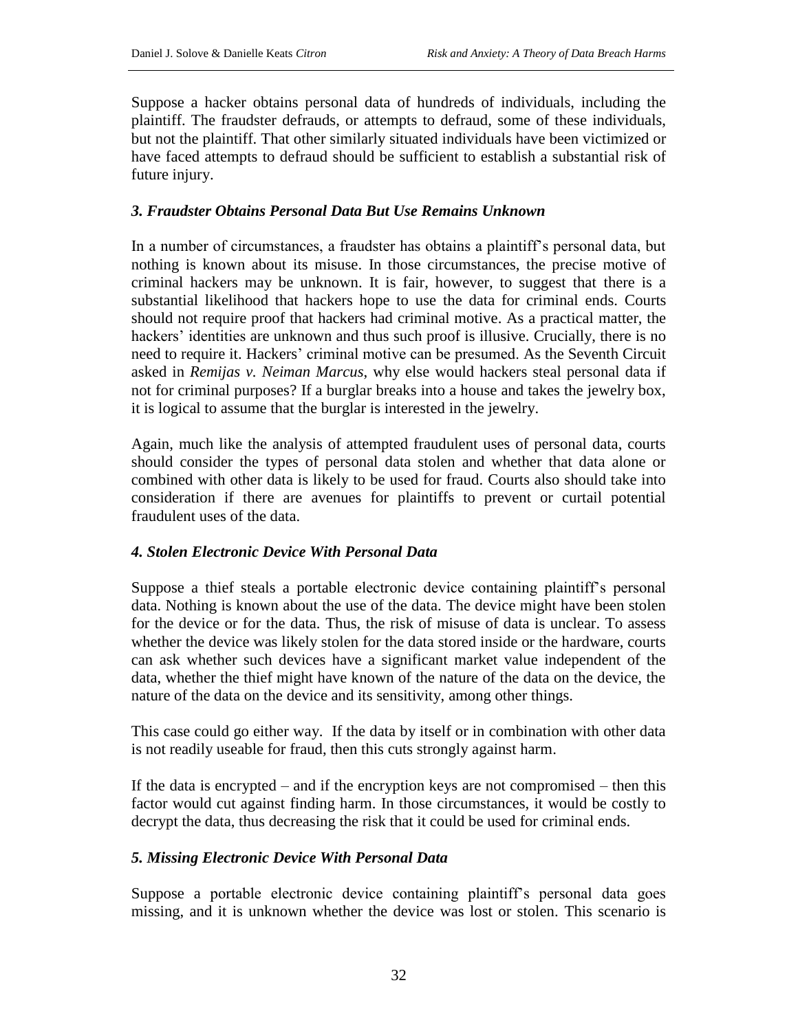Suppose a hacker obtains personal data of hundreds of individuals, including the plaintiff. The fraudster defrauds, or attempts to defraud, some of these individuals, but not the plaintiff. That other similarly situated individuals have been victimized or have faced attempts to defraud should be sufficient to establish a substantial risk of future injury.

### *3. Fraudster Obtains Personal Data But Use Remains Unknown*

In a number of circumstances, a fraudster has obtains a plaintiff's personal data, but nothing is known about its misuse. In those circumstances, the precise motive of criminal hackers may be unknown. It is fair, however, to suggest that there is a substantial likelihood that hackers hope to use the data for criminal ends. Courts should not require proof that hackers had criminal motive. As a practical matter, the hackers' identities are unknown and thus such proof is illusive. Crucially, there is no need to require it. Hackers' criminal motive can be presumed. As the Seventh Circuit asked in *Remijas v. Neiman Marcus*, why else would hackers steal personal data if not for criminal purposes? If a burglar breaks into a house and takes the jewelry box, it is logical to assume that the burglar is interested in the jewelry.

Again, much like the analysis of attempted fraudulent uses of personal data, courts should consider the types of personal data stolen and whether that data alone or combined with other data is likely to be used for fraud. Courts also should take into consideration if there are avenues for plaintiffs to prevent or curtail potential fraudulent uses of the data.

### *4. Stolen Electronic Device With Personal Data*

Suppose a thief steals a portable electronic device containing plaintiff's personal data. Nothing is known about the use of the data. The device might have been stolen for the device or for the data. Thus, the risk of misuse of data is unclear. To assess whether the device was likely stolen for the data stored inside or the hardware, courts can ask whether such devices have a significant market value independent of the data, whether the thief might have known of the nature of the data on the device, the nature of the data on the device and its sensitivity, among other things.

This case could go either way. If the data by itself or in combination with other data is not readily useable for fraud, then this cuts strongly against harm.

If the data is encrypted – and if the encryption keys are not compromised – then this factor would cut against finding harm. In those circumstances, it would be costly to decrypt the data, thus decreasing the risk that it could be used for criminal ends.

### *5. Missing Electronic Device With Personal Data*

Suppose a portable electronic device containing plaintiff's personal data goes missing, and it is unknown whether the device was lost or stolen. This scenario is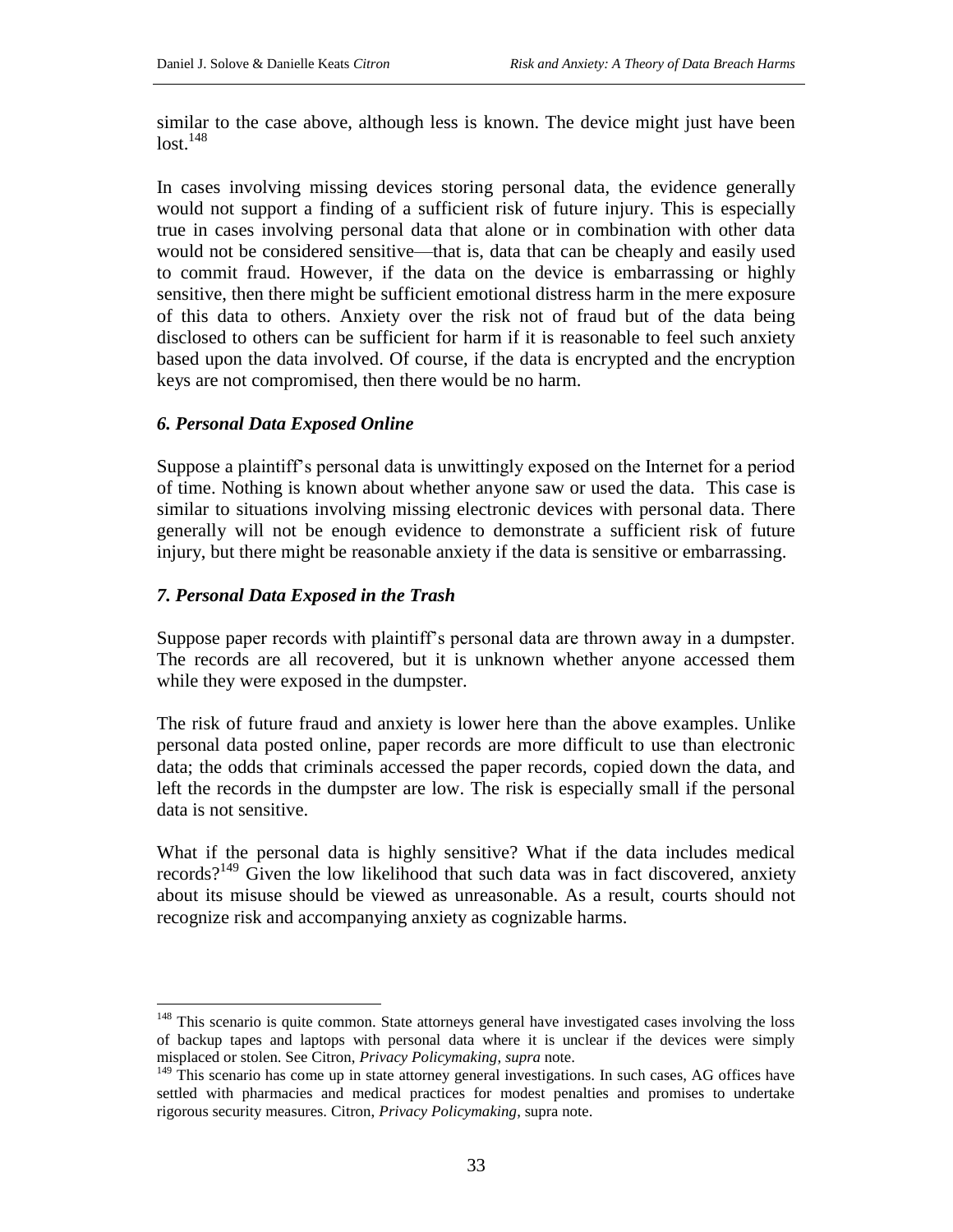similar to the case above, although less is known. The device might just have been lost.[148]

In cases involving missing devices storing personal data, the evidence generally would not support a finding of a sufficient risk of future injury. This is especially true in cases involving personal data that alone or in combination with other data would not be considered sensitive—that is, data that can be cheaply and easily used to commit fraud. However, if the data on the device is embarrassing or highly sensitive, then there might be sufficient emotional distress harm in the mere exposure of this data to others. Anxiety over the risk not of fraud but of the data being disclosed to others can be sufficient for harm if it is reasonable to feel such anxiety based upon the data involved. Of course, if the data is encrypted and the encryption keys are not compromised, then there would be no harm.

### *6. Personal Data Exposed Online*

Suppose a plaintiff's personal data is unwittingly exposed on the Internet for a period of time. Nothing is known about whether anyone saw or used the data. This case is similar to situations involving missing electronic devices with personal data. There generally will not be enough evidence to demonstrate a sufficient risk of future injury, but there might be reasonable anxiety if the data is sensitive or embarrassing.

### *7. Personal Data Exposed in the Trash*

Suppose paper records with plaintiff's personal data are thrown away in a dumpster. The records are all recovered, but it is unknown whether anyone accessed them while they were exposed in the dumpster.

The risk of future fraud and anxiety is lower here than the above examples. Unlike personal data posted online, paper records are more difficult to use than electronic data; the odds that criminals accessed the paper records, copied down the data, and left the records in the dumpster are low. The risk is especially small if the personal data is not sensitive.

What if the personal data is highly sensitive? What if the data includes medical records?[149] Given the low likelihood that such data was in fact discovered, anxiety about its misuse should be viewed as unreasonable. As a result, courts should not recognize risk and accompanying anxiety as cognizable harms.

---

[148] This scenario is quite common. State attorneys general have investigated cases involving the loss of backup tapes and laptops with personal data where it is unclear if the devices were simply misplaced or stolen. See Citron, *Privacy Policymaking*, *supra* note.

[149] This scenario has come up in state attorney general investigations. In such cases, AG offices have settled with pharmacies and medical practices for modest penalties and promises to undertake rigorous security measures. Citron, *Privacy Policymaking*, supra note.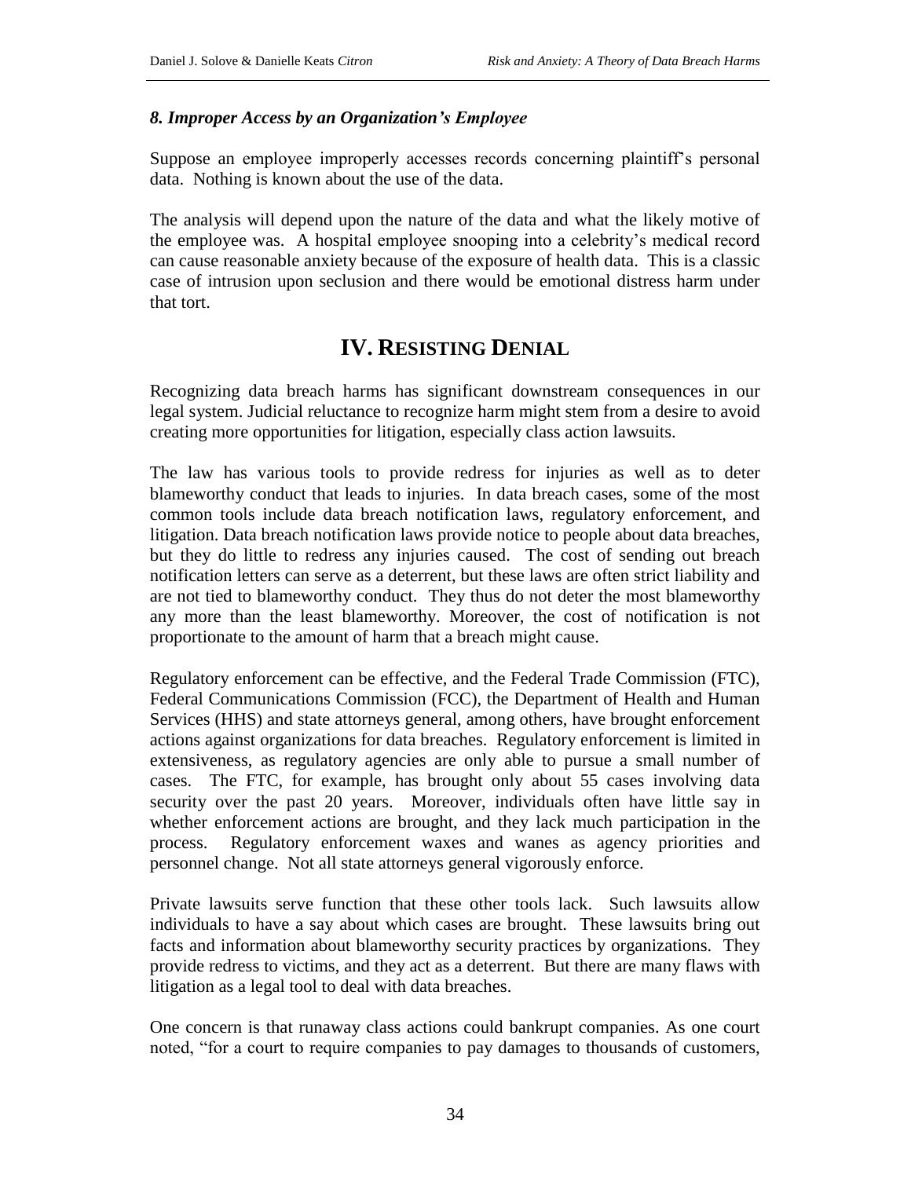### *8. Improper Access by an Organization's Employee*

Suppose an employee improperly accesses records concerning plaintiff's personal data. Nothing is known about the use of the data.

The analysis will depend upon the nature of the data and what the likely motive of the employee was. A hospital employee snooping into a celebrity's medical record can cause reasonable anxiety because of the exposure of health data. This is a classic case of intrusion upon seclusion and there would be emotional distress harm under that tort.

## IV. RESISTING DENIAL

Recognizing data breach harms has significant downstream consequences in our legal system. Judicial reluctance to recognize harm might stem from a desire to avoid creating more opportunities for litigation, especially class action lawsuits.

The law has various tools to provide redress for injuries as well as to deter blameworthy conduct that leads to injuries. In data breach cases, some of the most common tools include data breach notification laws, regulatory enforcement, and litigation. Data breach notification laws provide notice to people about data breaches, but they do little to redress any injuries caused. The cost of sending out breach notification letters can serve as a deterrent, but these laws are often strict liability and are not tied to blameworthy conduct. They thus do not deter the most blameworthy any more than the least blameworthy. Moreover, the cost of notification is not proportionate to the amount of harm that a breach might cause.

Regulatory enforcement can be effective, and the Federal Trade Commission (FTC), Federal Communications Commission (FCC), the Department of Health and Human Services (HHS) and state attorneys general, among others, have brought enforcement actions against organizations for data breaches. Regulatory enforcement is limited in extensiveness, as regulatory agencies are only able to pursue a small number of cases. The FTC, for example, has brought only about 55 cases involving data security over the past 20 years. Moreover, individuals often have little say in whether enforcement actions are brought, and they lack much participation in the process. Regulatory enforcement waxes and wanes as agency priorities and personnel change. Not all state attorneys general vigorously enforce.

Private lawsuits serve function that these other tools lack. Such lawsuits allow individuals to have a say about which cases are brought. These lawsuits bring out facts and information about blameworthy security practices by organizations. They provide redress to victims, and they act as a deterrent. But there are many flaws with litigation as a legal tool to deal with data breaches.

One concern is that runaway class actions could bankrupt companies. As one court noted, "for a court to require companies to pay damages to thousands of customers,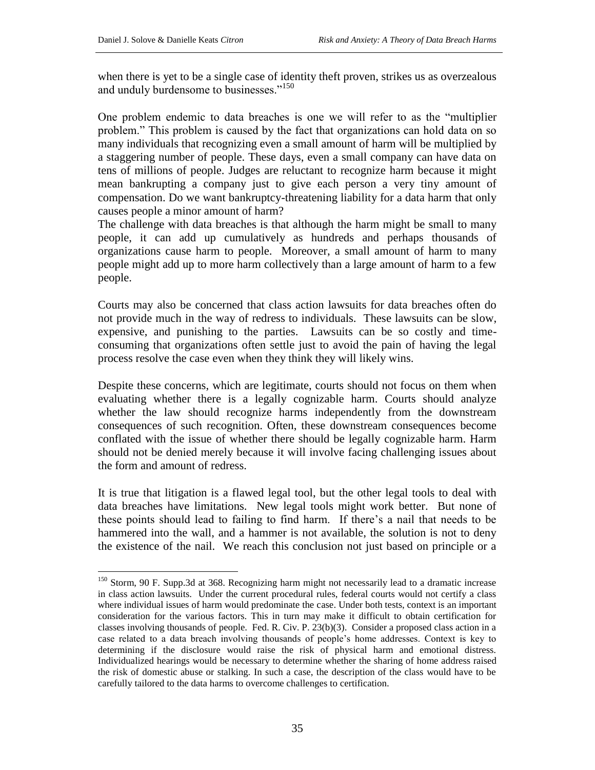when there is yet to be a single case of identity theft proven, strikes us as overzealous and unduly burdensome to businesses."[150]

One problem endemic to data breaches is one we will refer to as the "multiplier problem." This problem is caused by the fact that organizations can hold data on so many individuals that recognizing even a small amount of harm will be multiplied by a staggering number of people. These days, even a small company can have data on tens of millions of people. Judges are reluctant to recognize harm because it might mean bankrupting a company just to give each person a very tiny amount of compensation. Do we want bankruptcy-threatening liability for a data harm that only causes people a minor amount of harm?

The challenge with data breaches is that although the harm might be small to many people, it can add up cumulatively as hundreds and perhaps thousands of organizations cause harm to people. Moreover, a small amount of harm to many people might add up to more harm collectively than a large amount of harm to a few people.

Courts may also be concerned that class action lawsuits for data breaches often do not provide much in the way of redress to individuals. These lawsuits can be slow, expensive, and punishing to the parties. Lawsuits can be so costly and time-consuming that organizations often settle just to avoid the pain of having the legal process resolve the case even when they think they will likely wins.

Despite these concerns, which are legitimate, courts should not focus on them when evaluating whether there is a legally cognizable harm. Courts should analyze whether the law should recognize harms independently from the downstream consequences of such recognition. Often, these downstream consequences become conflated with the issue of whether there should be legally cognizable harm. Harm should not be denied merely because it will involve facing challenging issues about the form and amount of redress.

It is true that litigation is a flawed legal tool, but the other legal tools to deal with data breaches have limitations. New legal tools might work better. But none of these points should lead to failing to find harm. If there's a nail that needs to be hammered into the wall, and a hammer is not available, the solution is not to deny the existence of the nail. We reach this conclusion not just based on principle or a

---

[150] Storm, 90 F. Supp.3d at 368. Recognizing harm might not necessarily lead to a dramatic increase in class action lawsuits. Under the current procedural rules, federal courts would not certify a class where individual issues of harm would predominate the case. Under both tests, context is an important consideration for the various factors. This in turn may make it difficult to obtain certification for classes involving thousands of people. Fed. R. Civ. P. 23(b)(3). Consider a proposed class action in a case related to a data breach involving thousands of people's home addresses. Context is key to determining if the disclosure would raise the risk of physical harm and emotional distress. Individualized hearings would be necessary to determine whether the sharing of home address raised the risk of domestic abuse or stalking. In such a case, the description of the class would have to be carefully tailored to the data harms to overcome challenges to certification.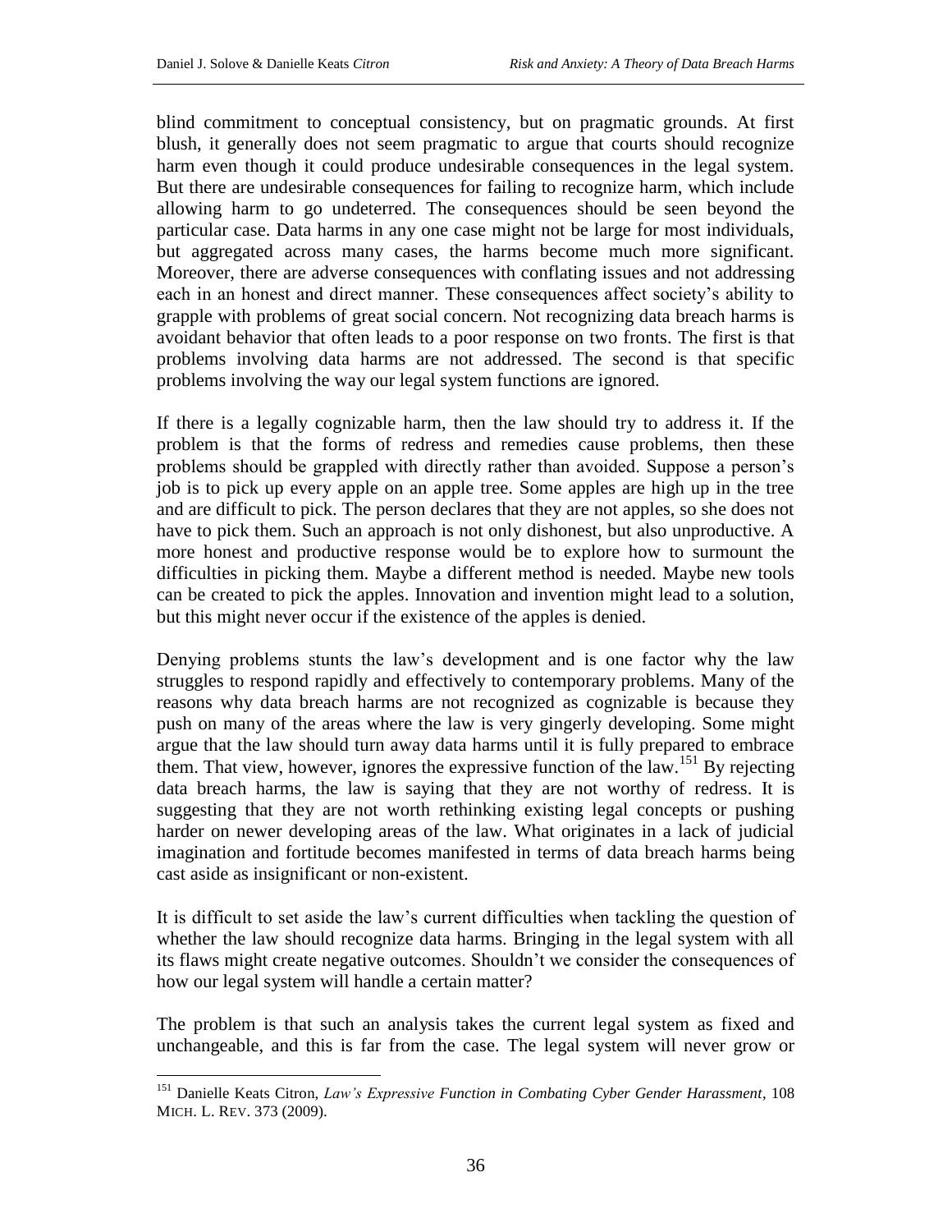blind commitment to conceptual consistency, but on pragmatic grounds. At first blush, it generally does not seem pragmatic to argue that courts should recognize harm even though it could produce undesirable consequences in the legal system. But there are undesirable consequences for failing to recognize harm, which include allowing harm to go undeterred. The consequences should be seen beyond the particular case. Data harms in any one case might not be large for most individuals, but aggregated across many cases, the harms become much more significant. Moreover, there are adverse consequences with conflating issues and not addressing each in an honest and direct manner. These consequences affect society's ability to grapple with problems of great social concern. Not recognizing data breach harms is avoidant behavior that often leads to a poor response on two fronts. The first is that problems involving data harms are not addressed. The second is that specific problems involving the way our legal system functions are ignored.

If there is a legally cognizable harm, then the law should try to address it. If the problem is that the forms of redress and remedies cause problems, then these problems should be grappled with directly rather than avoided. Suppose a person's job is to pick up every apple on an apple tree. Some apples are high up in the tree and are difficult to pick. The person declares that they are not apples, so she does not have to pick them. Such an approach is not only dishonest, but also unproductive. A more honest and productive response would be to explore how to surmount the difficulties in picking them. Maybe a different method is needed. Maybe new tools can be created to pick the apples. Innovation and invention might lead to a solution, but this might never occur if the existence of the apples is denied.

Denying problems stunts the law's development and is one factor why the law struggles to respond rapidly and effectively to contemporary problems. Many of the reasons why data breach harms are not recognized as cognizable is because they push on many of the areas where the law is very gingerly developing. Some might argue that the law should turn away data harms until it is fully prepared to embrace them. That view, however, ignores the expressive function of the law.[151] By rejecting data breach harms, the law is saying that they are not worthy of redress. It is suggesting that they are not worth rethinking existing legal concepts or pushing harder on newer developing areas of the law. What originates in a lack of judicial imagination and fortitude becomes manifested in terms of data breach harms being cast aside as insignificant or non-existent.

It is difficult to set aside the law's current difficulties when tackling the question of whether the law should recognize data harms. Bringing in the legal system with all its flaws might create negative outcomes. Shouldn't we consider the consequences of how our legal system will handle a certain matter?

The problem is that such an analysis takes the current legal system as fixed and unchangeable, and this is far from the case. The legal system will never grow or

[151] Danielle Keats Citron, *Law's Expressive Function in Combating Cyber Gender Harassment*, 108 MICH. L. REV. 373 (2009).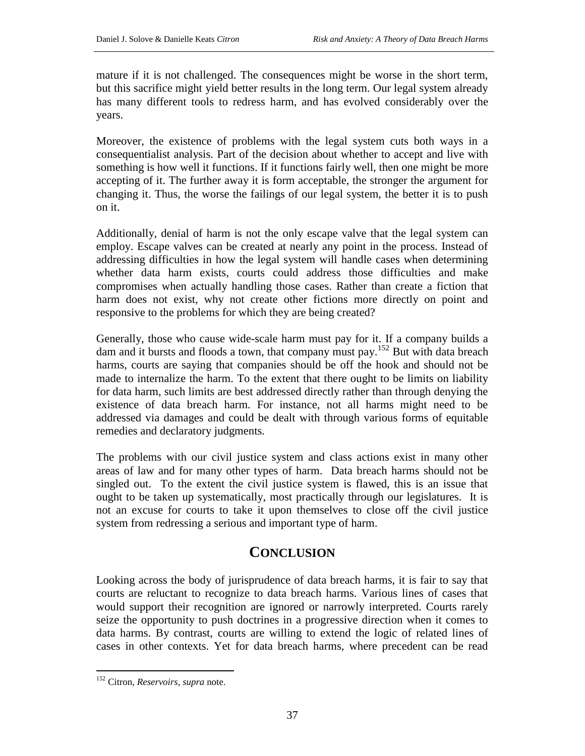mature if it is not challenged. The consequences might be worse in the short term, but this sacrifice might yield better results in the long term. Our legal system already has many different tools to redress harm, and has evolved considerably over the years.

Moreover, the existence of problems with the legal system cuts both ways in a consequentialist analysis. Part of the decision about whether to accept and live with something is how well it functions. If it functions fairly well, then one might be more accepting of it. The further away it is form acceptable, the stronger the argument for changing it. Thus, the worse the failings of our legal system, the better it is to push on it.

Additionally, denial of harm is not the only escape valve that the legal system can employ. Escape valves can be created at nearly any point in the process. Instead of addressing difficulties in how the legal system will handle cases when determining whether data harm exists, courts could address those difficulties and make compromises when actually handling those cases. Rather than create a fiction that harm does not exist, why not create other fictions more directly on point and responsive to the problems for which they are being created?

Generally, those who cause wide-scale harm must pay for it. If a company builds a dam and it bursts and floods a town, that company must pay.[152] But with data breach harms, courts are saying that companies should be off the hook and should not be made to internalize the harm. To the extent that there ought to be limits on liability for data harm, such limits are best addressed directly rather than through denying the existence of data breach harm. For instance, not all harms might need to be addressed via damages and could be dealt with through various forms of equitable remedies and declaratory judgments.

The problems with our civil justice system and class actions exist in many other areas of law and for many other types of harm. Data breach harms should not be singled out. To the extent the civil justice system is flawed, this is an issue that ought to be taken up systematically, most practically through our legislatures. It is not an excuse for courts to take it upon themselves to close off the civil justice system from redressing a serious and important type of harm.

## CONCLUSION

Looking across the body of jurisprudence of data breach harms, it is fair to say that courts are reluctant to recognize to data breach harms. Various lines of cases that would support their recognition are ignored or narrowly interpreted. Courts rarely seize the opportunity to push doctrines in a progressive direction when it comes to data harms. By contrast, courts are willing to extend the logic of related lines of cases in other contexts. Yet for data breach harms, where precedent can be read

---

[152] Citron, *Reservoirs*, *supra* note.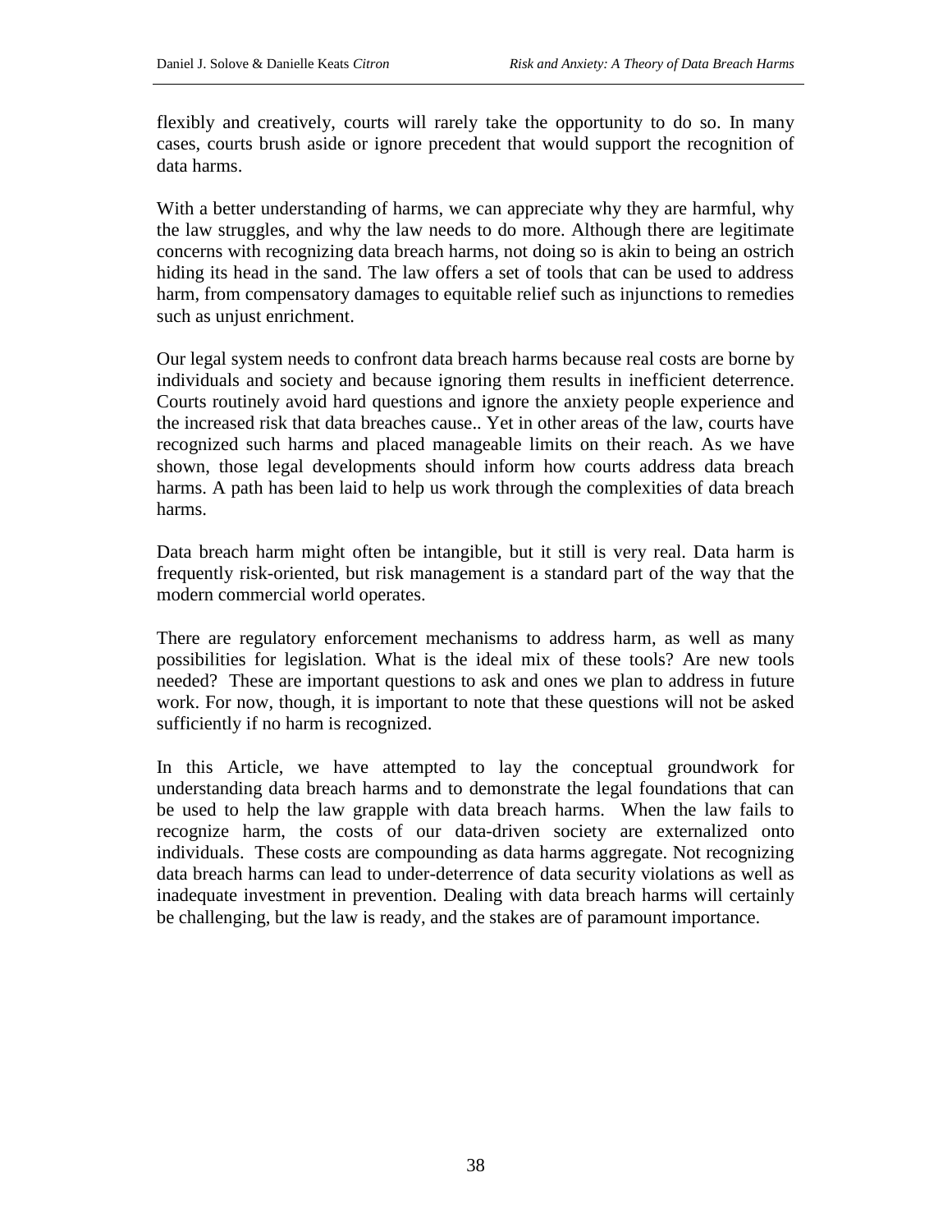flexibly and creatively, courts will rarely take the opportunity to do so. In many cases, courts brush aside or ignore precedent that would support the recognition of data harms.

With a better understanding of harms, we can appreciate why they are harmful, why the law struggles, and why the law needs to do more. Although there are legitimate concerns with recognizing data breach harms, not doing so is akin to being an ostrich hiding its head in the sand. The law offers a set of tools that can be used to address harm, from compensatory damages to equitable relief such as injunctions to remedies such as unjust enrichment.

Our legal system needs to confront data breach harms because real costs are borne by individuals and society and because ignoring them results in inefficient deterrence. Courts routinely avoid hard questions and ignore the anxiety people experience and the increased risk that data breaches cause.. Yet in other areas of the law, courts have recognized such harms and placed manageable limits on their reach. As we have shown, those legal developments should inform how courts address data breach harms. A path has been laid to help us work through the complexities of data breach harms.

Data breach harm might often be intangible, but it still is very real. Data harm is frequently risk-oriented, but risk management is a standard part of the way that the modern commercial world operates.

There are regulatory enforcement mechanisms to address harm, as well as many possibilities for legislation. What is the ideal mix of these tools? Are new tools needed? These are important questions to ask and ones we plan to address in future work. For now, though, it is important to note that these questions will not be asked sufficiently if no harm is recognized.

In this Article, we have attempted to lay the conceptual groundwork for understanding data breach harms and to demonstrate the legal foundations that can be used to help the law grapple with data breach harms. When the law fails to recognize harm, the costs of our data-driven society are externalized onto individuals. These costs are compounding as data harms aggregate. Not recognizing data breach harms can lead to under-deterrence of data security violations as well as inadequate investment in prevention. Dealing with data breach harms will certainly be challenging, but the law is ready, and the stakes are of paramount importance.